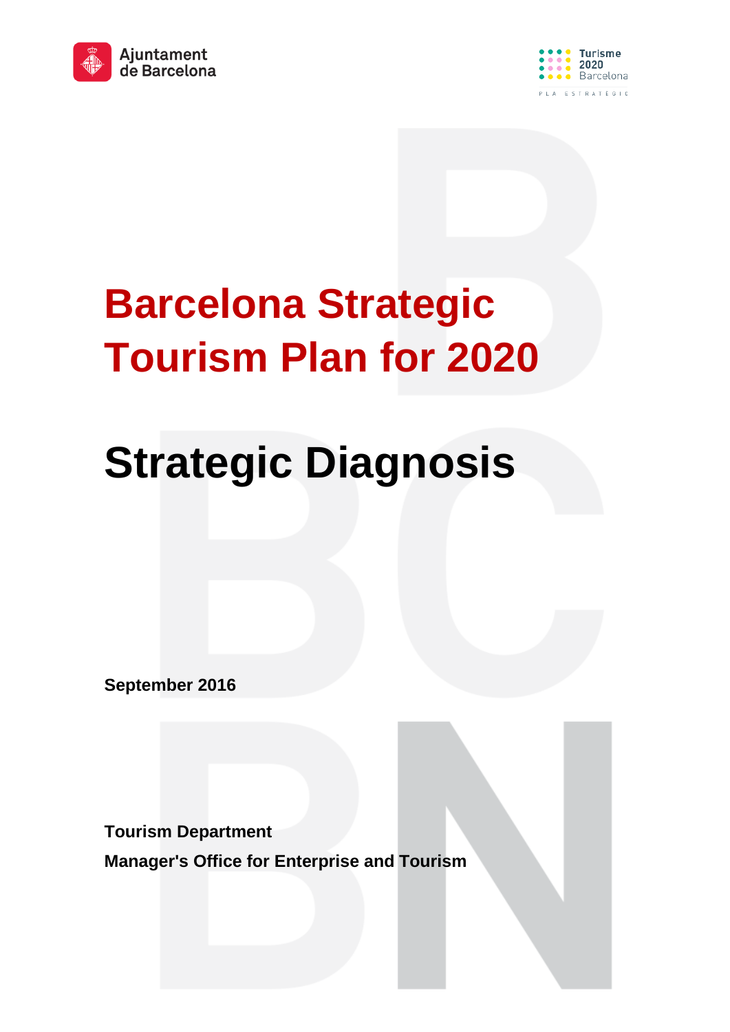Ajuntament de Barcelona

Turisme 2020 Barcelona

PLA ESTRATÈGIC

# Barcelona Strategic Tourism Plan for 2020

# Strategic Diagnosis

**September 2016**

**Tourism Department**

**Manager's Office for Enterprise and Tourism**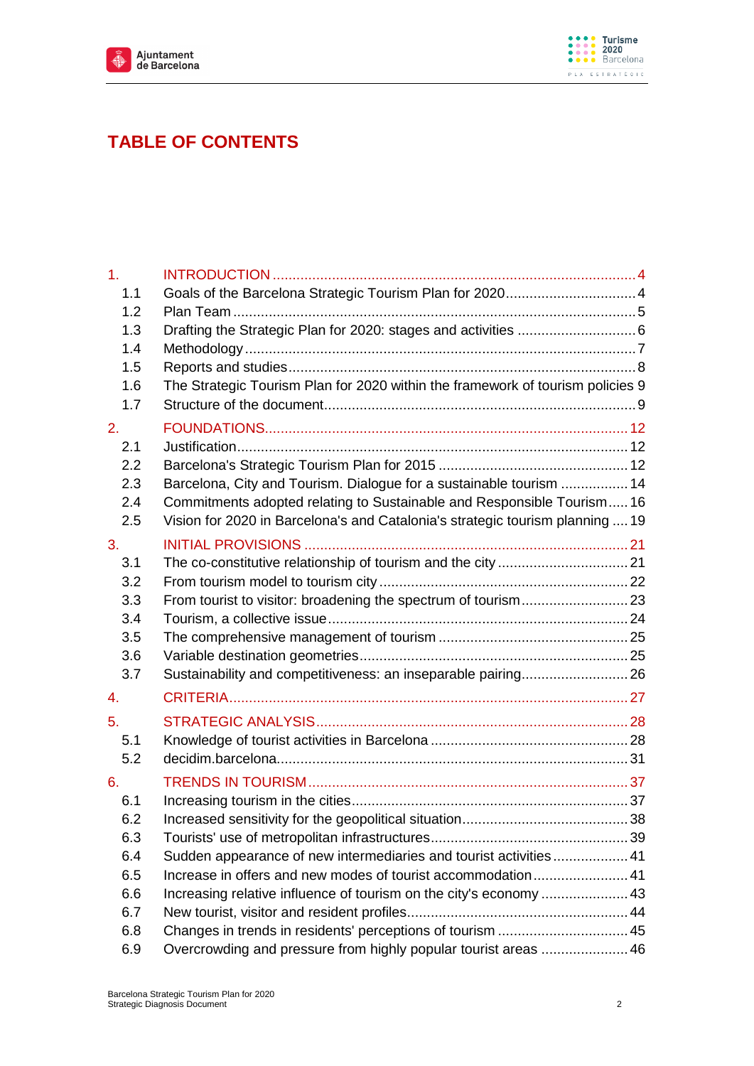# TABLE OF CONTENTS

1. INTRODUCTION ........................................................................................ 4
   - 1.1 Goals of the Barcelona Strategic Tourism Plan for 2020 ................................. 4
   - 1.2 Plan Team ........................................................................................ 5
   - 1.3 Drafting the Strategic Plan for 2020: stages and activities .............................. 6
   - 1.4 Methodology ..................................................................................... 7
   - 1.5 Reports and studies ............................................................................ 8
   - 1.6 The Strategic Tourism Plan for 2020 within the framework of tourism policies 9
   - 1.7 Structure of the document ................................................................... 9
2. FOUNDATIONS ....................................................................................... 12
   - 2.1 Justification ..................................................................................... 12
   - 2.2 Barcelona's Strategic Tourism Plan for 2015 ............................................ 12
   - 2.3 Barcelona, City and Tourism. Dialogue for a sustainable tourism ................. 14
   - 2.4 Commitments adopted relating to Sustainable and Responsible Tourism ..... 16
   - 2.5 Vision for 2020 in Barcelona's and Catalonia's strategic tourism planning .... 19
3. INITIAL PROVISIONS ............................................................................... 21
   - 3.1 The co-constitutive relationship of tourism and the city ............................. 21
   - 3.2 From tourism model to tourism city ........................................................ 22
   - 3.3 From tourist to visitor: broadening the spectrum of tourism ........................ 23
   - 3.4 Tourism, a collective issue ................................................................... 24
   - 3.5 The comprehensive management of tourism ............................................ 25
   - 3.6 Variable destination geometries ............................................................ 25
   - 3.7 Sustainability and competitiveness: an inseparable pairing ......................... 26
4. CRITERIA ............................................................................................... 27
5. STRATEGIC ANALYSIS ............................................................................. 28
   - 5.1 Knowledge of tourist activities in Barcelona ............................................ 28
   - 5.2 decidim.barcelona ............................................................................... 31
6. TRENDS IN TOURISM ............................................................................... 37
   - 6.1 Increasing tourism in the cities .............................................................. 37
   - 6.2 Increased sensitivity for the geopolitical situation ...................................... 38
   - 6.3 Tourists' use of metropolitan infrastructures ............................................. 39
   - 6.4 Sudden appearance of new intermediaries and tourist activities .................. 41
   - 6.5 Increase in offers and new modes of tourist accommodation ........................ 41
   - 6.6 Increasing relative influence of tourism on the city's economy ..................... 43
   - 6.7 New tourist, visitor and resident profiles ................................................. 44
   - 6.8 Changes in trends in residents' perceptions of tourism ............................... 45
   - 6.9 Overcrowding and pressure from highly popular tourist areas ..................... 46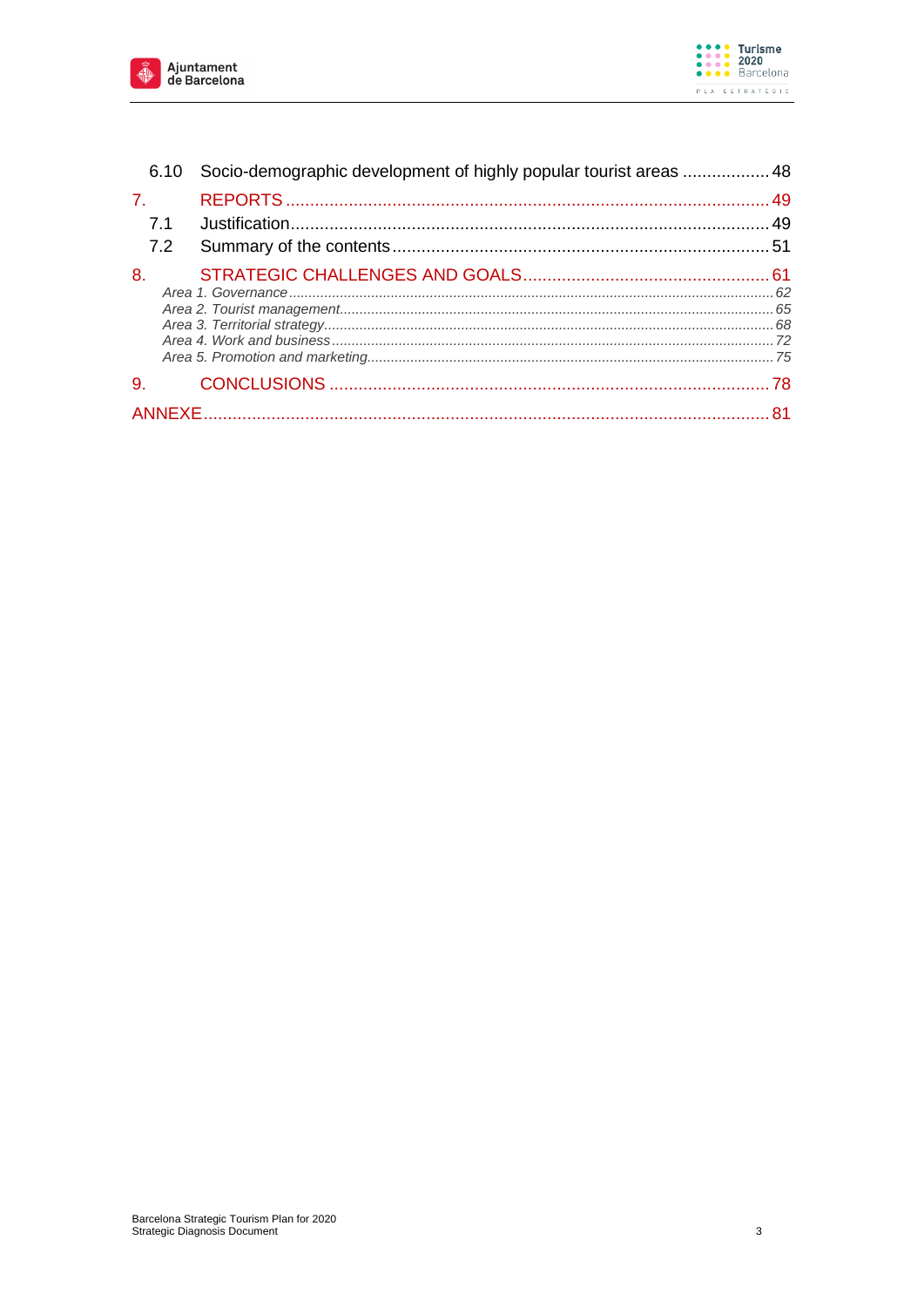6.10 Socio-demographic development of highly popular tourist areas .................. 48

7. REPORTS .................................................................................................... 49

7.1 Justification.................................................................................................. 49

7.2 Summary of the contents.............................................................................. 51

8. STRATEGIC CHALLENGES AND GOALS................................................... 61

*Area 1. Governance .......................................................................................................... 62*

*Area 2. Tourist management............................................................................................. 65*

*Area 3. Territorial strategy.................................................................................................. 68*

*Area 4. Work and business ................................................................................................ 72*

*Area 5. Promotion and marketing....................................................................................... 75*

9. CONCLUSIONS .......................................................................................... 78

ANNEXE..................................................................................................................... 81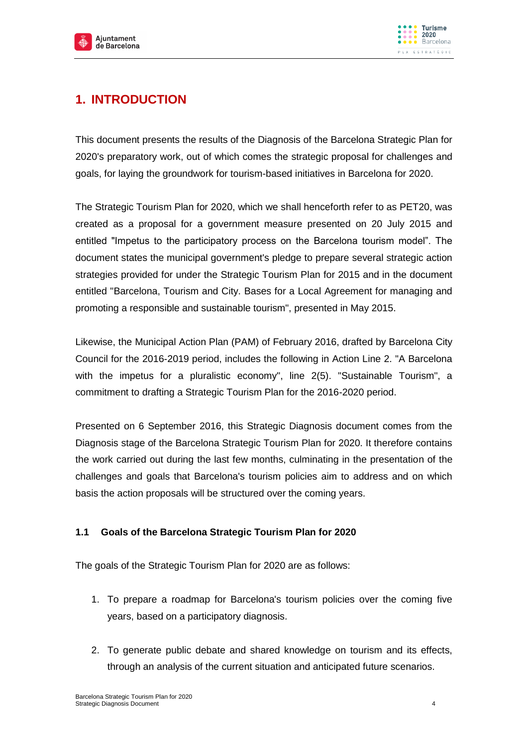# 1. INTRODUCTION

This document presents the results of the Diagnosis of the Barcelona Strategic Plan for 2020's preparatory work, out of which comes the strategic proposal for challenges and goals, for laying the groundwork for tourism-based initiatives in Barcelona for 2020.

The Strategic Tourism Plan for 2020, which we shall henceforth refer to as PET20, was created as a proposal for a government measure presented on 20 July 2015 and entitled "Impetus to the participatory process on the Barcelona tourism model". The document states the municipal government's pledge to prepare several strategic action strategies provided for under the Strategic Tourism Plan for 2015 and in the document entitled "Barcelona, Tourism and City. Bases for a Local Agreement for managing and promoting a responsible and sustainable tourism", presented in May 2015.

Likewise, the Municipal Action Plan (PAM) of February 2016, drafted by Barcelona City Council for the 2016-2019 period, includes the following in Action Line 2. "A Barcelona with the impetus for a pluralistic economy", line 2(5). "Sustainable Tourism", a commitment to drafting a Strategic Tourism Plan for the 2016-2020 period.

Presented on 6 September 2016, this Strategic Diagnosis document comes from the Diagnosis stage of the Barcelona Strategic Tourism Plan for 2020. It therefore contains the work carried out during the last few months, culminating in the presentation of the challenges and goals that Barcelona's tourism policies aim to address and on which basis the action proposals will be structured over the coming years.

## 1.1 Goals of the Barcelona Strategic Tourism Plan for 2020

The goals of the Strategic Tourism Plan for 2020 are as follows:

1. To prepare a roadmap for Barcelona's tourism policies over the coming five years, based on a participatory diagnosis.

2. To generate public debate and shared knowledge on tourism and its effects, through an analysis of the current situation and anticipated future scenarios.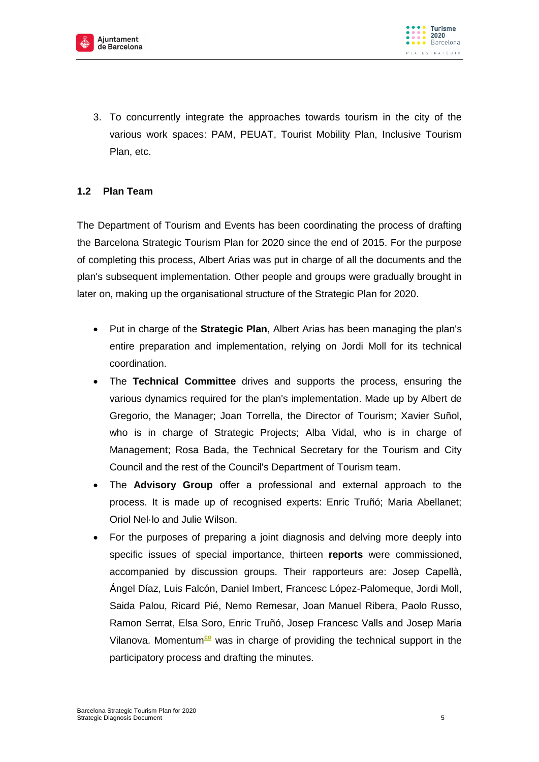3. To concurrently integrate the approaches towards tourism in the city of the various work spaces: PAM, PEUAT, Tourist Mobility Plan, Inclusive Tourism Plan, etc.

## 1.2 Plan Team

The Department of Tourism and Events has been coordinating the process of drafting the Barcelona Strategic Tourism Plan for 2020 since the end of 2015. For the purpose of completing this process, Albert Arias was put in charge of all the documents and the plan's subsequent implementation. Other people and groups were gradually brought in later on, making up the organisational structure of the Strategic Plan for 2020.

- Put in charge of the **Strategic Plan**, Albert Arias has been managing the plan's entire preparation and implementation, relying on Jordi Moll for its technical coordination.
- The **Technical Committee** drives and supports the process, ensuring the various dynamics required for the plan's implementation. Made up by Albert de Gregorio, the Manager; Joan Torrella, the Director of Tourism; Xavier Suñol, who is in charge of Strategic Projects; Alba Vidal, who is in charge of Management; Rosa Bada, the Technical Secretary for the Tourism and City Council and the rest of the Council's Department of Tourism team.
- The **Advisory Group** offer a professional and external approach to the process. It is made up of recognised experts: Enric Truñó; Maria Abellanet; Oriol Nel·lo and Julie Wilson.
- For the purposes of preparing a joint diagnosis and delving more deeply into specific issues of special importance, thirteen **reports** were commissioned, accompanied by discussion groups. Their rapporteurs are: Josep Capellà, Ángel Díaz, Luis Falcón, Daniel Imbert, Francesc López-Palomeque, Jordi Moll, Saida Palou, Ricard Pié, Nemo Remesar, Joan Manuel Ribera, Paolo Russo, Ramon Serrat, Elsa Soro, Enric Truñó, Josep Francesc Valls and Josep Maria Vilanova. Momentum[co] was in charge of providing the technical support in the participatory process and drafting the minutes.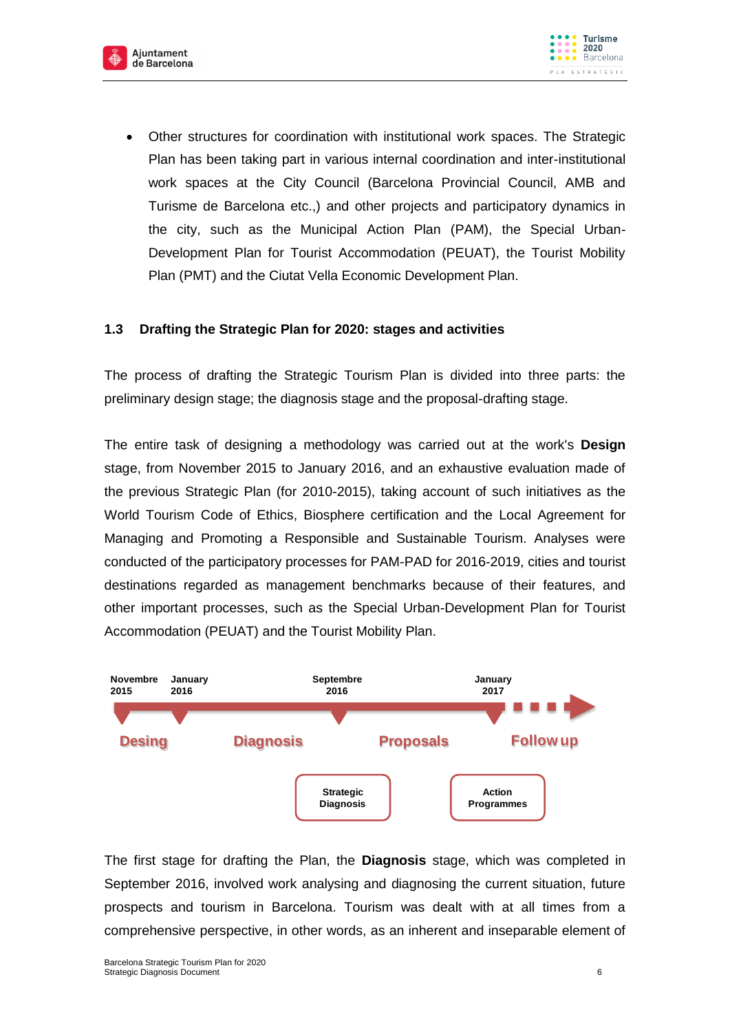- Other structures for coordination with institutional work spaces. The Strategic Plan has been taking part in various internal coordination and inter-institutional work spaces at the City Council (Barcelona Provincial Council, AMB and Turisme de Barcelona etc.,) and other projects and participatory dynamics in the city, such as the Municipal Action Plan (PAM), the Special Urban-Development Plan for Tourist Accommodation (PEUAT), the Tourist Mobility Plan (PMT) and the Ciutat Vella Economic Development Plan.

## 1.3 Drafting the Strategic Plan for 2020: stages and activities

The process of drafting the Strategic Tourism Plan is divided into three parts: the preliminary design stage; the diagnosis stage and the proposal-drafting stage.

The entire task of designing a methodology was carried out at the work's **Design** stage, from November 2015 to January 2016, and an exhaustive evaluation made of the previous Strategic Plan (for 2010-2015), taking account of such initiatives as the World Tourism Code of Ethics, Biosphere certification and the Local Agreement for Managing and Promoting a Responsible and Sustainable Tourism. Analyses were conducted of the participatory processes for PAM-PAD for 2016-2019, cities and tourist destinations regarded as management benchmarks because of their features, and other important processes, such as the Special Urban-Development Plan for Tourist Accommodation (PEUAT) and the Tourist Mobility Plan.

Novembre 2015 | January 2016 | Septembre 2016 | January 2017

Desing | Diagnosis | Proposals | Follow up

Strategic Diagnosis | Action Programmes

The first stage for drafting the Plan, the **Diagnosis** stage, which was completed in September 2016, involved work analysing and diagnosing the current situation, future prospects and tourism in Barcelona. Tourism was dealt with at all times from a comprehensive perspective, in other words, as an inherent and inseparable element of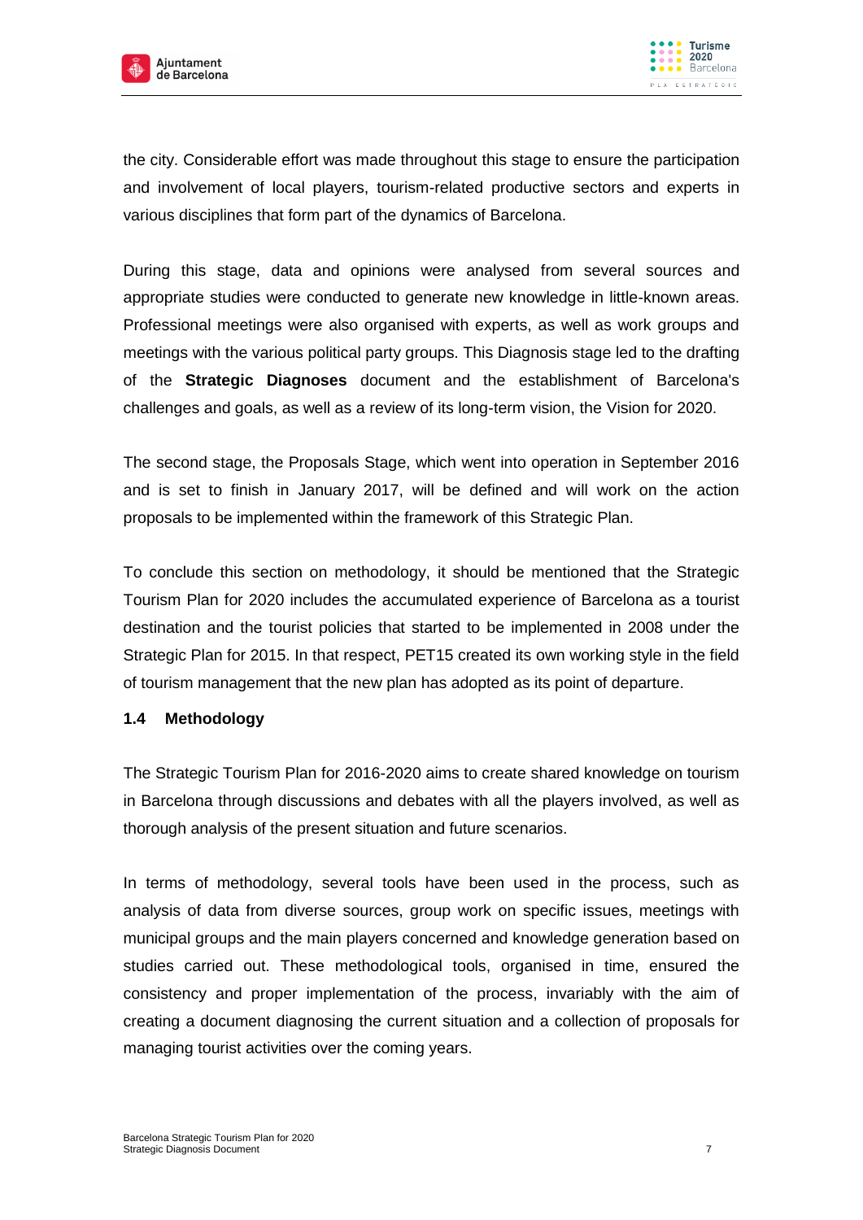the city. Considerable effort was made throughout this stage to ensure the participation and involvement of local players, tourism-related productive sectors and experts in various disciplines that form part of the dynamics of Barcelona.

During this stage, data and opinions were analysed from several sources and appropriate studies were conducted to generate new knowledge in little-known areas. Professional meetings were also organised with experts, as well as work groups and meetings with the various political party groups. This Diagnosis stage led to the drafting of the **Strategic Diagnoses** document and the establishment of Barcelona's challenges and goals, as well as a review of its long-term vision, the Vision for 2020.

The second stage, the Proposals Stage, which went into operation in September 2016 and is set to finish in January 2017, will be defined and will work on the action proposals to be implemented within the framework of this Strategic Plan.

To conclude this section on methodology, it should be mentioned that the Strategic Tourism Plan for 2020 includes the accumulated experience of Barcelona as a tourist destination and the tourist policies that started to be implemented in 2008 under the Strategic Plan for 2015. In that respect, PET15 created its own working style in the field of tourism management that the new plan has adopted as its point of departure.

### 1.4 Methodology

The Strategic Tourism Plan for 2016-2020 aims to create shared knowledge on tourism in Barcelona through discussions and debates with all the players involved, as well as thorough analysis of the present situation and future scenarios.

In terms of methodology, several tools have been used in the process, such as analysis of data from diverse sources, group work on specific issues, meetings with municipal groups and the main players concerned and knowledge generation based on studies carried out. These methodological tools, organised in time, ensured the consistency and proper implementation of the process, invariably with the aim of creating a document diagnosing the current situation and a collection of proposals for managing tourist activities over the coming years.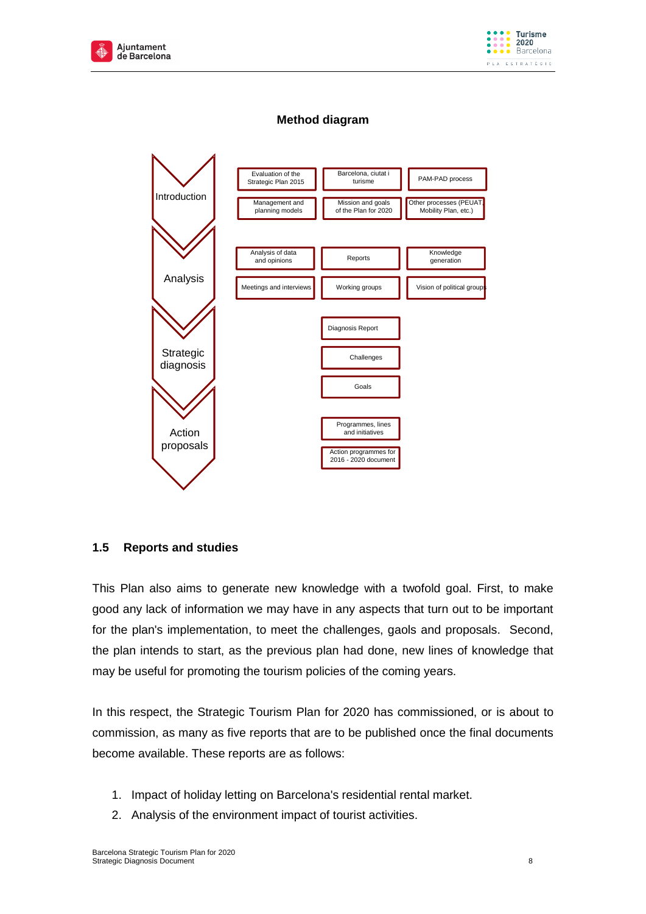**Method diagram**

| Stage | | | |
|---|---|---|---|
| Introduction | Evaluation of the Strategic Plan 2015 | Barcelona, ciutat i turisme | PAM-PAD process |
| | Management and planning models | Mission and goals of the Plan for 2020 | Other processes (PEUAT, Mobility Plan, etc.) |
| Analysis | Analysis of data and opinions | Reports | Knowledge generation |
| | Meetings and interviews | Working groups | Vision of political groups |
| Strategic diagnosis | | Diagnosis Report | |
| | | Challenges | |
| | | Goals | |
| Action proposals | | Programmes, lines and initiatives | |
| | | Action programmes for 2016 - 2020 document | |

## 1.5 Reports and studies

This Plan also aims to generate new knowledge with a twofold goal. First, to make good any lack of information we may have in any aspects that turn out to be important for the plan's implementation, to meet the challenges, gaols and proposals. Second, the plan intends to start, as the previous plan had done, new lines of knowledge that may be useful for promoting the tourism policies of the coming years.

In this respect, the Strategic Tourism Plan for 2020 has commissioned, or is about to commission, as many as five reports that are to be published once the final documents become available. These reports are as follows:

1. Impact of holiday letting on Barcelona's residential rental market.
2. Analysis of the environment impact of tourist activities.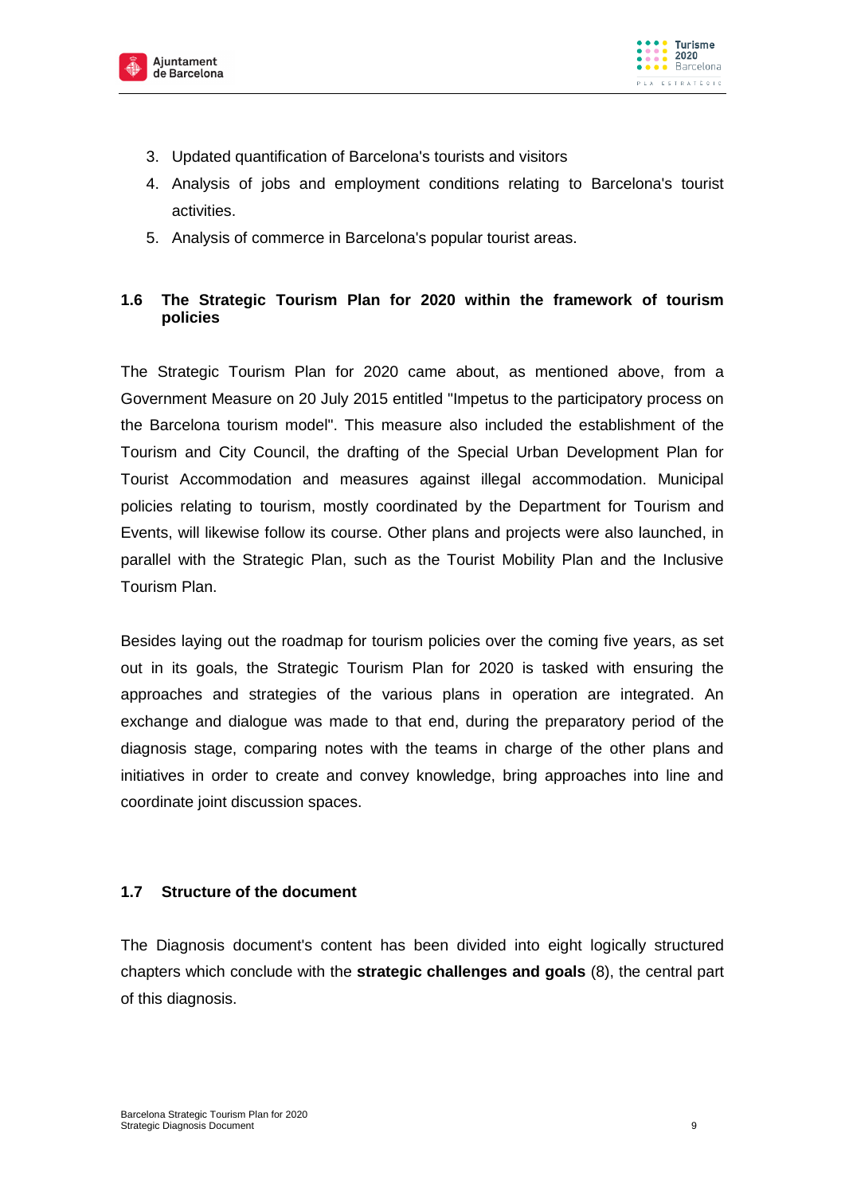3. Updated quantification of Barcelona's tourists and visitors
4. Analysis of jobs and employment conditions relating to Barcelona's tourist activities.
5. Analysis of commerce in Barcelona's popular tourist areas.

## 1.6 The Strategic Tourism Plan for 2020 within the framework of tourism policies

The Strategic Tourism Plan for 2020 came about, as mentioned above, from a Government Measure on 20 July 2015 entitled "Impetus to the participatory process on the Barcelona tourism model". This measure also included the establishment of the Tourism and City Council, the drafting of the Special Urban Development Plan for Tourist Accommodation and measures against illegal accommodation. Municipal policies relating to tourism, mostly coordinated by the Department for Tourism and Events, will likewise follow its course. Other plans and projects were also launched, in parallel with the Strategic Plan, such as the Tourist Mobility Plan and the Inclusive Tourism Plan.

Besides laying out the roadmap for tourism policies over the coming five years, as set out in its goals, the Strategic Tourism Plan for 2020 is tasked with ensuring the approaches and strategies of the various plans in operation are integrated. An exchange and dialogue was made to that end, during the preparatory period of the diagnosis stage, comparing notes with the teams in charge of the other plans and initiatives in order to create and convey knowledge, bring approaches into line and coordinate joint discussion spaces.

## 1.7 Structure of the document

The Diagnosis document's content has been divided into eight logically structured chapters which conclude with the **strategic challenges and goals** (8), the central part of this diagnosis.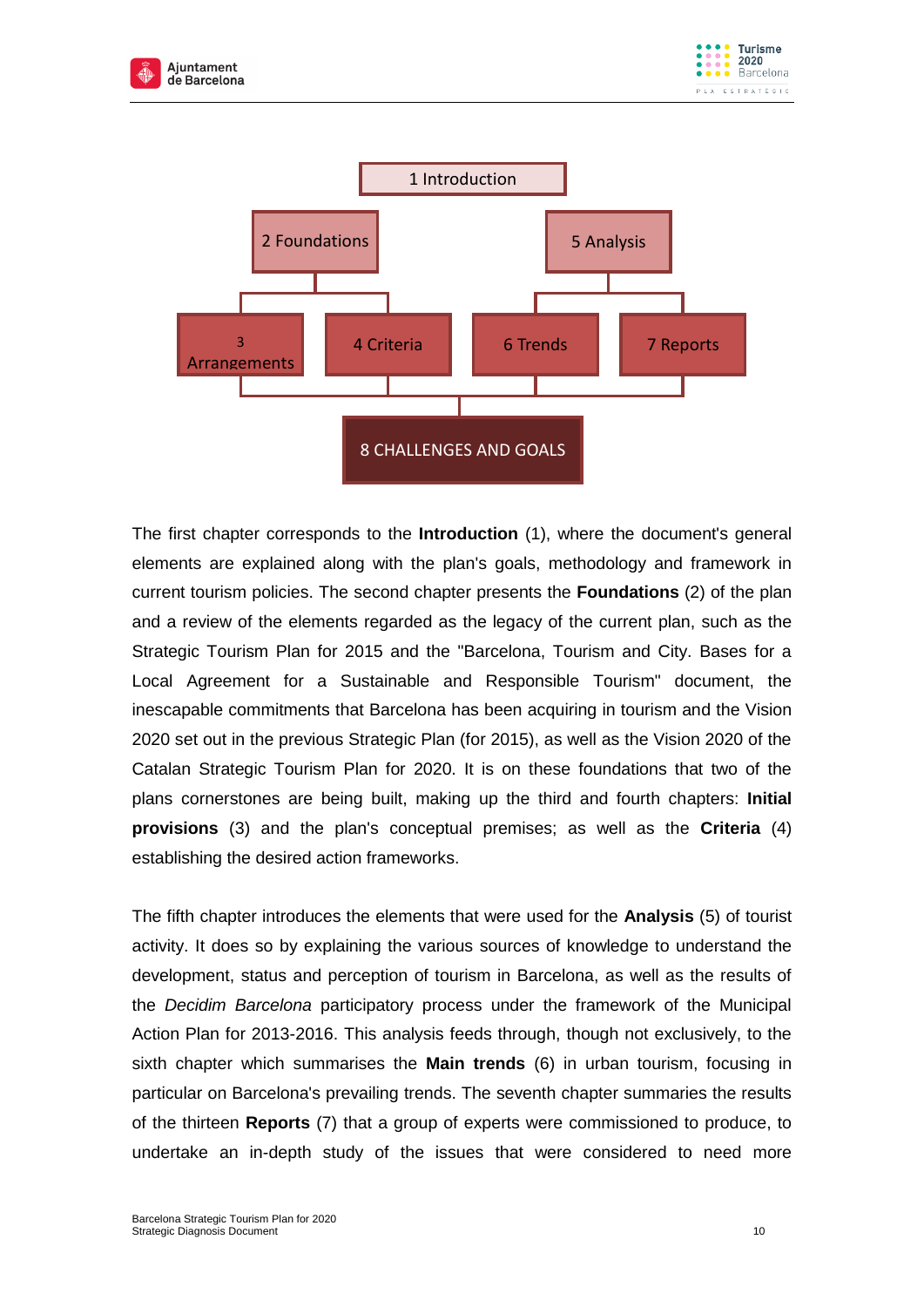1 Introduction

2 Foundations | 5 Analysis

3 Arrangements | 4 Criteria | 6 Trends | 7 Reports

8 CHALLENGES AND GOALS

The first chapter corresponds to the **Introduction** (1), where the document's general elements are explained along with the plan's goals, methodology and framework in current tourism policies. The second chapter presents the **Foundations** (2) of the plan and a review of the elements regarded as the legacy of the current plan, such as the Strategic Tourism Plan for 2015 and the "Barcelona, Tourism and City. Bases for a Local Agreement for a Sustainable and Responsible Tourism" document, the inescapable commitments that Barcelona has been acquiring in tourism and the Vision 2020 set out in the previous Strategic Plan (for 2015), as well as the Vision 2020 of the Catalan Strategic Tourism Plan for 2020. It is on these foundations that two of the plans cornerstones are being built, making up the third and fourth chapters: **Initial provisions** (3) and the plan's conceptual premises; as well as the **Criteria** (4) establishing the desired action frameworks.

The fifth chapter introduces the elements that were used for the **Analysis** (5) of tourist activity. It does so by explaining the various sources of knowledge to understand the development, status and perception of tourism in Barcelona, as well as the results of the *Decidim Barcelona* participatory process under the framework of the Municipal Action Plan for 2013-2016. This analysis feeds through, though not exclusively, to the sixth chapter which summarises the **Main trends** (6) in urban tourism, focusing in particular on Barcelona's prevailing trends. The seventh chapter summaries the results of the thirteen **Reports** (7) that a group of experts were commissioned to produce, to undertake an in-depth study of the issues that were considered to need more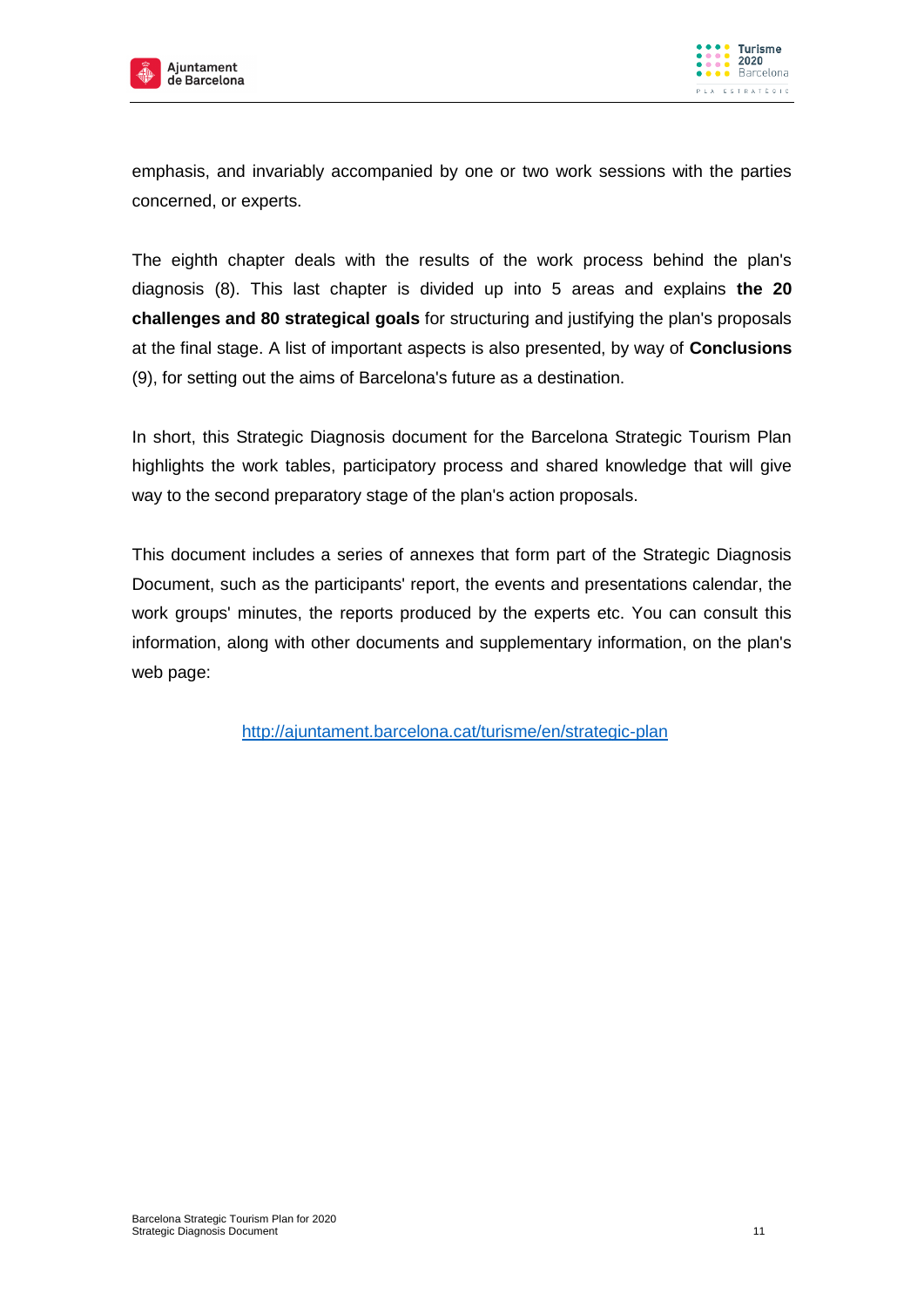emphasis, and invariably accompanied by one or two work sessions with the parties concerned, or experts.

The eighth chapter deals with the results of the work process behind the plan's diagnosis (8). This last chapter is divided up into 5 areas and explains **the 20 challenges and 80 strategical goals** for structuring and justifying the plan's proposals at the final stage. A list of important aspects is also presented, by way of **Conclusions** (9), for setting out the aims of Barcelona's future as a destination.

In short, this Strategic Diagnosis document for the Barcelona Strategic Tourism Plan highlights the work tables, participatory process and shared knowledge that will give way to the second preparatory stage of the plan's action proposals.

This document includes a series of annexes that form part of the Strategic Diagnosis Document, such as the participants' report, the events and presentations calendar, the work groups' minutes, the reports produced by the experts etc. You can consult this information, along with other documents and supplementary information, on the plan's web page:

http://ajuntament.barcelona.cat/turisme/en/strategic-plan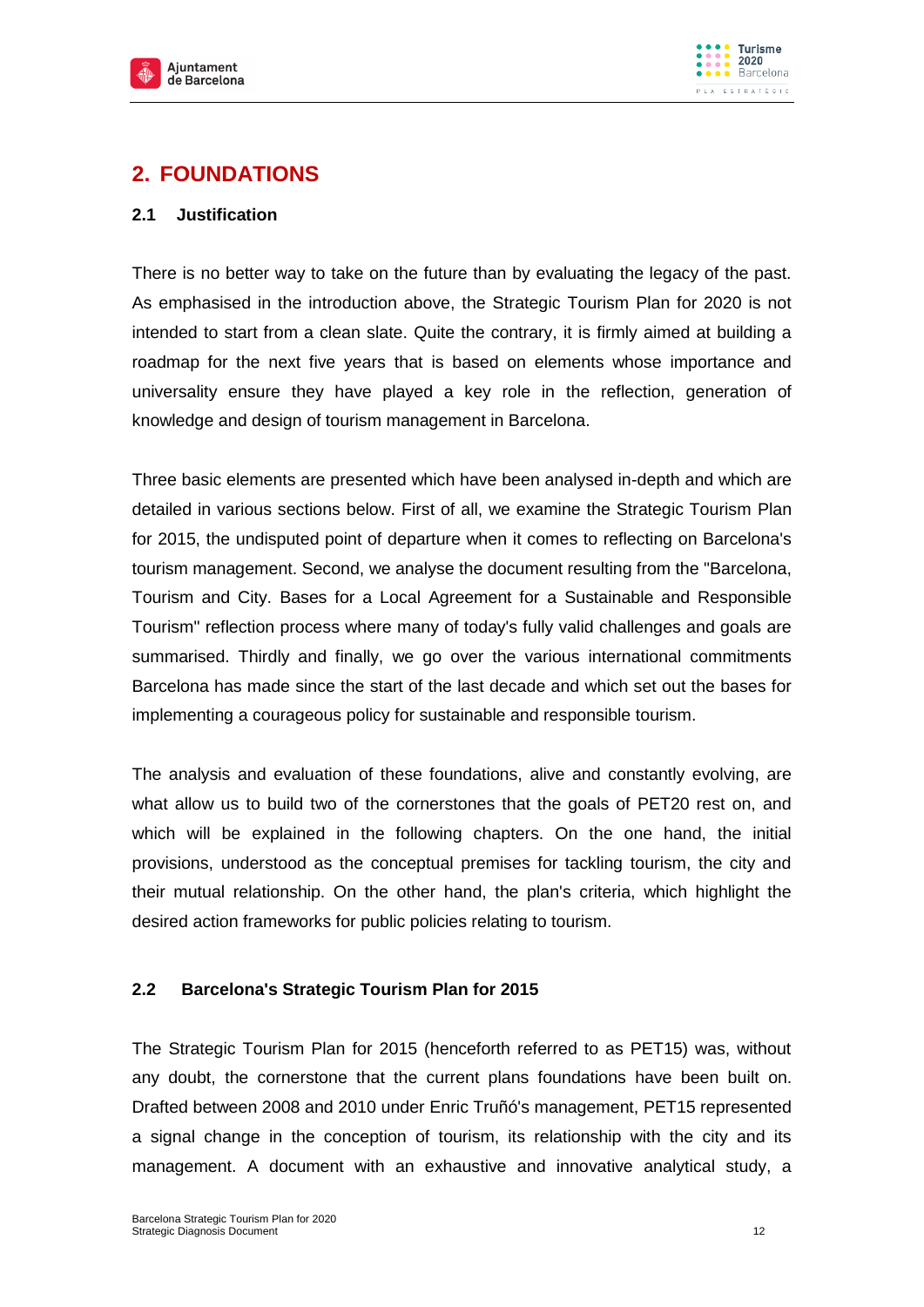## 2. FOUNDATIONS

### 2.1 Justification

There is no better way to take on the future than by evaluating the legacy of the past. As emphasised in the introduction above, the Strategic Tourism Plan for 2020 is not intended to start from a clean slate. Quite the contrary, it is firmly aimed at building a roadmap for the next five years that is based on elements whose importance and universality ensure they have played a key role in the reflection, generation of knowledge and design of tourism management in Barcelona.

Three basic elements are presented which have been analysed in-depth and which are detailed in various sections below. First of all, we examine the Strategic Tourism Plan for 2015, the undisputed point of departure when it comes to reflecting on Barcelona's tourism management. Second, we analyse the document resulting from the "Barcelona, Tourism and City. Bases for a Local Agreement for a Sustainable and Responsible Tourism" reflection process where many of today's fully valid challenges and goals are summarised. Thirdly and finally, we go over the various international commitments Barcelona has made since the start of the last decade and which set out the bases for implementing a courageous policy for sustainable and responsible tourism.

The analysis and evaluation of these foundations, alive and constantly evolving, are what allow us to build two of the cornerstones that the goals of PET20 rest on, and which will be explained in the following chapters. On the one hand, the initial provisions, understood as the conceptual premises for tackling tourism, the city and their mutual relationship. On the other hand, the plan's criteria, which highlight the desired action frameworks for public policies relating to tourism.

### 2.2 Barcelona's Strategic Tourism Plan for 2015

The Strategic Tourism Plan for 2015 (henceforth referred to as PET15) was, without any doubt, the cornerstone that the current plans foundations have been built on. Drafted between 2008 and 2010 under Enric Truñó's management, PET15 represented a signal change in the conception of tourism, its relationship with the city and its management. A document with an exhaustive and innovative analytical study, a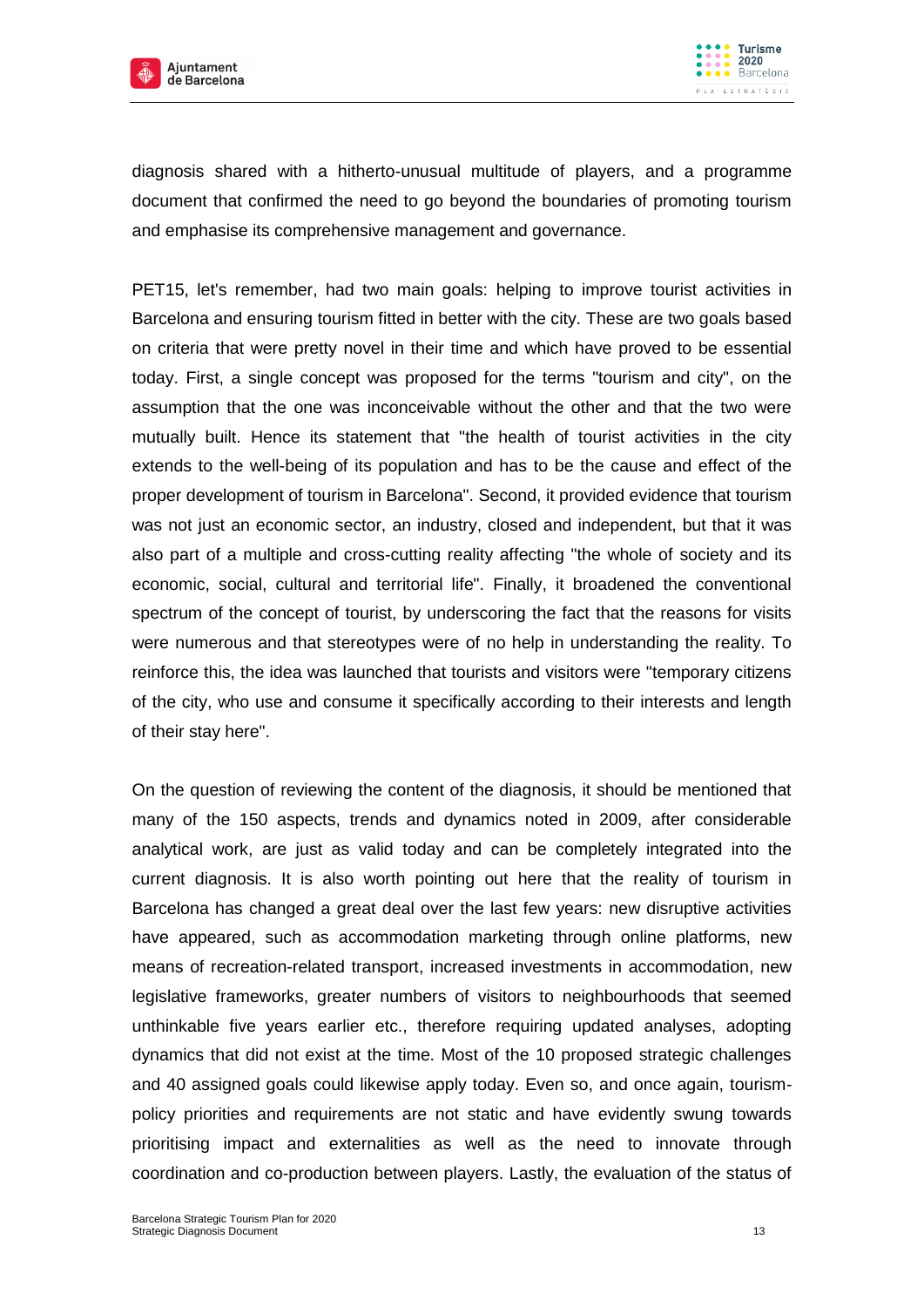diagnosis shared with a hitherto-unusual multitude of players, and a programme document that confirmed the need to go beyond the boundaries of promoting tourism and emphasise its comprehensive management and governance.

PET15, let's remember, had two main goals: helping to improve tourist activities in Barcelona and ensuring tourism fitted in better with the city. These are two goals based on criteria that were pretty novel in their time and which have proved to be essential today. First, a single concept was proposed for the terms "tourism and city", on the assumption that the one was inconceivable without the other and that the two were mutually built. Hence its statement that "the health of tourist activities in the city extends to the well-being of its population and has to be the cause and effect of the proper development of tourism in Barcelona". Second, it provided evidence that tourism was not just an economic sector, an industry, closed and independent, but that it was also part of a multiple and cross-cutting reality affecting "the whole of society and its economic, social, cultural and territorial life". Finally, it broadened the conventional spectrum of the concept of tourist, by underscoring the fact that the reasons for visits were numerous and that stereotypes were of no help in understanding the reality. To reinforce this, the idea was launched that tourists and visitors were "temporary citizens of the city, who use and consume it specifically according to their interests and length of their stay here".

On the question of reviewing the content of the diagnosis, it should be mentioned that many of the 150 aspects, trends and dynamics noted in 2009, after considerable analytical work, are just as valid today and can be completely integrated into the current diagnosis. It is also worth pointing out here that the reality of tourism in Barcelona has changed a great deal over the last few years: new disruptive activities have appeared, such as accommodation marketing through online platforms, new means of recreation-related transport, increased investments in accommodation, new legislative frameworks, greater numbers of visitors to neighbourhoods that seemed unthinkable five years earlier etc., therefore requiring updated analyses, adopting dynamics that did not exist at the time. Most of the 10 proposed strategic challenges and 40 assigned goals could likewise apply today. Even so, and once again, tourism-policy priorities and requirements are not static and have evidently swung towards prioritising impact and externalities as well as the need to innovate through coordination and co-production between players. Lastly, the evaluation of the status of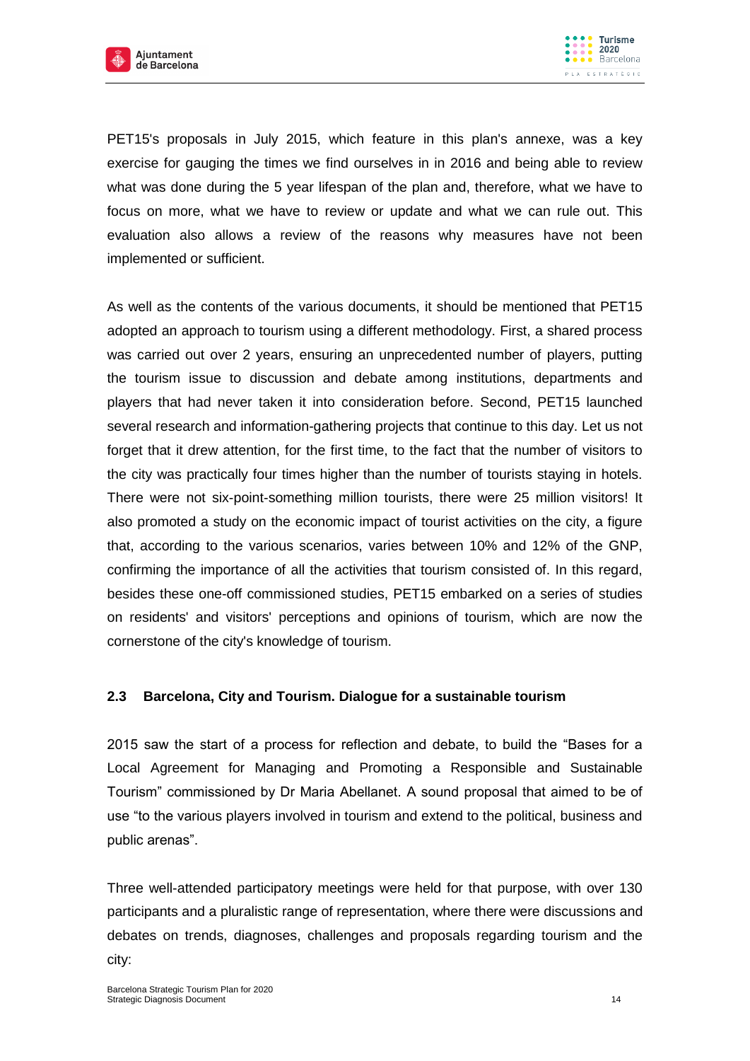PET15's proposals in July 2015, which feature in this plan's annexe, was a key exercise for gauging the times we find ourselves in in 2016 and being able to review what was done during the 5 year lifespan of the plan and, therefore, what we have to focus on more, what we have to review or update and what we can rule out. This evaluation also allows a review of the reasons why measures have not been implemented or sufficient.

As well as the contents of the various documents, it should be mentioned that PET15 adopted an approach to tourism using a different methodology. First, a shared process was carried out over 2 years, ensuring an unprecedented number of players, putting the tourism issue to discussion and debate among institutions, departments and players that had never taken it into consideration before. Second, PET15 launched several research and information-gathering projects that continue to this day. Let us not forget that it drew attention, for the first time, to the fact that the number of visitors to the city was practically four times higher than the number of tourists staying in hotels. There were not six-point-something million tourists, there were 25 million visitors! It also promoted a study on the economic impact of tourist activities on the city, a figure that, according to the various scenarios, varies between 10% and 12% of the GNP, confirming the importance of all the activities that tourism consisted of. In this regard, besides these one-off commissioned studies, PET15 embarked on a series of studies on residents' and visitors' perceptions and opinions of tourism, which are now the cornerstone of the city's knowledge of tourism.

### 2.3 Barcelona, City and Tourism. Dialogue for a sustainable tourism

2015 saw the start of a process for reflection and debate, to build the “Bases for a Local Agreement for Managing and Promoting a Responsible and Sustainable Tourism” commissioned by Dr Maria Abellanet. A sound proposal that aimed to be of use “to the various players involved in tourism and extend to the political, business and public arenas”.

Three well-attended participatory meetings were held for that purpose, with over 130 participants and a pluralistic range of representation, where there were discussions and debates on trends, diagnoses, challenges and proposals regarding tourism and the city: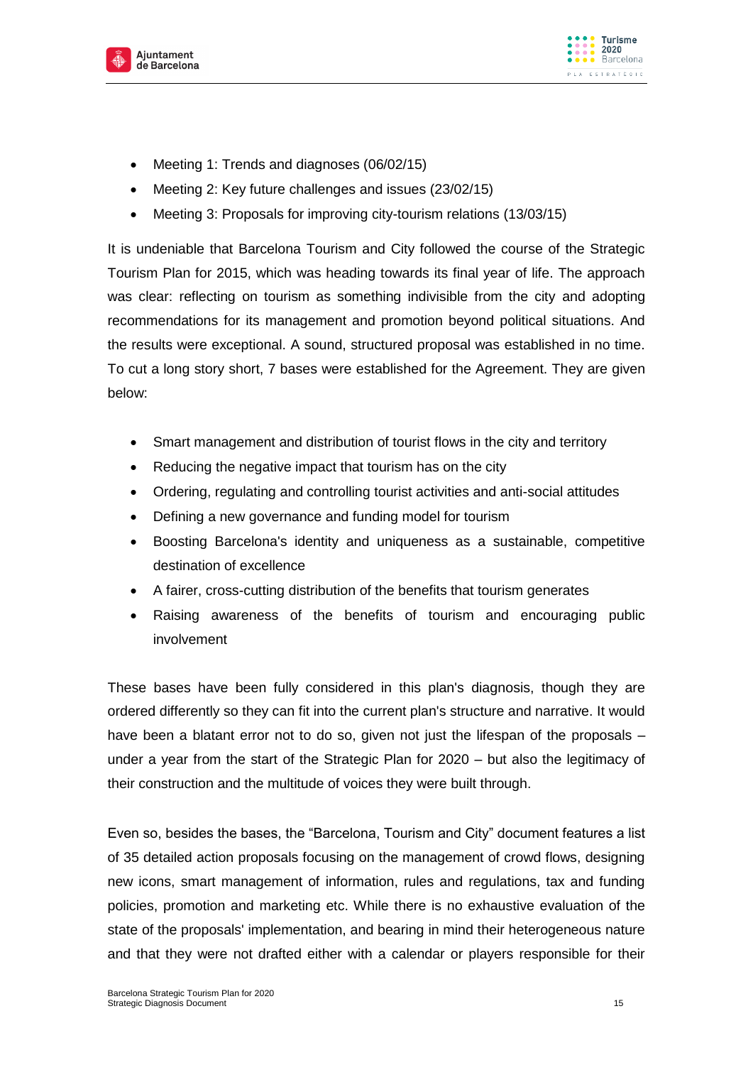- Meeting 1: Trends and diagnoses (06/02/15)
- Meeting 2: Key future challenges and issues (23/02/15)
- Meeting 3: Proposals for improving city-tourism relations (13/03/15)

It is undeniable that Barcelona Tourism and City followed the course of the Strategic Tourism Plan for 2015, which was heading towards its final year of life. The approach was clear: reflecting on tourism as something indivisible from the city and adopting recommendations for its management and promotion beyond political situations. And the results were exceptional. A sound, structured proposal was established in no time. To cut a long story short, 7 bases were established for the Agreement. They are given below:

- Smart management and distribution of tourist flows in the city and territory
- Reducing the negative impact that tourism has on the city
- Ordering, regulating and controlling tourist activities and anti-social attitudes
- Defining a new governance and funding model for tourism
- Boosting Barcelona's identity and uniqueness as a sustainable, competitive destination of excellence
- A fairer, cross-cutting distribution of the benefits that tourism generates
- Raising awareness of the benefits of tourism and encouraging public involvement

These bases have been fully considered in this plan's diagnosis, though they are ordered differently so they can fit into the current plan's structure and narrative. It would have been a blatant error not to do so, given not just the lifespan of the proposals – under a year from the start of the Strategic Plan for 2020 – but also the legitimacy of their construction and the multitude of voices they were built through.

Even so, besides the bases, the "Barcelona, Tourism and City" document features a list of 35 detailed action proposals focusing on the management of crowd flows, designing new icons, smart management of information, rules and regulations, tax and funding policies, promotion and marketing etc. While there is no exhaustive evaluation of the state of the proposals' implementation, and bearing in mind their heterogeneous nature and that they were not drafted either with a calendar or players responsible for their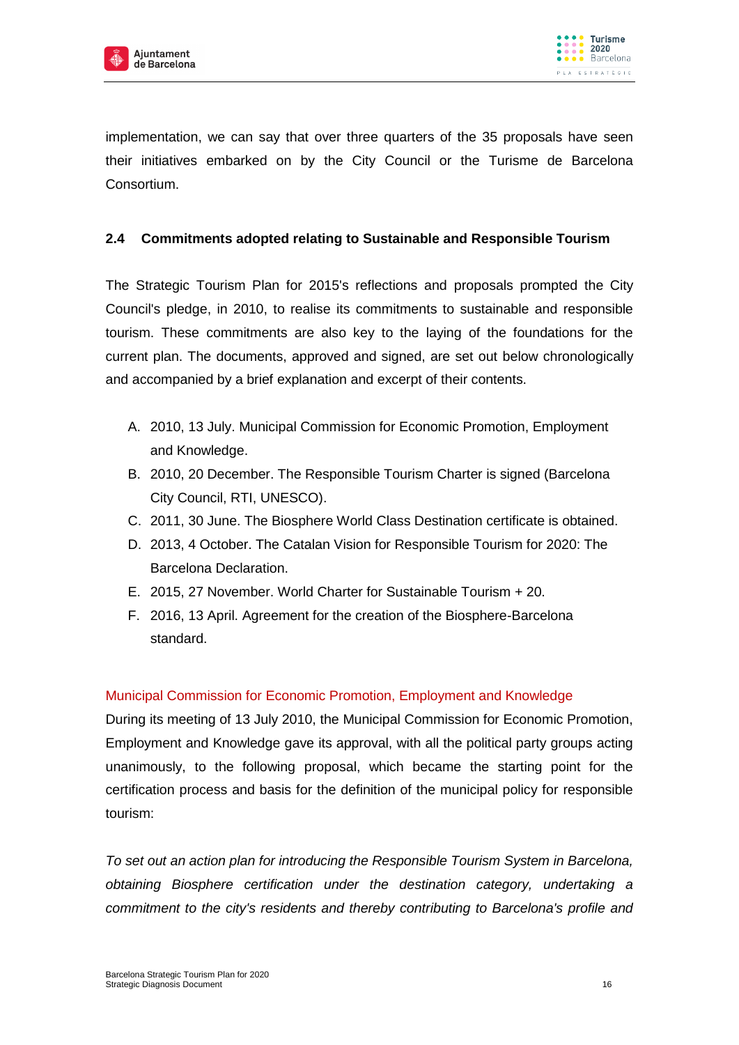implementation, we can say that over three quarters of the 35 proposals have seen their initiatives embarked on by the City Council or the Turisme de Barcelona Consortium.

## 2.4 Commitments adopted relating to Sustainable and Responsible Tourism

The Strategic Tourism Plan for 2015's reflections and proposals prompted the City Council's pledge, in 2010, to realise its commitments to sustainable and responsible tourism. These commitments are also key to the laying of the foundations for the current plan. The documents, approved and signed, are set out below chronologically and accompanied by a brief explanation and excerpt of their contents.

A. 2010, 13 July. Municipal Commission for Economic Promotion, Employment and Knowledge.
B. 2010, 20 December. The Responsible Tourism Charter is signed (Barcelona City Council, RTI, UNESCO).
C. 2011, 30 June. The Biosphere World Class Destination certificate is obtained.
D. 2013, 4 October. The Catalan Vision for Responsible Tourism for 2020: The Barcelona Declaration.
E. 2015, 27 November. World Charter for Sustainable Tourism + 20.
F. 2016, 13 April. Agreement for the creation of the Biosphere-Barcelona standard.

### Municipal Commission for Economic Promotion, Employment and Knowledge

During its meeting of 13 July 2010, the Municipal Commission for Economic Promotion, Employment and Knowledge gave its approval, with all the political party groups acting unanimously, to the following proposal, which became the starting point for the certification process and basis for the definition of the municipal policy for responsible tourism:

*To set out an action plan for introducing the Responsible Tourism System in Barcelona, obtaining Biosphere certification under the destination category, undertaking a commitment to the city's residents and thereby contributing to Barcelona's profile and*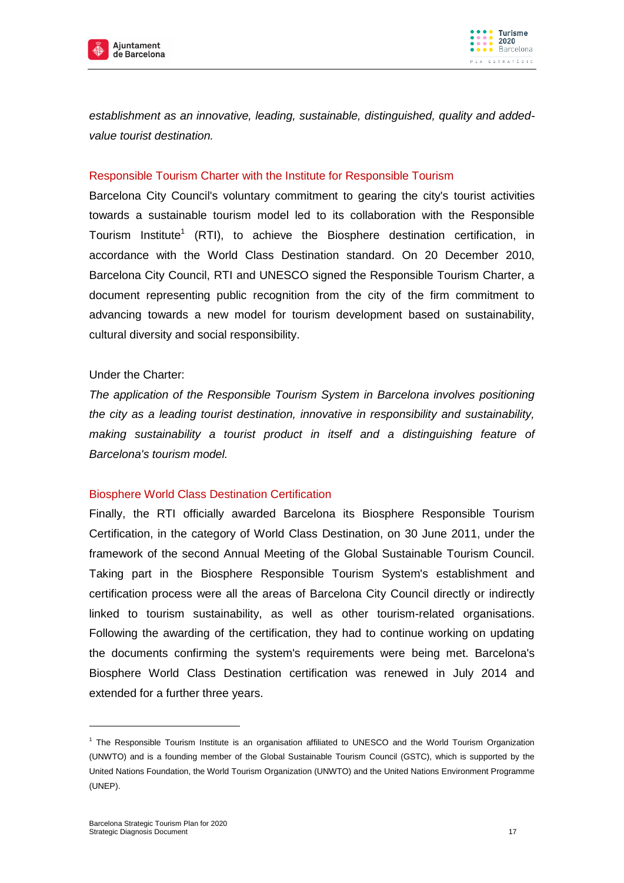*establishment as an innovative, leading, sustainable, distinguished, quality and added-value tourist destination.*

## Responsible Tourism Charter with the Institute for Responsible Tourism

Barcelona City Council's voluntary commitment to gearing the city's tourist activities towards a sustainable tourism model led to its collaboration with the Responsible Tourism Institute[1] (RTI), to achieve the Biosphere destination certification, in accordance with the World Class Destination standard. On 20 December 2010, Barcelona City Council, RTI and UNESCO signed the Responsible Tourism Charter, a document representing public recognition from the city of the firm commitment to advancing towards a new model for tourism development based on sustainability, cultural diversity and social responsibility.

Under the Charter:

*The application of the Responsible Tourism System in Barcelona involves positioning the city as a leading tourist destination, innovative in responsibility and sustainability, making sustainability a tourist product in itself and a distinguishing feature of Barcelona's tourism model.*

## Biosphere World Class Destination Certification

Finally, the RTI officially awarded Barcelona its Biosphere Responsible Tourism Certification, in the category of World Class Destination, on 30 June 2011, under the framework of the second Annual Meeting of the Global Sustainable Tourism Council. Taking part in the Biosphere Responsible Tourism System's establishment and certification process were all the areas of Barcelona City Council directly or indirectly linked to tourism sustainability, as well as other tourism-related organisations. Following the awarding of the certification, they had to continue working on updating the documents confirming the system's requirements were being met. Barcelona's Biosphere World Class Destination certification was renewed in July 2014 and extended for a further three years.

---

[1] The Responsible Tourism Institute is an organisation affiliated to UNESCO and the World Tourism Organization (UNWTO) and is a founding member of the Global Sustainable Tourism Council (GSTC), which is supported by the United Nations Foundation, the World Tourism Organization (UNWTO) and the United Nations Environment Programme (UNEP).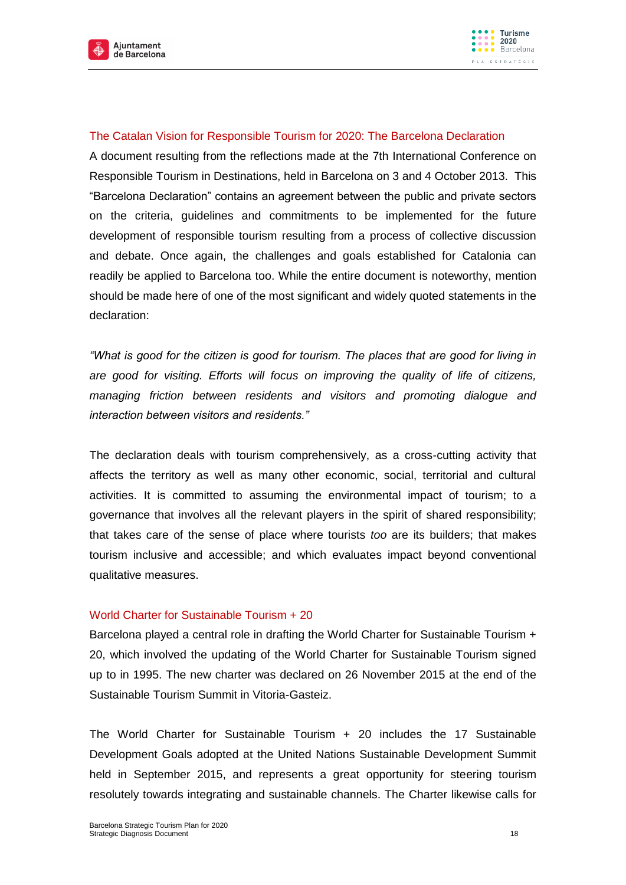### The Catalan Vision for Responsible Tourism for 2020: The Barcelona Declaration

A document resulting from the reflections made at the 7th International Conference on Responsible Tourism in Destinations, held in Barcelona on 3 and 4 October 2013. This "Barcelona Declaration" contains an agreement between the public and private sectors on the criteria, guidelines and commitments to be implemented for the future development of responsible tourism resulting from a process of collective discussion and debate. Once again, the challenges and goals established for Catalonia can readily be applied to Barcelona too. While the entire document is noteworthy, mention should be made here of one of the most significant and widely quoted statements in the declaration:

*"What is good for the citizen is good for tourism. The places that are good for living in are good for visiting. Efforts will focus on improving the quality of life of citizens, managing friction between residents and visitors and promoting dialogue and interaction between visitors and residents."*

The declaration deals with tourism comprehensively, as a cross-cutting activity that affects the territory as well as many other economic, social, territorial and cultural activities. It is committed to assuming the environmental impact of tourism; to a governance that involves all the relevant players in the spirit of shared responsibility; that takes care of the sense of place where tourists *too* are its builders; that makes tourism inclusive and accessible; and which evaluates impact beyond conventional qualitative measures.

### World Charter for Sustainable Tourism + 20

Barcelona played a central role in drafting the World Charter for Sustainable Tourism + 20, which involved the updating of the World Charter for Sustainable Tourism signed up to in 1995. The new charter was declared on 26 November 2015 at the end of the Sustainable Tourism Summit in Vitoria-Gasteiz.

The World Charter for Sustainable Tourism + 20 includes the 17 Sustainable Development Goals adopted at the United Nations Sustainable Development Summit held in September 2015, and represents a great opportunity for steering tourism resolutely towards integrating and sustainable channels. The Charter likewise calls for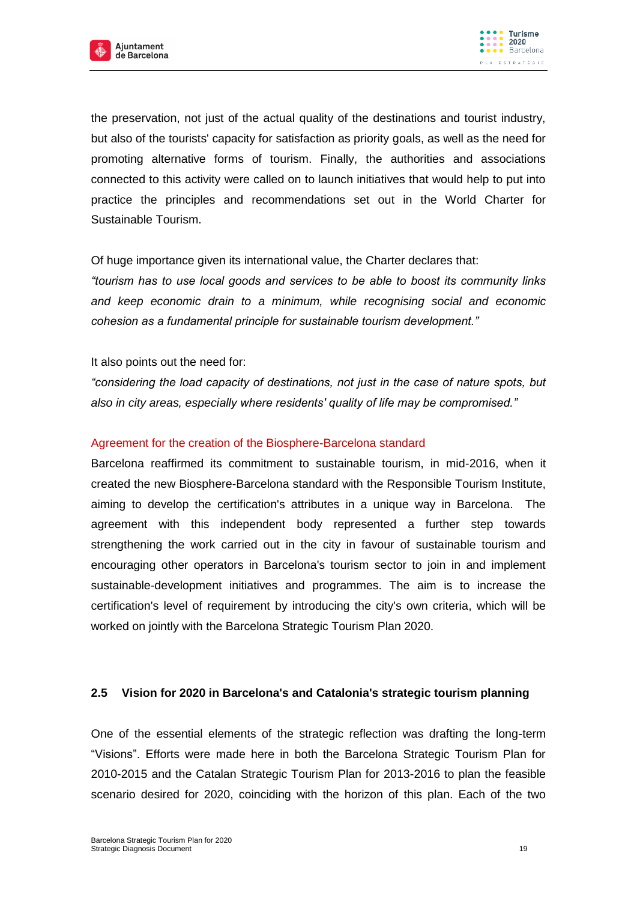the preservation, not just of the actual quality of the destinations and tourist industry, but also of the tourists' capacity for satisfaction as priority goals, as well as the need for promoting alternative forms of tourism. Finally, the authorities and associations connected to this activity were called on to launch initiatives that would help to put into practice the principles and recommendations set out in the World Charter for Sustainable Tourism.

Of huge importance given its international value, the Charter declares that:
*"tourism has to use local goods and services to be able to boost its community links and keep economic drain to a minimum, while recognising social and economic cohesion as a fundamental principle for sustainable tourism development."*

It also points out the need for:
*"considering the load capacity of destinations, not just in the case of nature spots, but also in city areas, especially where residents' quality of life may be compromised."*

### Agreement for the creation of the Biosphere-Barcelona standard

Barcelona reaffirmed its commitment to sustainable tourism, in mid-2016, when it created the new Biosphere-Barcelona standard with the Responsible Tourism Institute, aiming to develop the certification's attributes in a unique way in Barcelona. The agreement with this independent body represented a further step towards strengthening the work carried out in the city in favour of sustainable tourism and encouraging other operators in Barcelona's tourism sector to join in and implement sustainable-development initiatives and programmes. The aim is to increase the certification's level of requirement by introducing the city's own criteria, which will be worked on jointly with the Barcelona Strategic Tourism Plan 2020.

## 2.5 Vision for 2020 in Barcelona's and Catalonia's strategic tourism planning

One of the essential elements of the strategic reflection was drafting the long-term "Visions". Efforts were made here in both the Barcelona Strategic Tourism Plan for 2010-2015 and the Catalan Strategic Tourism Plan for 2013-2016 to plan the feasible scenario desired for 2020, coinciding with the horizon of this plan. Each of the two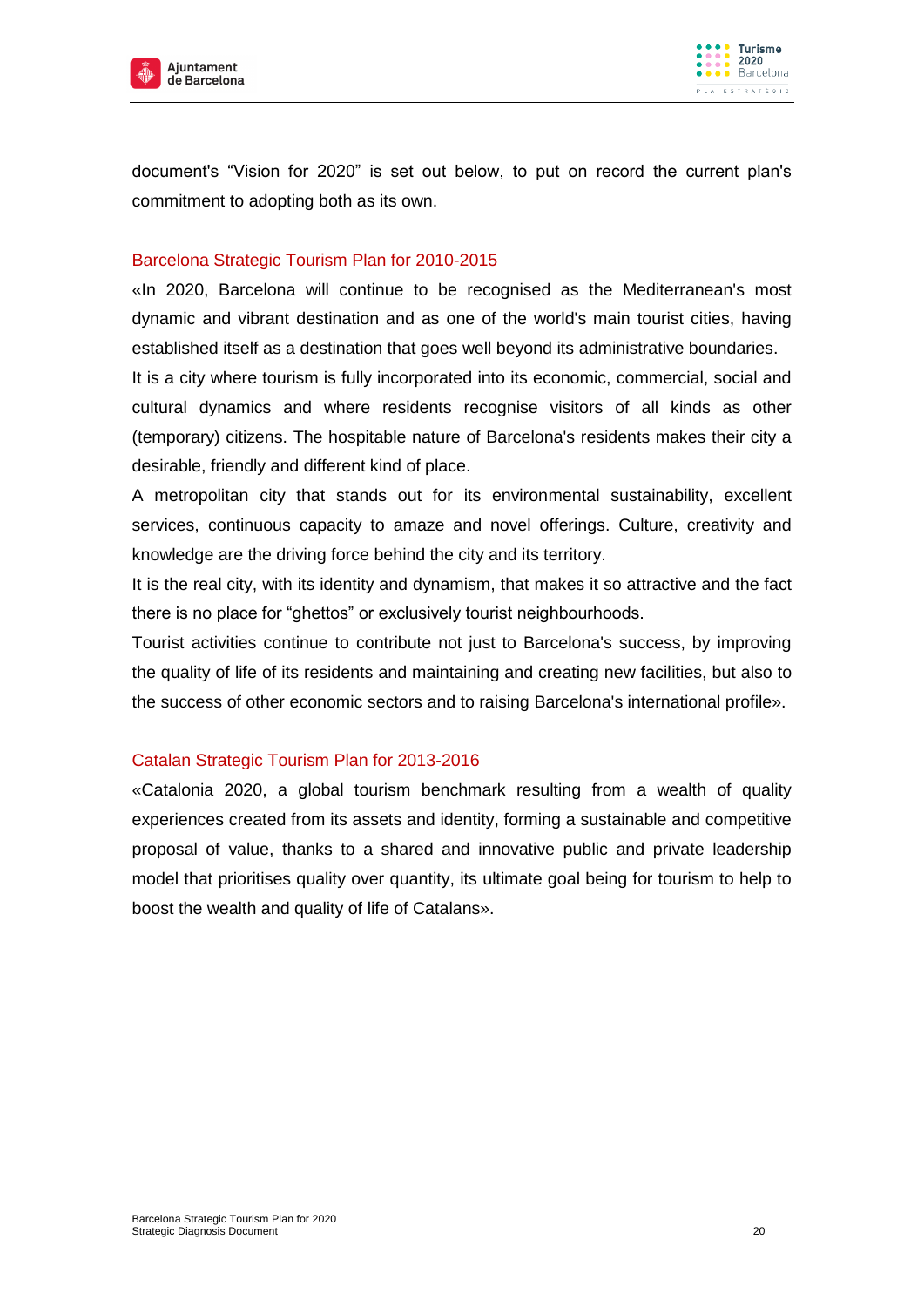document's “Vision for 2020” is set out below, to put on record the current plan's commitment to adopting both as its own.

## Barcelona Strategic Tourism Plan for 2010-2015

«In 2020, Barcelona will continue to be recognised as the Mediterranean's most dynamic and vibrant destination and as one of the world's main tourist cities, having established itself as a destination that goes well beyond its administrative boundaries.

It is a city where tourism is fully incorporated into its economic, commercial, social and cultural dynamics and where residents recognise visitors of all kinds as other (temporary) citizens. The hospitable nature of Barcelona's residents makes their city a desirable, friendly and different kind of place.

A metropolitan city that stands out for its environmental sustainability, excellent services, continuous capacity to amaze and novel offerings. Culture, creativity and knowledge are the driving force behind the city and its territory.

It is the real city, with its identity and dynamism, that makes it so attractive and the fact there is no place for “ghettos” or exclusively tourist neighbourhoods.

Tourist activities continue to contribute not just to Barcelona's success, by improving the quality of life of its residents and maintaining and creating new facilities, but also to the success of other economic sectors and to raising Barcelona's international profile».

## Catalan Strategic Tourism Plan for 2013-2016

«Catalonia 2020, a global tourism benchmark resulting from a wealth of quality experiences created from its assets and identity, forming a sustainable and competitive proposal of value, thanks to a shared and innovative public and private leadership model that prioritises quality over quantity, its ultimate goal being for tourism to help to boost the wealth and quality of life of Catalans».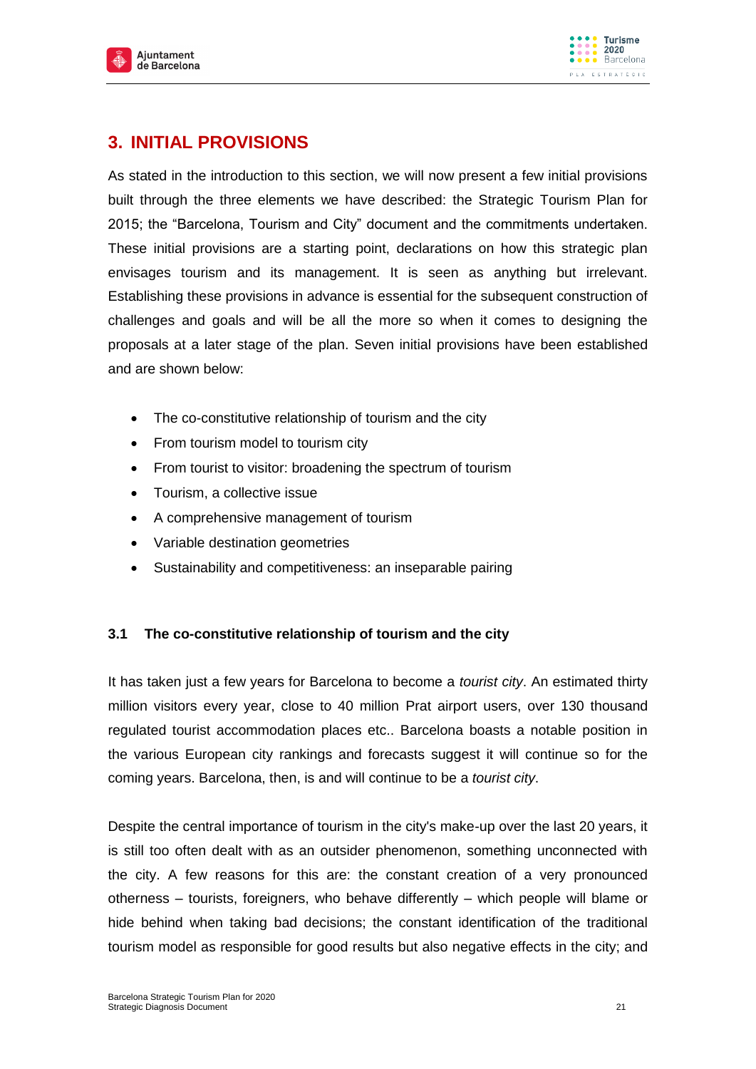## 3. INITIAL PROVISIONS

As stated in the introduction to this section, we will now present a few initial provisions built through the three elements we have described: the Strategic Tourism Plan for 2015; the "Barcelona, Tourism and City" document and the commitments undertaken. These initial provisions are a starting point, declarations on how this strategic plan envisages tourism and its management. It is seen as anything but irrelevant. Establishing these provisions in advance is essential for the subsequent construction of challenges and goals and will be all the more so when it comes to designing the proposals at a later stage of the plan. Seven initial provisions have been established and are shown below:

- The co-constitutive relationship of tourism and the city
- From tourism model to tourism city
- From tourist to visitor: broadening the spectrum of tourism
- Tourism, a collective issue
- A comprehensive management of tourism
- Variable destination geometries
- Sustainability and competitiveness: an inseparable pairing

### 3.1 The co-constitutive relationship of tourism and the city

It has taken just a few years for Barcelona to become a *tourist city*. An estimated thirty million visitors every year, close to 40 million Prat airport users, over 130 thousand regulated tourist accommodation places etc.. Barcelona boasts a notable position in the various European city rankings and forecasts suggest it will continue so for the coming years. Barcelona, then, is and will continue to be a *tourist city*.

Despite the central importance of tourism in the city's make-up over the last 20 years, it is still too often dealt with as an outsider phenomenon, something unconnected with the city. A few reasons for this are: the constant creation of a very pronounced otherness – tourists, foreigners, who behave differently – which people will blame or hide behind when taking bad decisions; the constant identification of the traditional tourism model as responsible for good results but also negative effects in the city; and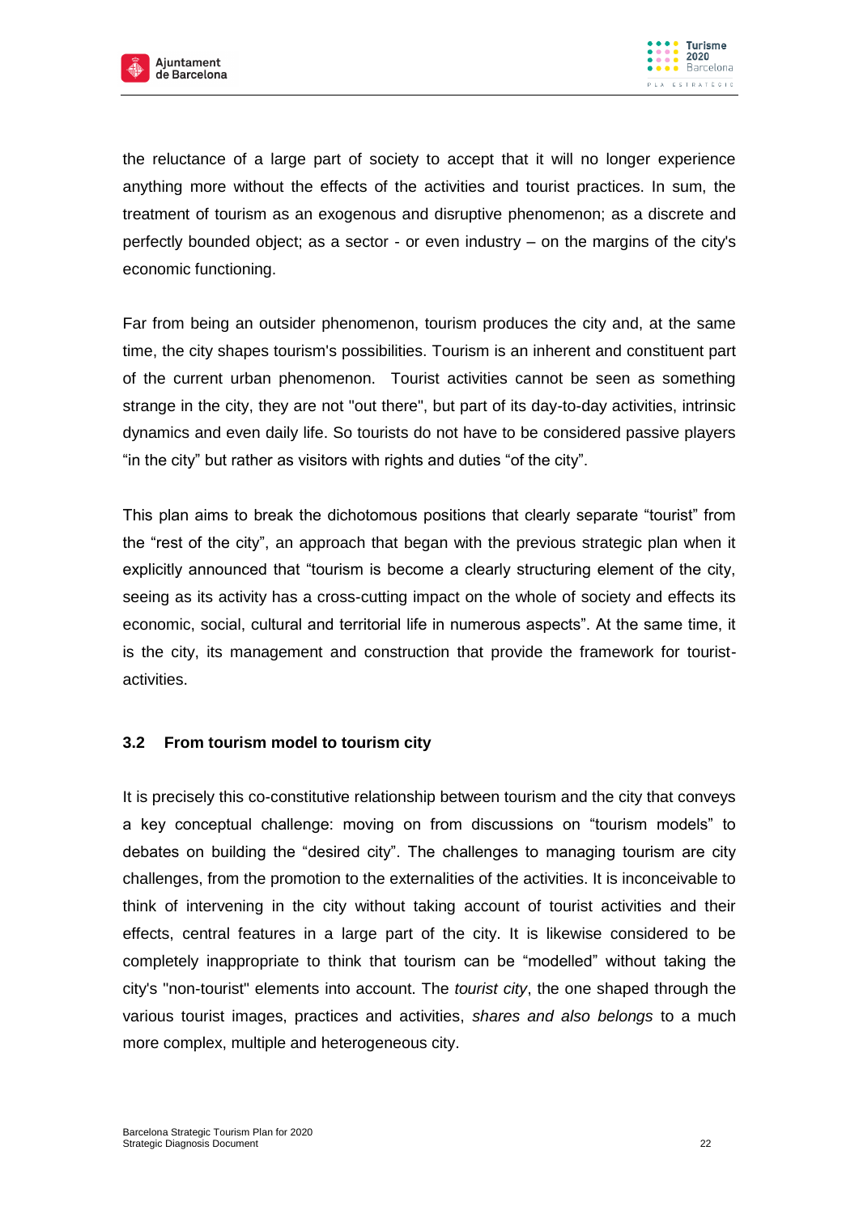the reluctance of a large part of society to accept that it will no longer experience anything more without the effects of the activities and tourist practices. In sum, the treatment of tourism as an exogenous and disruptive phenomenon; as a discrete and perfectly bounded object; as a sector - or even industry – on the margins of the city's economic functioning.

Far from being an outsider phenomenon, tourism produces the city and, at the same time, the city shapes tourism's possibilities. Tourism is an inherent and constituent part of the current urban phenomenon. Tourist activities cannot be seen as something strange in the city, they are not "out there", but part of its day-to-day activities, intrinsic dynamics and even daily life. So tourists do not have to be considered passive players "in the city" but rather as visitors with rights and duties "of the city".

This plan aims to break the dichotomous positions that clearly separate "tourist" from the "rest of the city", an approach that began with the previous strategic plan when it explicitly announced that "tourism is become a clearly structuring element of the city, seeing as its activity has a cross-cutting impact on the whole of society and effects its economic, social, cultural and territorial life in numerous aspects". At the same time, it is the city, its management and construction that provide the framework for tourist-activities.

### 3.2 From tourism model to tourism city

It is precisely this co-constitutive relationship between tourism and the city that conveys a key conceptual challenge: moving on from discussions on "tourism models" to debates on building the "desired city". The challenges to managing tourism are city challenges, from the promotion to the externalities of the activities. It is inconceivable to think of intervening in the city without taking account of tourist activities and their effects, central features in a large part of the city. It is likewise considered to be completely inappropriate to think that tourism can be "modelled" without taking the city's "non-tourist" elements into account. The *tourist city*, the one shaped through the various tourist images, practices and activities, *shares and also belongs* to a much more complex, multiple and heterogeneous city.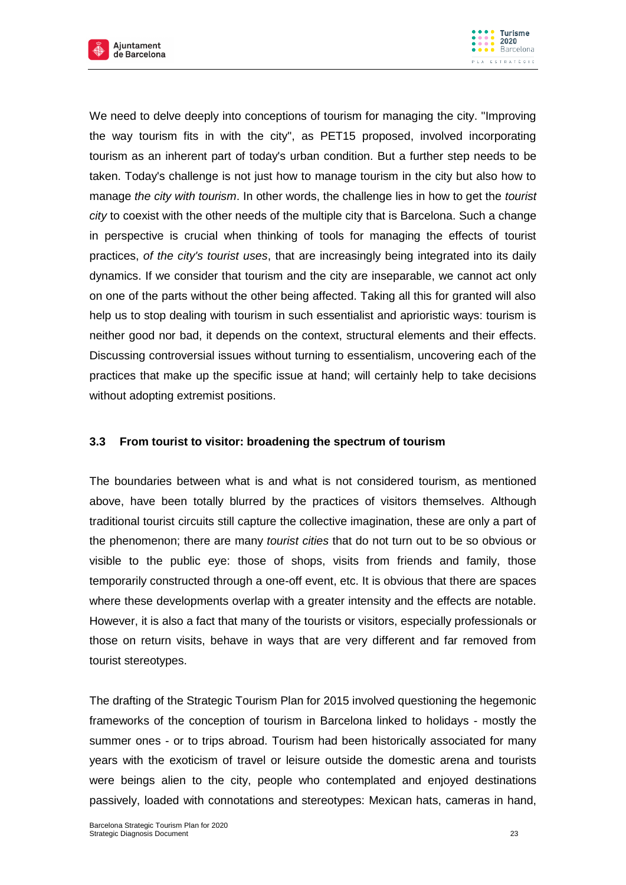We need to delve deeply into conceptions of tourism for managing the city. "Improving the way tourism fits in with the city", as PET15 proposed, involved incorporating tourism as an inherent part of today's urban condition. But a further step needs to be taken. Today's challenge is not just how to manage tourism in the city but also how to manage *the city with tourism*. In other words, the challenge lies in how to get the *tourist city* to coexist with the other needs of the multiple city that is Barcelona. Such a change in perspective is crucial when thinking of tools for managing the effects of tourist practices, *of the city's tourist uses*, that are increasingly being integrated into its daily dynamics. If we consider that tourism and the city are inseparable, we cannot act only on one of the parts without the other being affected. Taking all this for granted will also help us to stop dealing with tourism in such essentialist and aprioristic ways: tourism is neither good nor bad, it depends on the context, structural elements and their effects. Discussing controversial issues without turning to essentialism, uncovering each of the practices that make up the specific issue at hand; will certainly help to take decisions without adopting extremist positions.

### 3.3 From tourist to visitor: broadening the spectrum of tourism

The boundaries between what is and what is not considered tourism, as mentioned above, have been totally blurred by the practices of visitors themselves. Although traditional tourist circuits still capture the collective imagination, these are only a part of the phenomenon; there are many *tourist cities* that do not turn out to be so obvious or visible to the public eye: those of shops, visits from friends and family, those temporarily constructed through a one-off event, etc. It is obvious that there are spaces where these developments overlap with a greater intensity and the effects are notable. However, it is also a fact that many of the tourists or visitors, especially professionals or those on return visits, behave in ways that are very different and far removed from tourist stereotypes.

The drafting of the Strategic Tourism Plan for 2015 involved questioning the hegemonic frameworks of the conception of tourism in Barcelona linked to holidays - mostly the summer ones - or to trips abroad. Tourism had been historically associated for many years with the exoticism of travel or leisure outside the domestic arena and tourists were beings alien to the city, people who contemplated and enjoyed destinations passively, loaded with connotations and stereotypes: Mexican hats, cameras in hand,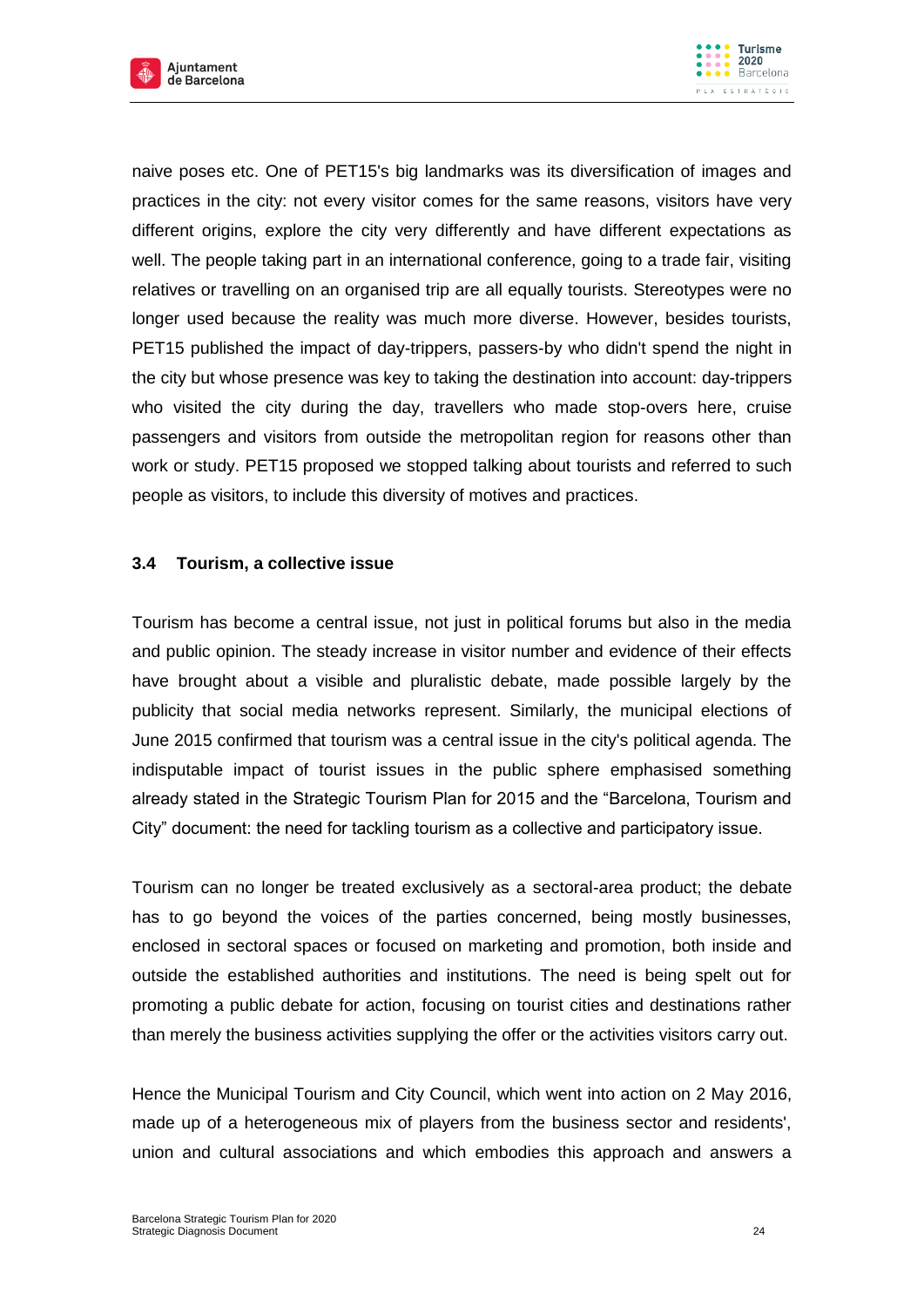naive poses etc. One of PET15's big landmarks was its diversification of images and practices in the city: not every visitor comes for the same reasons, visitors have very different origins, explore the city very differently and have different expectations as well. The people taking part in an international conference, going to a trade fair, visiting relatives or travelling on an organised trip are all equally tourists. Stereotypes were no longer used because the reality was much more diverse. However, besides tourists, PET15 published the impact of day-trippers, passers-by who didn't spend the night in the city but whose presence was key to taking the destination into account: day-trippers who visited the city during the day, travellers who made stop-overs here, cruise passengers and visitors from outside the metropolitan region for reasons other than work or study. PET15 proposed we stopped talking about tourists and referred to such people as visitors, to include this diversity of motives and practices.

### 3.4 Tourism, a collective issue

Tourism has become a central issue, not just in political forums but also in the media and public opinion. The steady increase in visitor number and evidence of their effects have brought about a visible and pluralistic debate, made possible largely by the publicity that social media networks represent. Similarly, the municipal elections of June 2015 confirmed that tourism was a central issue in the city's political agenda. The indisputable impact of tourist issues in the public sphere emphasised something already stated in the Strategic Tourism Plan for 2015 and the "Barcelona, Tourism and City" document: the need for tackling tourism as a collective and participatory issue.

Tourism can no longer be treated exclusively as a sectoral-area product; the debate has to go beyond the voices of the parties concerned, being mostly businesses, enclosed in sectoral spaces or focused on marketing and promotion, both inside and outside the established authorities and institutions. The need is being spelt out for promoting a public debate for action, focusing on tourist cities and destinations rather than merely the business activities supplying the offer or the activities visitors carry out.

Hence the Municipal Tourism and City Council, which went into action on 2 May 2016, made up of a heterogeneous mix of players from the business sector and residents', union and cultural associations and which embodies this approach and answers a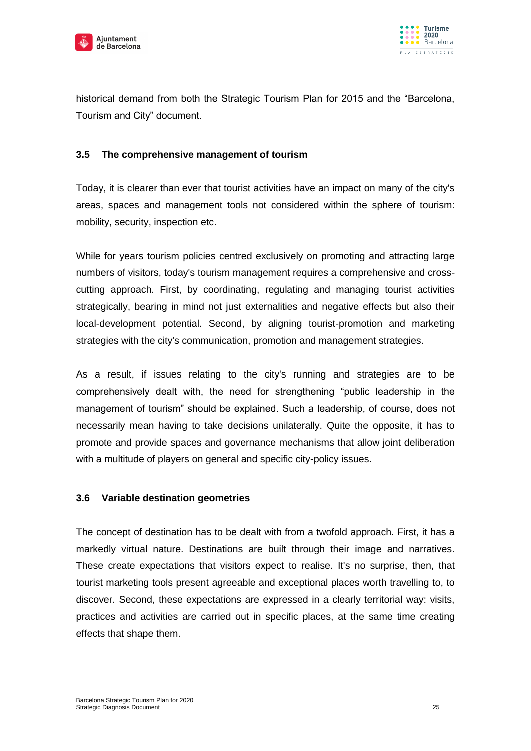historical demand from both the Strategic Tourism Plan for 2015 and the "Barcelona, Tourism and City" document.

### 3.5 The comprehensive management of tourism

Today, it is clearer than ever that tourist activities have an impact on many of the city's areas, spaces and management tools not considered within the sphere of tourism: mobility, security, inspection etc.

While for years tourism policies centred exclusively on promoting and attracting large numbers of visitors, today's tourism management requires a comprehensive and cross-cutting approach. First, by coordinating, regulating and managing tourist activities strategically, bearing in mind not just externalities and negative effects but also their local-development potential. Second, by aligning tourist-promotion and marketing strategies with the city's communication, promotion and management strategies.

As a result, if issues relating to the city's running and strategies are to be comprehensively dealt with, the need for strengthening "public leadership in the management of tourism" should be explained. Such a leadership, of course, does not necessarily mean having to take decisions unilaterally. Quite the opposite, it has to promote and provide spaces and governance mechanisms that allow joint deliberation with a multitude of players on general and specific city-policy issues.

### 3.6 Variable destination geometries

The concept of destination has to be dealt with from a twofold approach. First, it has a markedly virtual nature. Destinations are built through their image and narratives. These create expectations that visitors expect to realise. It's no surprise, then, that tourist marketing tools present agreeable and exceptional places worth travelling to, to discover. Second, these expectations are expressed in a clearly territorial way: visits, practices and activities are carried out in specific places, at the same time creating effects that shape them.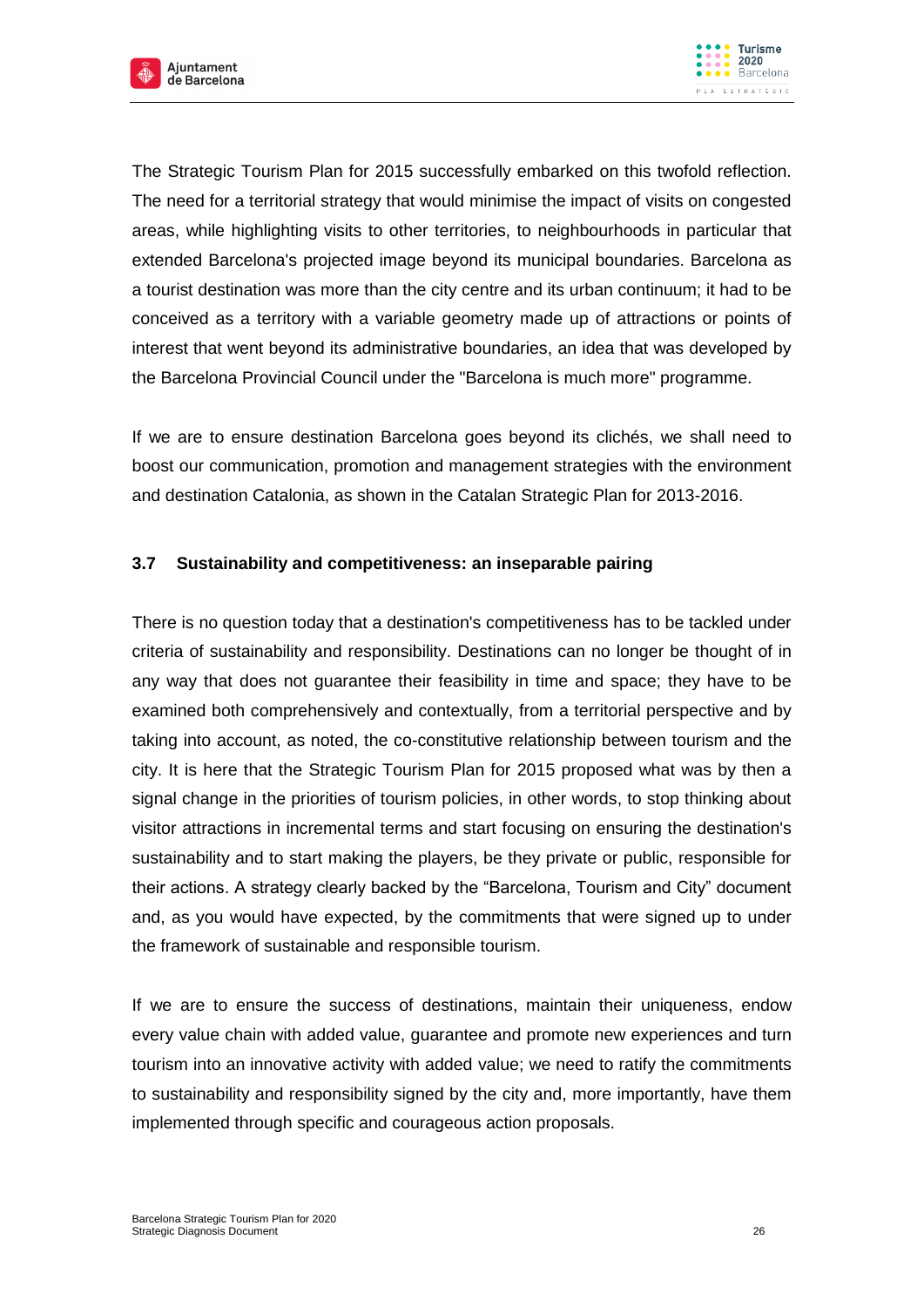The Strategic Tourism Plan for 2015 successfully embarked on this twofold reflection. The need for a territorial strategy that would minimise the impact of visits on congested areas, while highlighting visits to other territories, to neighbourhoods in particular that extended Barcelona's projected image beyond its municipal boundaries. Barcelona as a tourist destination was more than the city centre and its urban continuum; it had to be conceived as a territory with a variable geometry made up of attractions or points of interest that went beyond its administrative boundaries, an idea that was developed by the Barcelona Provincial Council under the "Barcelona is much more" programme.

If we are to ensure destination Barcelona goes beyond its clichés, we shall need to boost our communication, promotion and management strategies with the environment and destination Catalonia, as shown in the Catalan Strategic Plan for 2013-2016.

### 3.7 Sustainability and competitiveness: an inseparable pairing

There is no question today that a destination's competitiveness has to be tackled under criteria of sustainability and responsibility. Destinations can no longer be thought of in any way that does not guarantee their feasibility in time and space; they have to be examined both comprehensively and contextually, from a territorial perspective and by taking into account, as noted, the co-constitutive relationship between tourism and the city. It is here that the Strategic Tourism Plan for 2015 proposed what was by then a signal change in the priorities of tourism policies, in other words, to stop thinking about visitor attractions in incremental terms and start focusing on ensuring the destination's sustainability and to start making the players, be they private or public, responsible for their actions. A strategy clearly backed by the "Barcelona, Tourism and City" document and, as you would have expected, by the commitments that were signed up to under the framework of sustainable and responsible tourism.

If we are to ensure the success of destinations, maintain their uniqueness, endow every value chain with added value, guarantee and promote new experiences and turn tourism into an innovative activity with added value; we need to ratify the commitments to sustainability and responsibility signed by the city and, more importantly, have them implemented through specific and courageous action proposals.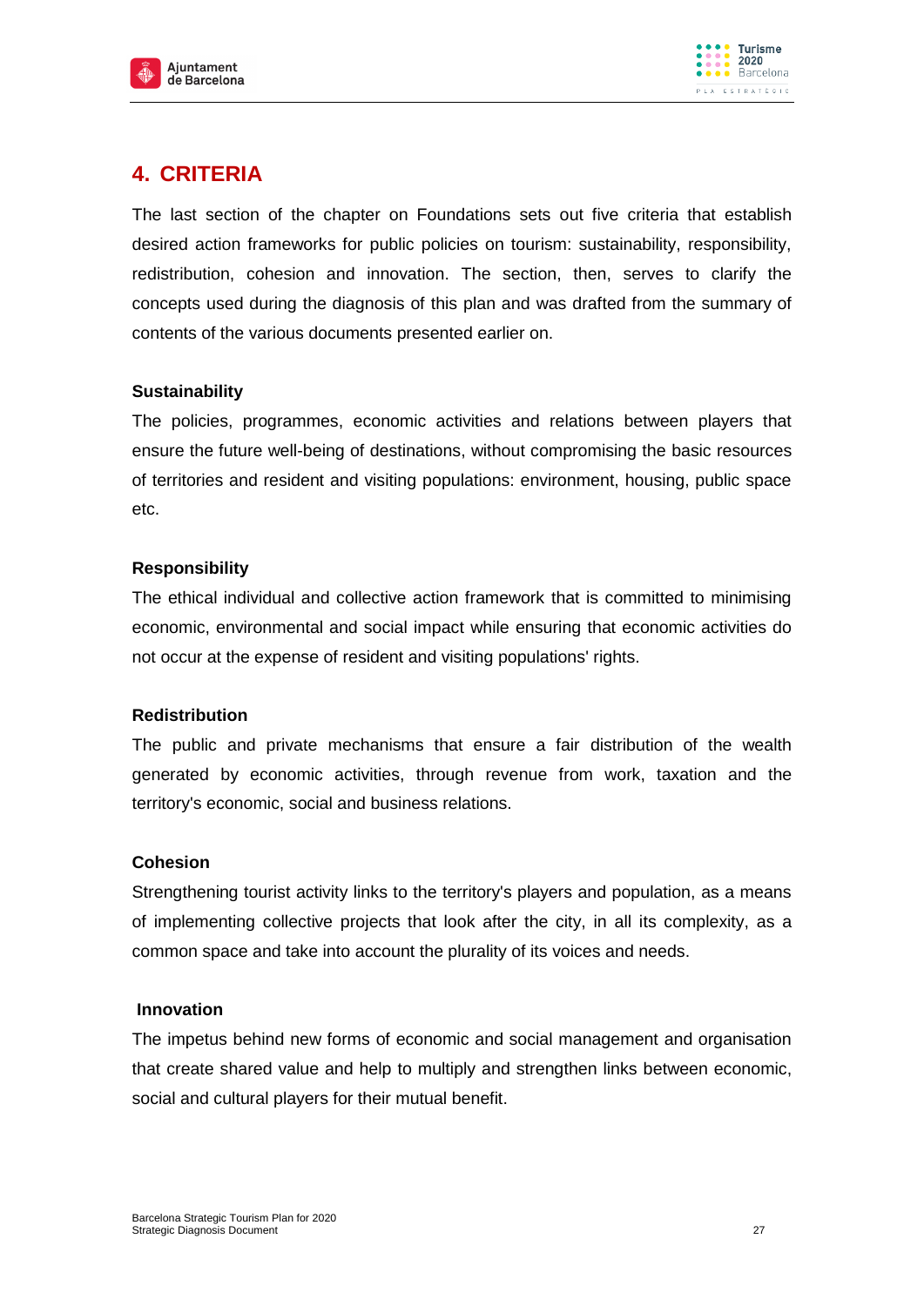## 4. CRITERIA

The last section of the chapter on Foundations sets out five criteria that establish desired action frameworks for public policies on tourism: sustainability, responsibility, redistribution, cohesion and innovation. The section, then, serves to clarify the concepts used during the diagnosis of this plan and was drafted from the summary of contents of the various documents presented earlier on.

**Sustainability**

The policies, programmes, economic activities and relations between players that ensure the future well-being of destinations, without compromising the basic resources of territories and resident and visiting populations: environment, housing, public space etc.

**Responsibility**

The ethical individual and collective action framework that is committed to minimising economic, environmental and social impact while ensuring that economic activities do not occur at the expense of resident and visiting populations' rights.

**Redistribution**

The public and private mechanisms that ensure a fair distribution of the wealth generated by economic activities, through revenue from work, taxation and the territory's economic, social and business relations.

**Cohesion**

Strengthening tourist activity links to the territory's players and population, as a means of implementing collective projects that look after the city, in all its complexity, as a common space and take into account the plurality of its voices and needs.

**Innovation**

The impetus behind new forms of economic and social management and organisation that create shared value and help to multiply and strengthen links between economic, social and cultural players for their mutual benefit.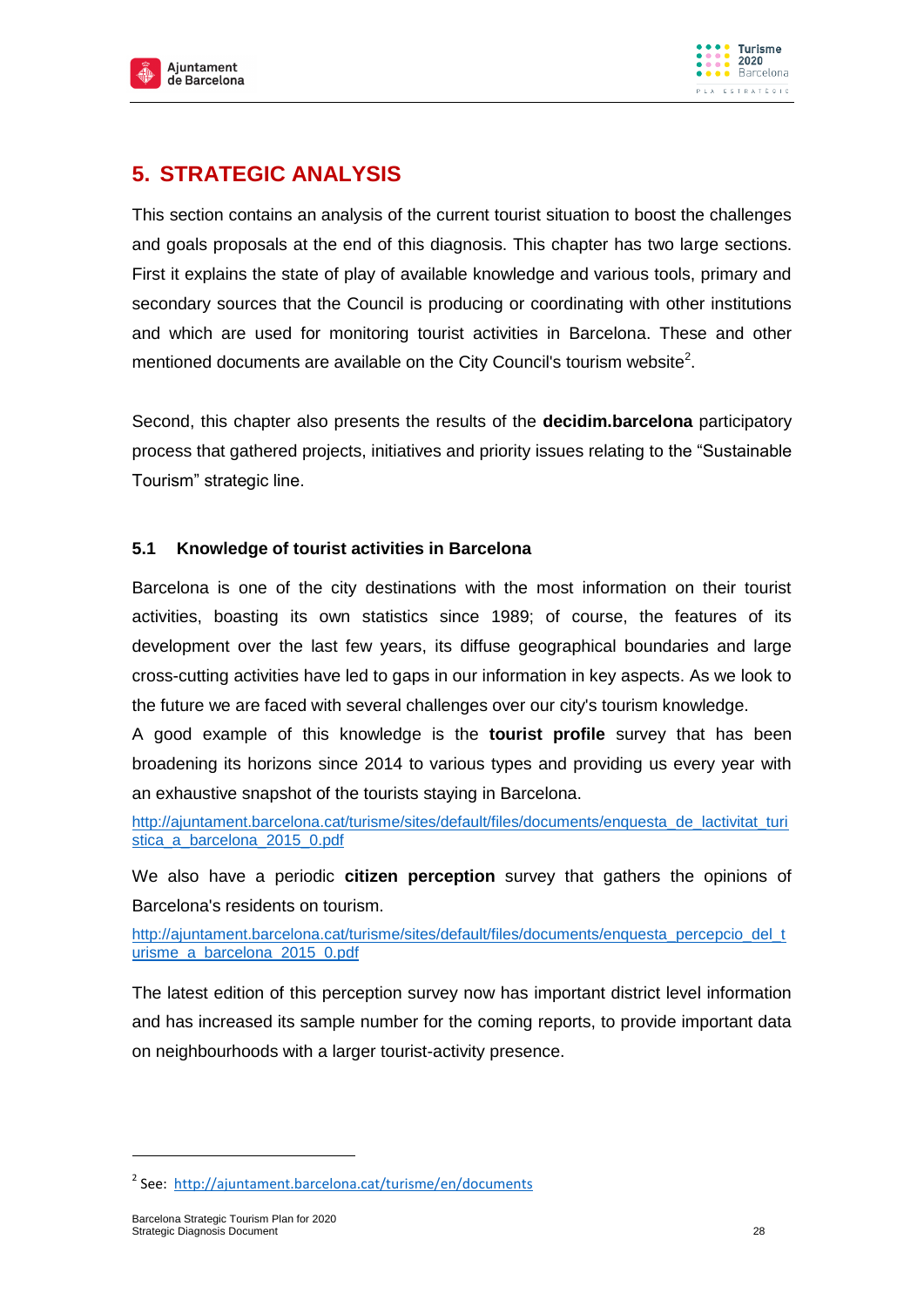# 5. STRATEGIC ANALYSIS

This section contains an analysis of the current tourist situation to boost the challenges and goals proposals at the end of this diagnosis. This chapter has two large sections. First it explains the state of play of available knowledge and various tools, primary and secondary sources that the Council is producing or coordinating with other institutions and which are used for monitoring tourist activities in Barcelona. These and other mentioned documents are available on the City Council's tourism website[2].

Second, this chapter also presents the results of the **decidim.barcelona** participatory process that gathered projects, initiatives and priority issues relating to the "Sustainable Tourism" strategic line.

## 5.1 Knowledge of tourist activities in Barcelona

Barcelona is one of the city destinations with the most information on their tourist activities, boasting its own statistics since 1989; of course, the features of its development over the last few years, its diffuse geographical boundaries and large cross-cutting activities have led to gaps in our information in key aspects. As we look to the future we are faced with several challenges over our city's tourism knowledge.

A good example of this knowledge is the **tourist profile** survey that has been broadening its horizons since 2014 to various types and providing us every year with an exhaustive snapshot of the tourists staying in Barcelona.

http://ajuntament.barcelona.cat/turisme/sites/default/files/documents/enquesta_de_lactivitat_turistica_a_barcelona_2015_0.pdf

We also have a periodic **citizen perception** survey that gathers the opinions of Barcelona's residents on tourism.

http://ajuntament.barcelona.cat/turisme/sites/default/files/documents/enquesta_percepcio_del_turisme_a_barcelona_2015_0.pdf

The latest edition of this perception survey now has important district level information and has increased its sample number for the coming reports, to provide important data on neighbourhoods with a larger tourist-activity presence.

---

[2] See: http://ajuntament.barcelona.cat/turisme/en/documents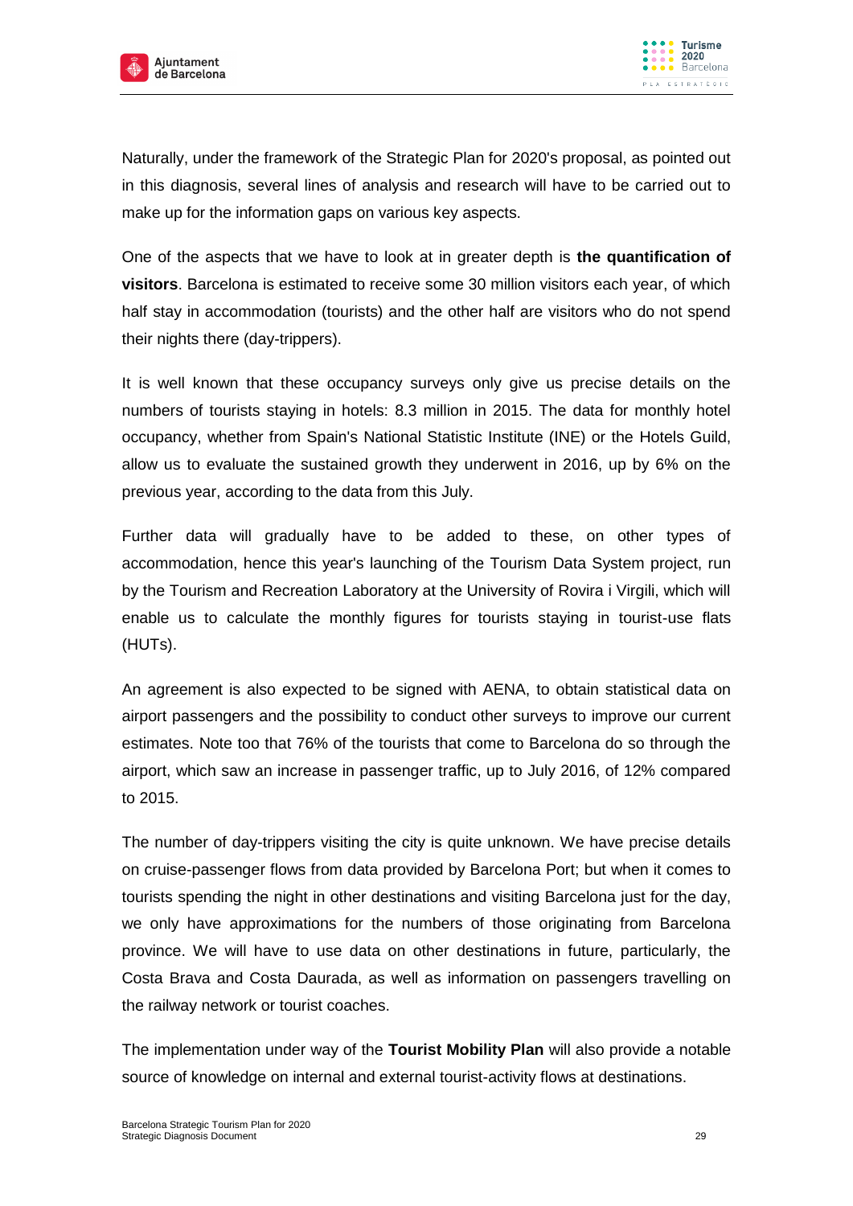Naturally, under the framework of the Strategic Plan for 2020's proposal, as pointed out in this diagnosis, several lines of analysis and research will have to be carried out to make up for the information gaps on various key aspects.

One of the aspects that we have to look at in greater depth is **the quantification of visitors**. Barcelona is estimated to receive some 30 million visitors each year, of which half stay in accommodation (tourists) and the other half are visitors who do not spend their nights there (day-trippers).

It is well known that these occupancy surveys only give us precise details on the numbers of tourists staying in hotels: 8.3 million in 2015. The data for monthly hotel occupancy, whether from Spain's National Statistic Institute (INE) or the Hotels Guild, allow us to evaluate the sustained growth they underwent in 2016, up by 6% on the previous year, according to the data from this July.

Further data will gradually have to be added to these, on other types of accommodation, hence this year's launching of the Tourism Data System project, run by the Tourism and Recreation Laboratory at the University of Rovira i Virgili, which will enable us to calculate the monthly figures for tourists staying in tourist-use flats (HUTs).

An agreement is also expected to be signed with AENA, to obtain statistical data on airport passengers and the possibility to conduct other surveys to improve our current estimates. Note too that 76% of the tourists that come to Barcelona do so through the airport, which saw an increase in passenger traffic, up to July 2016, of 12% compared to 2015.

The number of day-trippers visiting the city is quite unknown. We have precise details on cruise-passenger flows from data provided by Barcelona Port; but when it comes to tourists spending the night in other destinations and visiting Barcelona just for the day, we only have approximations for the numbers of those originating from Barcelona province. We will have to use data on other destinations in future, particularly, the Costa Brava and Costa Daurada, as well as information on passengers travelling on the railway network or tourist coaches.

The implementation under way of the **Tourist Mobility Plan** will also provide a notable source of knowledge on internal and external tourist-activity flows at destinations.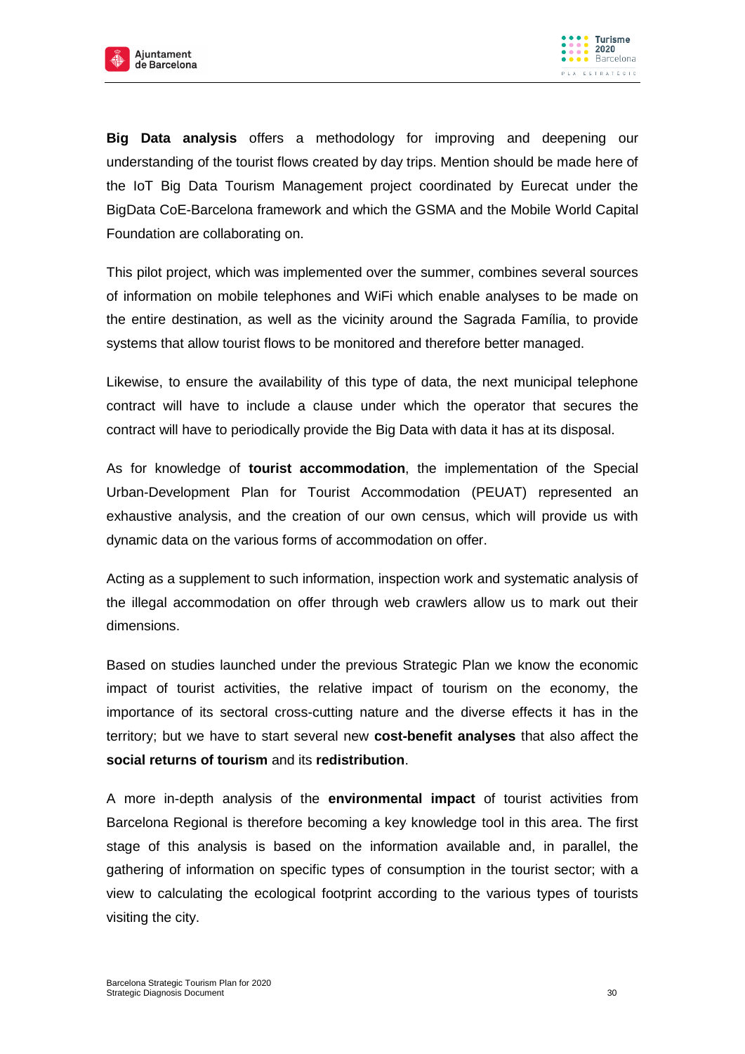**Big Data analysis** offers a methodology for improving and deepening our understanding of the tourist flows created by day trips. Mention should be made here of the IoT Big Data Tourism Management project coordinated by Eurecat under the BigData CoE-Barcelona framework and which the GSMA and the Mobile World Capital Foundation are collaborating on.

This pilot project, which was implemented over the summer, combines several sources of information on mobile telephones and WiFi which enable analyses to be made on the entire destination, as well as the vicinity around the Sagrada Família, to provide systems that allow tourist flows to be monitored and therefore better managed.

Likewise, to ensure the availability of this type of data, the next municipal telephone contract will have to include a clause under which the operator that secures the contract will have to periodically provide the Big Data with data it has at its disposal.

As for knowledge of **tourist accommodation**, the implementation of the Special Urban-Development Plan for Tourist Accommodation (PEUAT) represented an exhaustive analysis, and the creation of our own census, which will provide us with dynamic data on the various forms of accommodation on offer.

Acting as a supplement to such information, inspection work and systematic analysis of the illegal accommodation on offer through web crawlers allow us to mark out their dimensions.

Based on studies launched under the previous Strategic Plan we know the economic impact of tourist activities, the relative impact of tourism on the economy, the importance of its sectoral cross-cutting nature and the diverse effects it has in the territory; but we have to start several new **cost-benefit analyses** that also affect the **social returns of tourism** and its **redistribution**.

A more in-depth analysis of the **environmental impact** of tourist activities from Barcelona Regional is therefore becoming a key knowledge tool in this area. The first stage of this analysis is based on the information available and, in parallel, the gathering of information on specific types of consumption in the tourist sector; with a view to calculating the ecological footprint according to the various types of tourists visiting the city.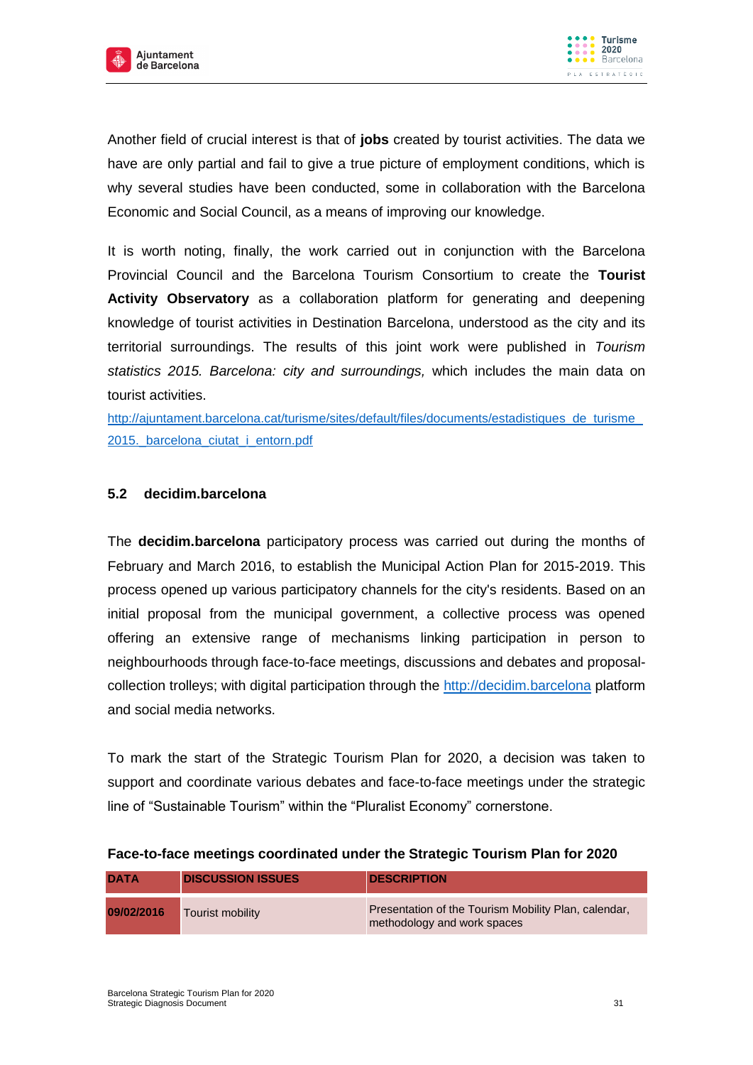Another field of crucial interest is that of **jobs** created by tourist activities. The data we have are only partial and fail to give a true picture of employment conditions, which is why several studies have been conducted, some in collaboration with the Barcelona Economic and Social Council, as a means of improving our knowledge.

It is worth noting, finally, the work carried out in conjunction with the Barcelona Provincial Council and the Barcelona Tourism Consortium to create the **Tourist Activity Observatory** as a collaboration platform for generating and deepening knowledge of tourist activities in Destination Barcelona, understood as the city and its territorial surroundings. The results of this joint work were published in *Tourism statistics 2015. Barcelona: city and surroundings,* which includes the main data on tourist activities.

http://ajuntament.barcelona.cat/turisme/sites/default/files/documents/estadistiques_de_turisme_2015._barcelona_ciutat_i_entorn.pdf

### 5.2 decidim.barcelona

The **decidim.barcelona** participatory process was carried out during the months of February and March 2016, to establish the Municipal Action Plan for 2015-2019. This process opened up various participatory channels for the city's residents. Based on an initial proposal from the municipal government, a collective process was opened offering an extensive range of mechanisms linking participation in person to neighbourhoods through face-to-face meetings, discussions and debates and proposal-collection trolleys; with digital participation through the http://decidim.barcelona platform and social media networks.

To mark the start of the Strategic Tourism Plan for 2020, a decision was taken to support and coordinate various debates and face-to-face meetings under the strategic line of "Sustainable Tourism" within the "Pluralist Economy" cornerstone.

**Face-to-face meetings coordinated under the Strategic Tourism Plan for 2020**

| DATA | DISCUSSION ISSUES | DESCRIPTION |
|---|---|---|
| 09/02/2016 | Tourist mobility | Presentation of the Tourism Mobility Plan, calendar, methodology and work spaces |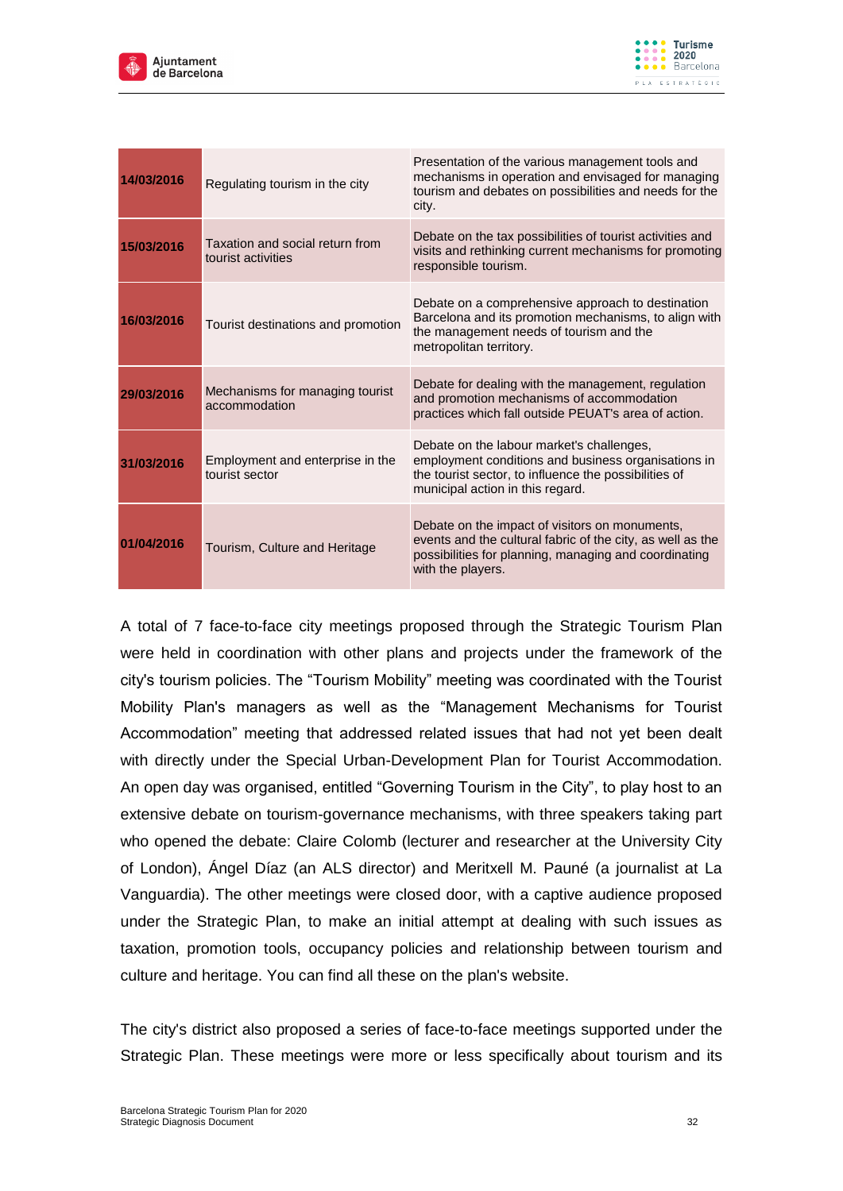| | | |
|---|---|---|
| **14/03/2016** | Regulating tourism in the city | Presentation of the various management tools and mechanisms in operation and envisaged for managing tourism and debates on possibilities and needs for the city. |
| **15/03/2016** | Taxation and social return from tourist activities | Debate on the tax possibilities of tourist activities and visits and rethinking current mechanisms for promoting responsible tourism. |
| **16/03/2016** | Tourist destinations and promotion | Debate on a comprehensive approach to destination Barcelona and its promotion mechanisms, to align with the management needs of tourism and the metropolitan territory. |
| **29/03/2016** | Mechanisms for managing tourist accommodation | Debate for dealing with the management, regulation and promotion mechanisms of accommodation practices which fall outside PEUAT's area of action. |
| **31/03/2016** | Employment and enterprise in the tourist sector | Debate on the labour market's challenges, employment conditions and business organisations in the tourist sector, to influence the possibilities of municipal action in this regard. |
| **01/04/2016** | Tourism, Culture and Heritage | Debate on the impact of visitors on monuments, events and the cultural fabric of the city, as well as the possibilities for planning, managing and coordinating with the players. |

A total of 7 face-to-face city meetings proposed through the Strategic Tourism Plan were held in coordination with other plans and projects under the framework of the city's tourism policies. The "Tourism Mobility" meeting was coordinated with the Tourist Mobility Plan's managers as well as the "Management Mechanisms for Tourist Accommodation" meeting that addressed related issues that had not yet been dealt with directly under the Special Urban-Development Plan for Tourist Accommodation. An open day was organised, entitled "Governing Tourism in the City", to play host to an extensive debate on tourism-governance mechanisms, with three speakers taking part who opened the debate: Claire Colomb (lecturer and researcher at the University City of London), Ángel Díaz (an ALS director) and Meritxell M. Pauné (a journalist at La Vanguardia). The other meetings were closed door, with a captive audience proposed under the Strategic Plan, to make an initial attempt at dealing with such issues as taxation, promotion tools, occupancy policies and relationship between tourism and culture and heritage. You can find all these on the plan's website.

The city's district also proposed a series of face-to-face meetings supported under the Strategic Plan. These meetings were more or less specifically about tourism and its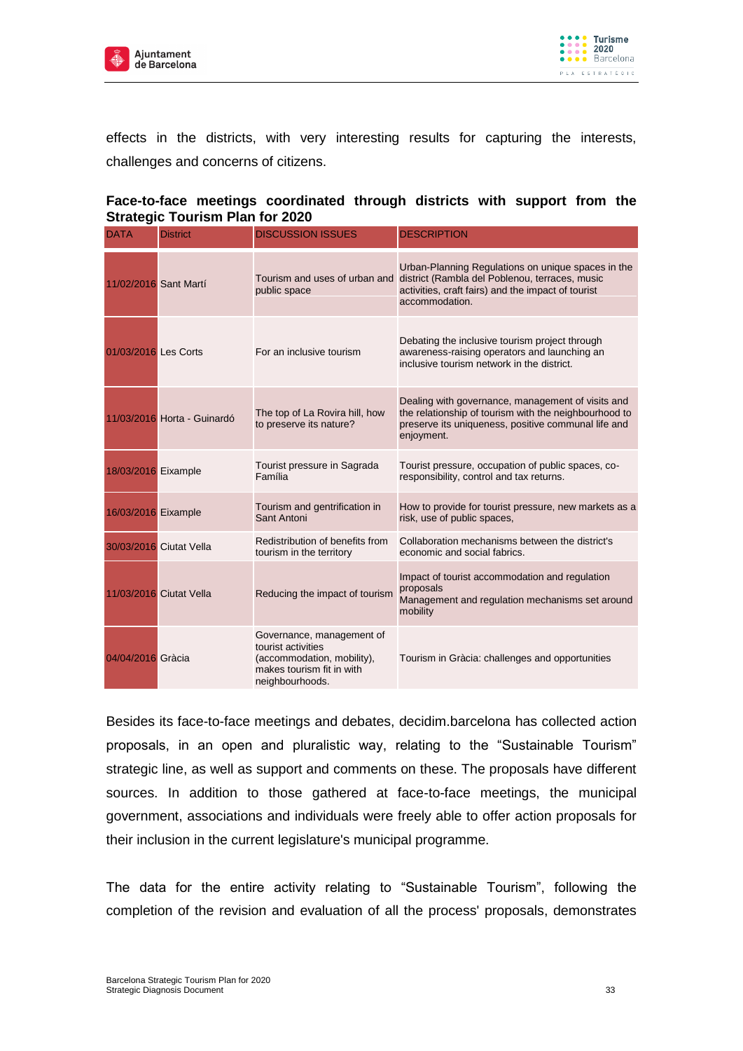effects in the districts, with very interesting results for capturing the interests, challenges and concerns of citizens.

**Face-to-face meetings coordinated through districts with support from the Strategic Tourism Plan for 2020**

| DATA | District | DISCUSSION ISSUES | DESCRIPTION |
|---|---|---|---|
| 11/02/2016 | Sant Martí | Tourism and uses of urban and public space | Urban-Planning Regulations on unique spaces in the district (Rambla del Poblenou, terraces, music activities, craft fairs) and the impact of tourist accommodation. |
| 01/03/2016 | Les Corts | For an inclusive tourism | Debating the inclusive tourism project through awareness-raising operators and launching an inclusive tourism network in the district. |
| 11/03/2016 | Horta - Guinardó | The top of La Rovira hill, how to preserve its nature? | Dealing with governance, management of visits and the relationship of tourism with the neighbourhood to preserve its uniqueness, positive communal life and enjoyment. |
| 18/03/2016 | Eixample | Tourist pressure in Sagrada Família | Tourist pressure, occupation of public spaces, co-responsibility, control and tax returns. |
| 16/03/2016 | Eixample | Tourism and gentrification in Sant Antoni | How to provide for tourist pressure, new markets as a risk, use of public spaces, |
| 30/03/2016 | Ciutat Vella | Redistribution of benefits from tourism in the territory | Collaboration mechanisms between the district's economic and social fabrics. |
| 11/03/2016 | Ciutat Vella | Reducing the impact of tourism | Impact of tourist accommodation and regulation proposals<br>Management and regulation mechanisms set around mobility |
| 04/04/2016 | Gràcia | Governance, management of tourist activities (accommodation, mobility), makes tourism fit in with neighbourhoods. | Tourism in Gràcia: challenges and opportunities |

Besides its face-to-face meetings and debates, decidim.barcelona has collected action proposals, in an open and pluralistic way, relating to the “Sustainable Tourism” strategic line, as well as support and comments on these. The proposals have different sources. In addition to those gathered at face-to-face meetings, the municipal government, associations and individuals were freely able to offer action proposals for their inclusion in the current legislature's municipal programme.

The data for the entire activity relating to “Sustainable Tourism”, following the completion of the revision and evaluation of all the process' proposals, demonstrates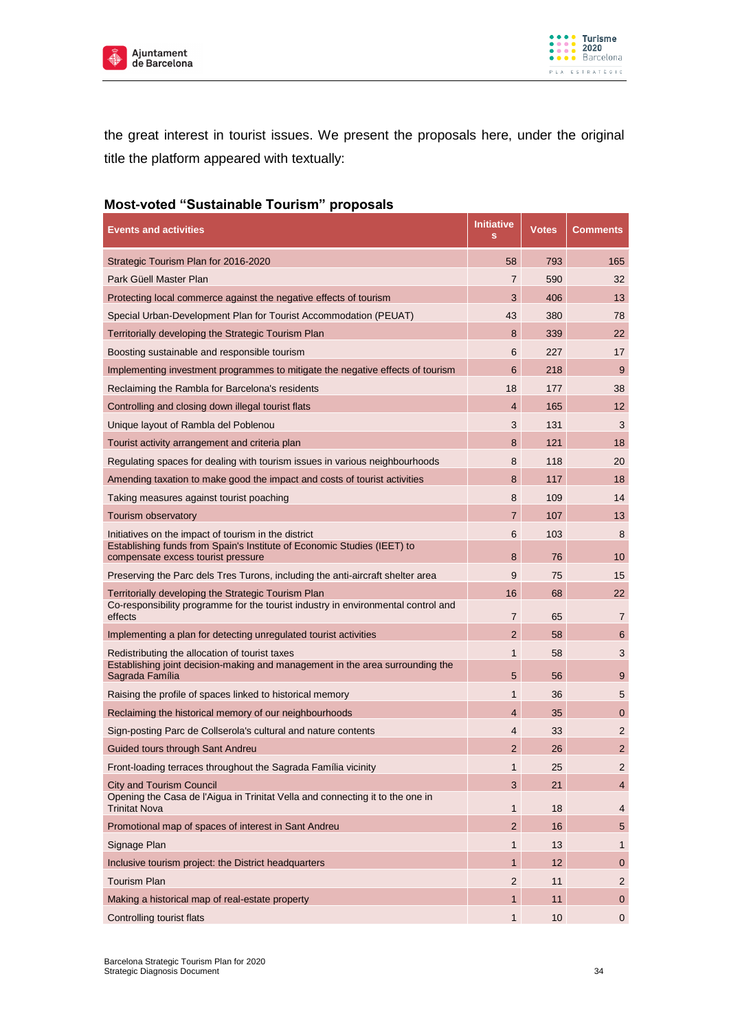the great interest in tourist issues. We present the proposals here, under the original title the platform appeared with textually:

## Most-voted "Sustainable Tourism" proposals

| Events and activities | Initiatives | Votes | Comments |
|---|---|---|---|
| Strategic Tourism Plan for 2016-2020 | 58 | 793 | 165 |
| Park Güell Master Plan | 7 | 590 | 32 |
| Protecting local commerce against the negative effects of tourism | 3 | 406 | 13 |
| Special Urban-Development Plan for Tourist Accommodation (PEUAT) | 43 | 380 | 78 |
| Territorially developing the Strategic Tourism Plan | 8 | 339 | 22 |
| Boosting sustainable and responsible tourism | 6 | 227 | 17 |
| Implementing investment programmes to mitigate the negative effects of tourism | 6 | 218 | 9 |
| Reclaiming the Rambla for Barcelona's residents | 18 | 177 | 38 |
| Controlling and closing down illegal tourist flats | 4 | 165 | 12 |
| Unique layout of Rambla del Poblenou | 3 | 131 | 3 |
| Tourist activity arrangement and criteria plan | 8 | 121 | 18 |
| Regulating spaces for dealing with tourism issues in various neighbourhoods | 8 | 118 | 20 |
| Amending taxation to make good the impact and costs of tourist activities | 8 | 117 | 18 |
| Taking measures against tourist poaching | 8 | 109 | 14 |
| Tourism observatory | 7 | 107 | 13 |
| Initiatives on the impact of tourism in the district | 6 | 103 | 8 |
| Establishing funds from Spain's Institute of Economic Studies (IEET) to compensate excess tourist pressure | 8 | 76 | 10 |
| Preserving the Parc dels Tres Turons, including the anti-aircraft shelter area | 9 | 75 | 15 |
| Territorially developing the Strategic Tourism Plan | 16 | 68 | 22 |
| Co-responsibility programme for the tourist industry in environmental control and effects | 7 | 65 | 7 |
| Implementing a plan for detecting unregulated tourist activities | 2 | 58 | 6 |
| Redistributing the allocation of tourist taxes | 1 | 58 | 3 |
| Establishing joint decision-making and management in the area surrounding the Sagrada Família | 5 | 56 | 9 |
| Raising the profile of spaces linked to historical memory | 1 | 36 | 5 |
| Reclaiming the historical memory of our neighbourhoods | 4 | 35 | 0 |
| Sign-posting Parc de Collserola's cultural and nature contents | 4 | 33 | 2 |
| Guided tours through Sant Andreu | 2 | 26 | 2 |
| Front-loading terraces throughout the Sagrada Família vicinity | 1 | 25 | 2 |
| City and Tourism Council | 3 | 21 | 4 |
| Opening the Casa de l'Aigua in Trinitat Vella and connecting it to the one in Trinitat Nova | 1 | 18 | 4 |
| Promotional map of spaces of interest in Sant Andreu | 2 | 16 | 5 |
| Signage Plan | 1 | 13 | 1 |
| Inclusive tourism project: the District headquarters | 1 | 12 | 0 |
| Tourism Plan | 2 | 11 | 2 |
| Making a historical map of real-estate property | 1 | 11 | 0 |
| Controlling tourist flats | 1 | 10 | 0 |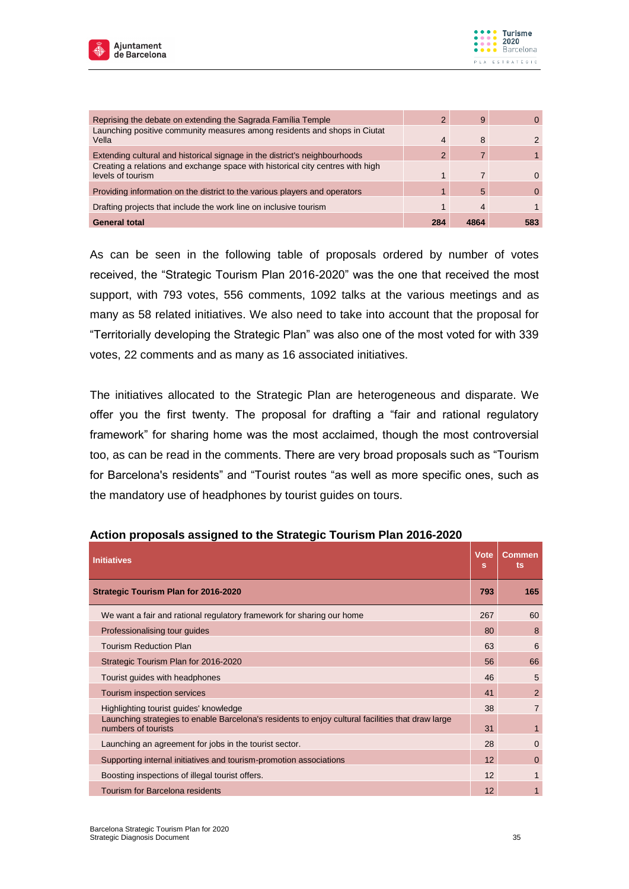| | | | |
|---|---|---|---|
| Reprising the debate on extending the Sagrada Família Temple | 2 | 9 | 0 |
| Launching positive community measures among residents and shops in Ciutat Vella | 4 | 8 | 2 |
| Extending cultural and historical signage in the district's neighbourhoods | 2 | 7 | 1 |
| Creating a relations and exchange space with historical city centres with high levels of tourism | 1 | 7 | 0 |
| Providing information on the district to the various players and operators | 1 | 5 | 0 |
| Drafting projects that include the work line on inclusive tourism | 1 | 4 | 1 |
| **General total** | **284** | **4864** | **583** |

As can be seen in the following table of proposals ordered by number of votes received, the "Strategic Tourism Plan 2016-2020" was the one that received the most support, with 793 votes, 556 comments, 1092 talks at the various meetings and as many as 58 related initiatives. We also need to take into account that the proposal for "Territorially developing the Strategic Plan" was also one of the most voted for with 339 votes, 22 comments and as many as 16 associated initiatives.

The initiatives allocated to the Strategic Plan are heterogeneous and disparate. We offer you the first twenty. The proposal for drafting a "fair and rational regulatory framework" for sharing home was the most acclaimed, though the most controversial too, as can be read in the comments. There are very broad proposals such as "Tourism for Barcelona's residents" and "Tourist routes "as well as more specific ones, such as the mandatory use of headphones by tourist guides on tours.

**Action proposals assigned to the Strategic Tourism Plan 2016-2020**

| Initiatives | Votes | Comments |
|---|---|---|
| **Strategic Tourism Plan for 2016-2020** | **793** | **165** |
| We want a fair and rational regulatory framework for sharing our home | 267 | 60 |
| Professionalising tour guides | 80 | 8 |
| Tourism Reduction Plan | 63 | 6 |
| Strategic Tourism Plan for 2016-2020 | 56 | 66 |
| Tourist guides with headphones | 46 | 5 |
| Tourism inspection services | 41 | 2 |
| Highlighting tourist guides' knowledge | 38 | 7 |
| Launching strategies to enable Barcelona's residents to enjoy cultural facilities that draw large numbers of tourists | 31 | 1 |
| Launching an agreement for jobs in the tourist sector. | 28 | 0 |
| Supporting internal initiatives and tourism-promotion associations | 12 | 0 |
| Boosting inspections of illegal tourist offers. | 12 | 1 |
| Tourism for Barcelona residents | 12 | 1 |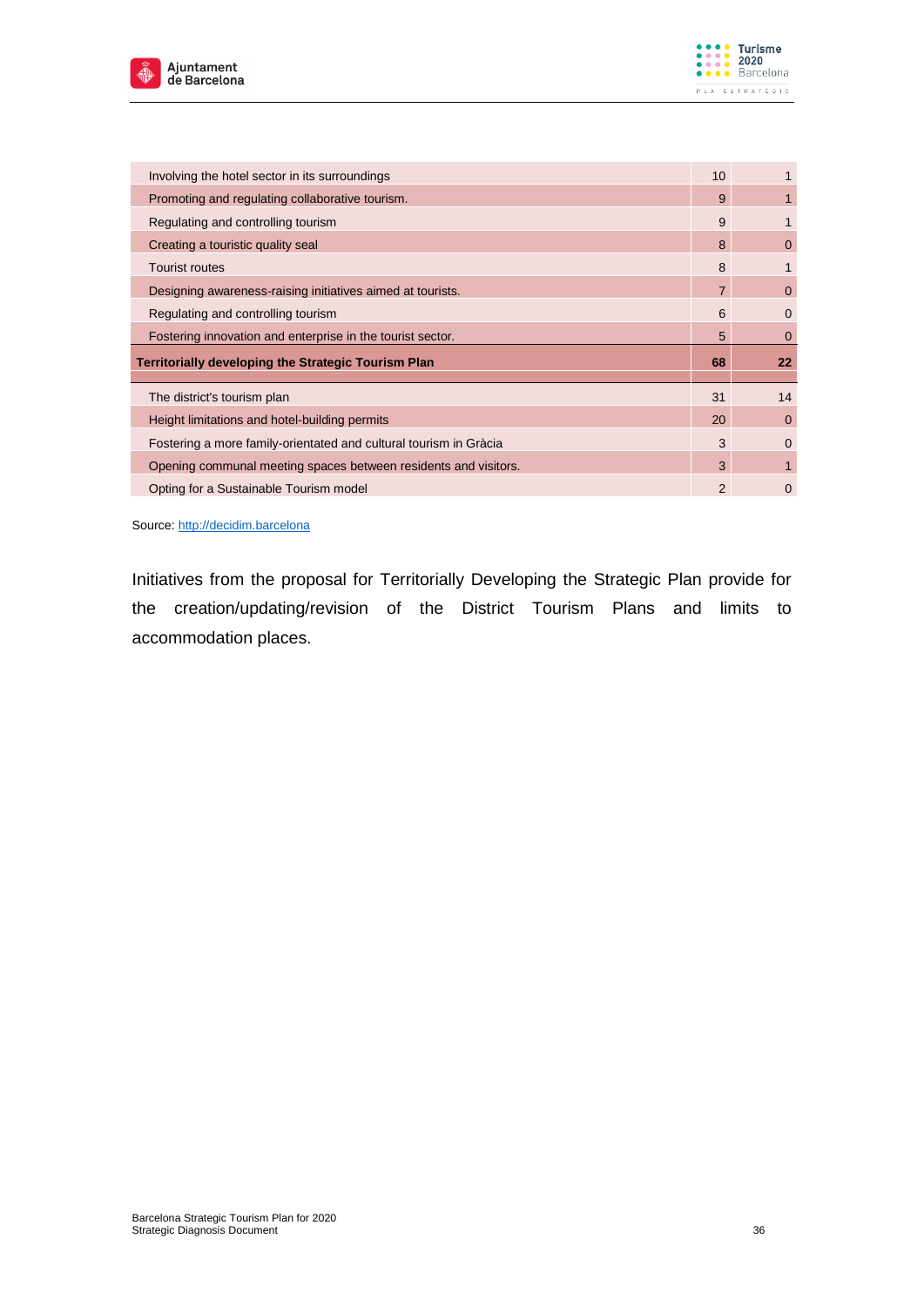| | | |
|---|---|---|
| Involving the hotel sector in its surroundings | 10 | 1 |
| Promoting and regulating collaborative tourism. | 9 | 1 |
| Regulating and controlling tourism | 9 | 1 |
| Creating a touristic quality seal | 8 | 0 |
| Tourist routes | 8 | 1 |
| Designing awareness-raising initiatives aimed at tourists. | 7 | 0 |
| Regulating and controlling tourism | 6 | 0 |
| Fostering innovation and enterprise in the tourist sector. | 5 | 0 |
| **Territorially developing the Strategic Tourism Plan** | **68** | **22** |
| The district's tourism plan | 31 | 14 |
| Height limitations and hotel-building permits | 20 | 0 |
| Fostering a more family-orientated and cultural tourism in Gràcia | 3 | 0 |
| Opening communal meeting spaces between residents and visitors. | 3 | 1 |
| Opting for a Sustainable Tourism model | 2 | 0 |

Source: http://decidim.barcelona

Initiatives from the proposal for Territorially Developing the Strategic Plan provide for the creation/updating/revision of the District Tourism Plans and limits to accommodation places.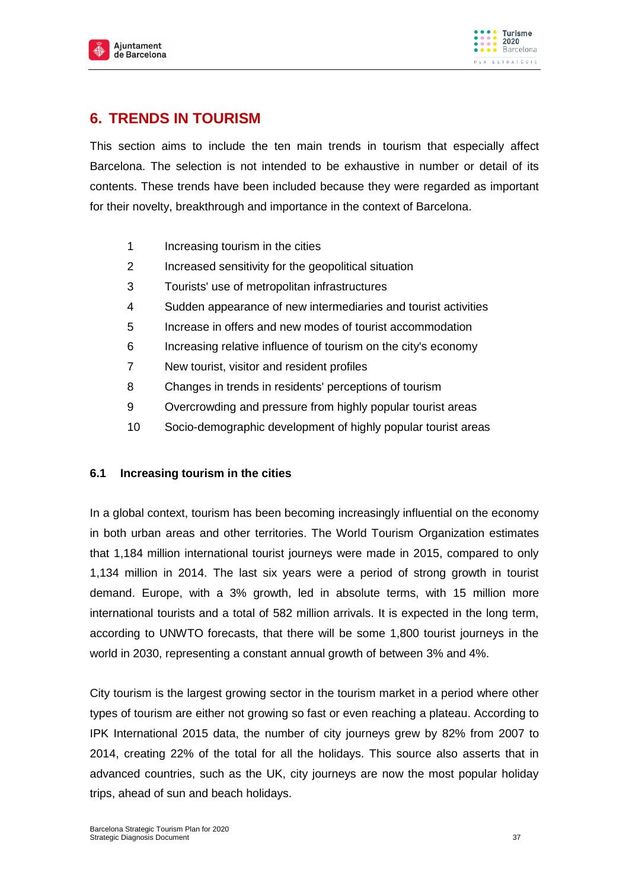## 6. TRENDS IN TOURISM

This section aims to include the ten main trends in tourism that especially affect Barcelona. The selection is not intended to be exhaustive in number or detail of its contents. These trends have been included because they were regarded as important for their novelty, breakthrough and importance in the context of Barcelona.

1. Increasing tourism in the cities
2. Increased sensitivity for the geopolitical situation
3. Tourists' use of metropolitan infrastructures
4. Sudden appearance of new intermediaries and tourist activities
5. Increase in offers and new modes of tourist accommodation
6. Increasing relative influence of tourism on the city's economy
7. New tourist, visitor and resident profiles
8. Changes in trends in residents' perceptions of tourism
9. Overcrowding and pressure from highly popular tourist areas
10. Socio-demographic development of highly popular tourist areas

### 6.1 Increasing tourism in the cities

In a global context, tourism has been becoming increasingly influential on the economy in both urban areas and other territories. The World Tourism Organization estimates that 1,184 million international tourist journeys were made in 2015, compared to only 1,134 million in 2014. The last six years were a period of strong growth in tourist demand. Europe, with a 3% growth, led in absolute terms, with 15 million more international tourists and a total of 582 million arrivals. It is expected in the long term, according to UNWTO forecasts, that there will be some 1,800 tourist journeys in the world in 2030, representing a constant annual growth of between 3% and 4%.

City tourism is the largest growing sector in the tourism market in a period where other types of tourism are either not growing so fast or even reaching a plateau. According to IPK International 2015 data, the number of city journeys grew by 82% from 2007 to 2014, creating 22% of the total for all the holidays. This source also asserts that in advanced countries, such as the UK, city journeys are now the most popular holiday trips, ahead of sun and beach holidays.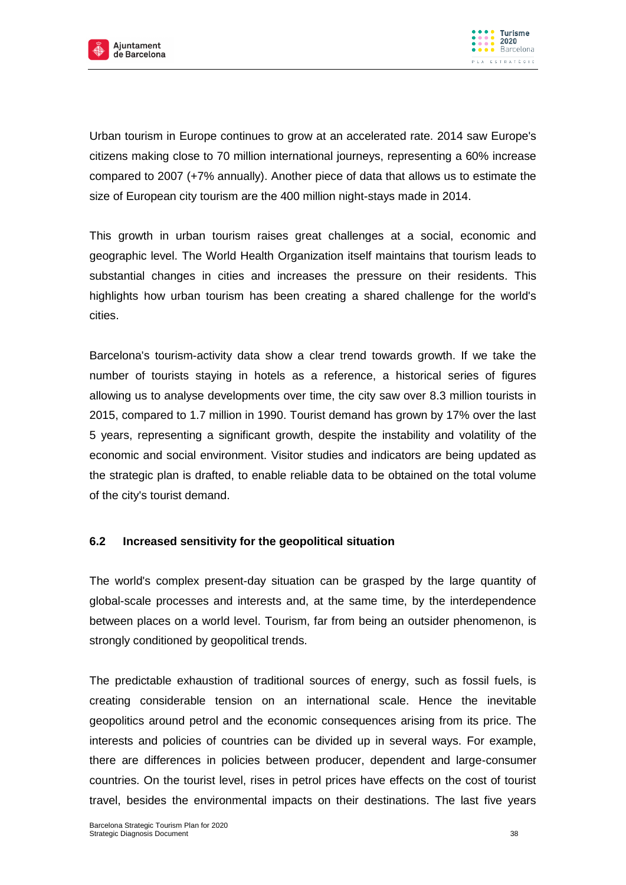Urban tourism in Europe continues to grow at an accelerated rate. 2014 saw Europe's citizens making close to 70 million international journeys, representing a 60% increase compared to 2007 (+7% annually). Another piece of data that allows us to estimate the size of European city tourism are the 400 million night-stays made in 2014.

This growth in urban tourism raises great challenges at a social, economic and geographic level. The World Health Organization itself maintains that tourism leads to substantial changes in cities and increases the pressure on their residents. This highlights how urban tourism has been creating a shared challenge for the world's cities.

Barcelona's tourism-activity data show a clear trend towards growth. If we take the number of tourists staying in hotels as a reference, a historical series of figures allowing us to analyse developments over time, the city saw over 8.3 million tourists in 2015, compared to 1.7 million in 1990. Tourist demand has grown by 17% over the last 5 years, representing a significant growth, despite the instability and volatility of the economic and social environment. Visitor studies and indicators are being updated as the strategic plan is drafted, to enable reliable data to be obtained on the total volume of the city's tourist demand.

### 6.2 Increased sensitivity for the geopolitical situation

The world's complex present-day situation can be grasped by the large quantity of global-scale processes and interests and, at the same time, by the interdependence between places on a world level. Tourism, far from being an outsider phenomenon, is strongly conditioned by geopolitical trends.

The predictable exhaustion of traditional sources of energy, such as fossil fuels, is creating considerable tension on an international scale. Hence the inevitable geopolitics around petrol and the economic consequences arising from its price. The interests and policies of countries can be divided up in several ways. For example, there are differences in policies between producer, dependent and large-consumer countries. On the tourist level, rises in petrol prices have effects on the cost of tourist travel, besides the environmental impacts on their destinations. The last five years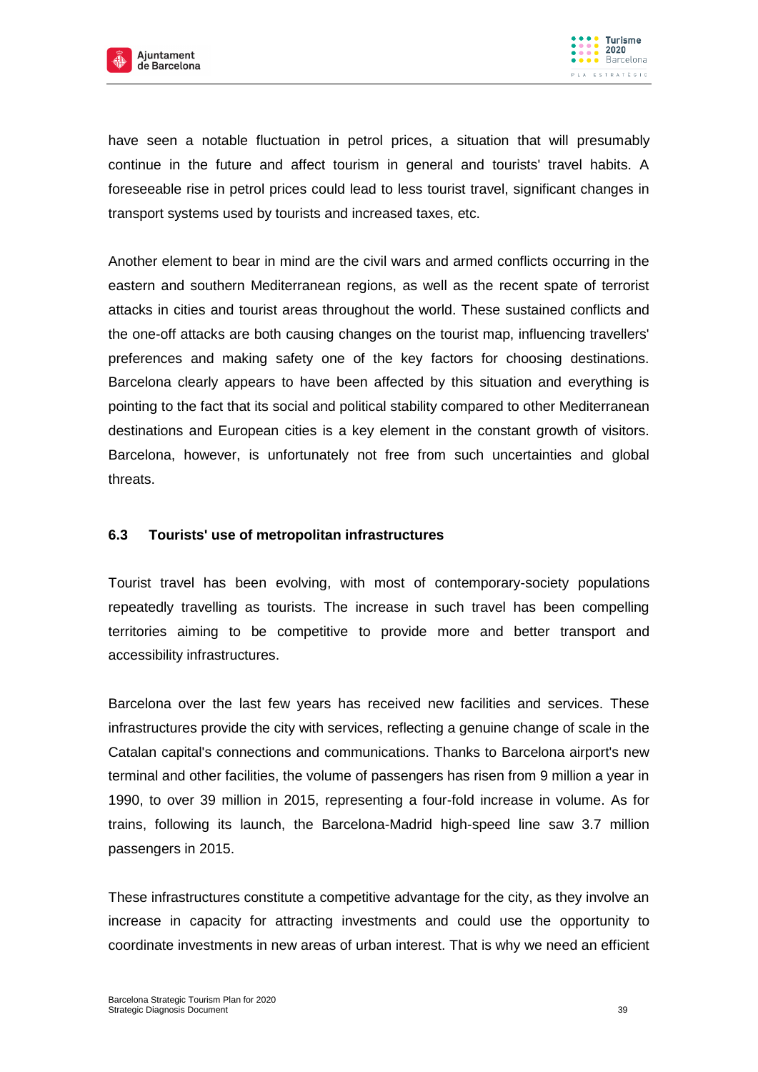have seen a notable fluctuation in petrol prices, a situation that will presumably continue in the future and affect tourism in general and tourists' travel habits. A foreseeable rise in petrol prices could lead to less tourist travel, significant changes in transport systems used by tourists and increased taxes, etc.

Another element to bear in mind are the civil wars and armed conflicts occurring in the eastern and southern Mediterranean regions, as well as the recent spate of terrorist attacks in cities and tourist areas throughout the world. These sustained conflicts and the one-off attacks are both causing changes on the tourist map, influencing travellers' preferences and making safety one of the key factors for choosing destinations. Barcelona clearly appears to have been affected by this situation and everything is pointing to the fact that its social and political stability compared to other Mediterranean destinations and European cities is a key element in the constant growth of visitors. Barcelona, however, is unfortunately not free from such uncertainties and global threats.

### 6.3 Tourists' use of metropolitan infrastructures

Tourist travel has been evolving, with most of contemporary-society populations repeatedly travelling as tourists. The increase in such travel has been compelling territories aiming to be competitive to provide more and better transport and accessibility infrastructures.

Barcelona over the last few years has received new facilities and services. These infrastructures provide the city with services, reflecting a genuine change of scale in the Catalan capital's connections and communications. Thanks to Barcelona airport's new terminal and other facilities, the volume of passengers has risen from 9 million a year in 1990, to over 39 million in 2015, representing a four-fold increase in volume. As for trains, following its launch, the Barcelona-Madrid high-speed line saw 3.7 million passengers in 2015.

These infrastructures constitute a competitive advantage for the city, as they involve an increase in capacity for attracting investments and could use the opportunity to coordinate investments in new areas of urban interest. That is why we need an efficient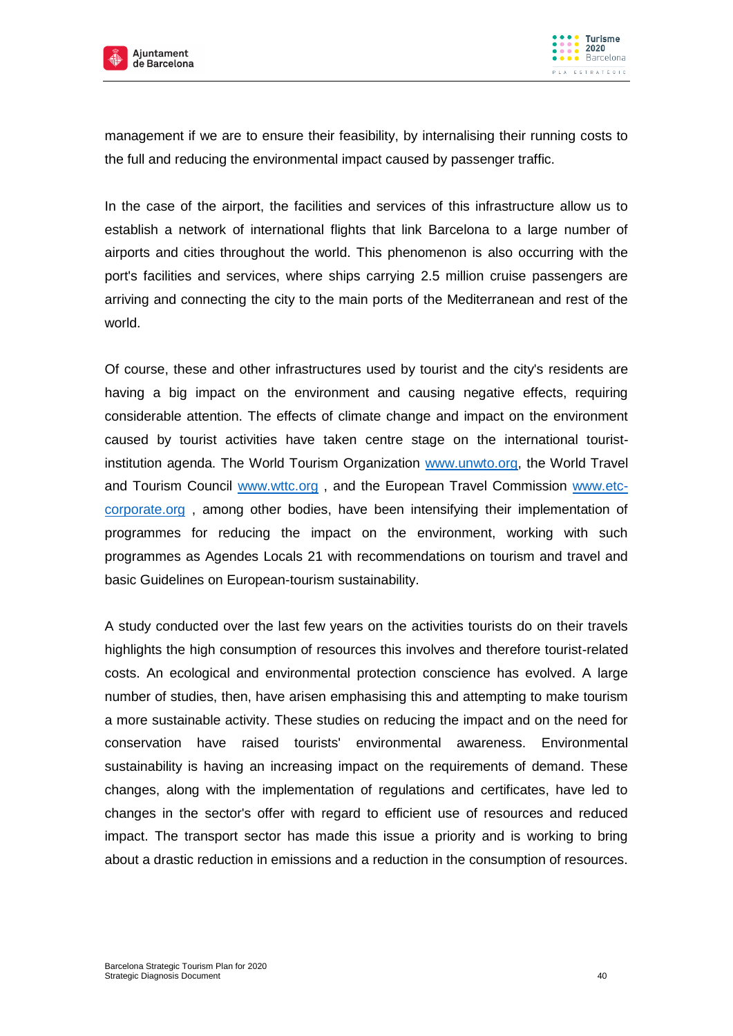management if we are to ensure their feasibility, by internalising their running costs to the full and reducing the environmental impact caused by passenger traffic.

In the case of the airport, the facilities and services of this infrastructure allow us to establish a network of international flights that link Barcelona to a large number of airports and cities throughout the world. This phenomenon is also occurring with the port's facilities and services, where ships carrying 2.5 million cruise passengers are arriving and connecting the city to the main ports of the Mediterranean and rest of the world.

Of course, these and other infrastructures used by tourist and the city's residents are having a big impact on the environment and causing negative effects, requiring considerable attention. The effects of climate change and impact on the environment caused by tourist activities have taken centre stage on the international tourist-institution agenda. The World Tourism Organization [www.unwto.org](http://www.unwto.org), the World Travel and Tourism Council [www.wttc.org](http://www.wttc.org) , and the European Travel Commission [www.etc-corporate.org](http://www.etc-corporate.org) , among other bodies, have been intensifying their implementation of programmes for reducing the impact on the environment, working with such programmes as Agendes Locals 21 with recommendations on tourism and travel and basic Guidelines on European-tourism sustainability.

A study conducted over the last few years on the activities tourists do on their travels highlights the high consumption of resources this involves and therefore tourist-related costs. An ecological and environmental protection conscience has evolved. A large number of studies, then, have arisen emphasising this and attempting to make tourism a more sustainable activity. These studies on reducing the impact and on the need for conservation have raised tourists' environmental awareness. Environmental sustainability is having an increasing impact on the requirements of demand. These changes, along with the implementation of regulations and certificates, have led to changes in the sector's offer with regard to efficient use of resources and reduced impact. The transport sector has made this issue a priority and is working to bring about a drastic reduction in emissions and a reduction in the consumption of resources.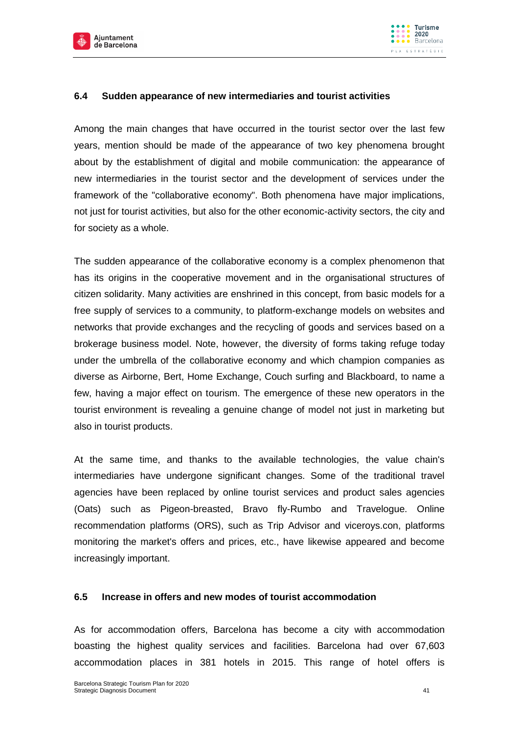### 6.4 Sudden appearance of new intermediaries and tourist activities

Among the main changes that have occurred in the tourist sector over the last few years, mention should be made of the appearance of two key phenomena brought about by the establishment of digital and mobile communication: the appearance of new intermediaries in the tourist sector and the development of services under the framework of the "collaborative economy". Both phenomena have major implications, not just for tourist activities, but also for the other economic-activity sectors, the city and for society as a whole.

The sudden appearance of the collaborative economy is a complex phenomenon that has its origins in the cooperative movement and in the organisational structures of citizen solidarity. Many activities are enshrined in this concept, from basic models for a free supply of services to a community, to platform-exchange models on websites and networks that provide exchanges and the recycling of goods and services based on a brokerage business model. Note, however, the diversity of forms taking refuge today under the umbrella of the collaborative economy and which champion companies as diverse as Airborne, Bert, Home Exchange, Couch surfing and Blackboard, to name a few, having a major effect on tourism. The emergence of these new operators in the tourist environment is revealing a genuine change of model not just in marketing but also in tourist products.

At the same time, and thanks to the available technologies, the value chain's intermediaries have undergone significant changes. Some of the traditional travel agencies have been replaced by online tourist services and product sales agencies (Oats) such as Pigeon-breasted, Bravo fly-Rumbo and Travelogue. Online recommendation platforms (ORS), such as Trip Advisor and viceroys.con, platforms monitoring the market's offers and prices, etc., have likewise appeared and become increasingly important.

### 6.5 Increase in offers and new modes of tourist accommodation

As for accommodation offers, Barcelona has become a city with accommodation boasting the highest quality services and facilities. Barcelona had over 67,603 accommodation places in 381 hotels in 2015. This range of hotel offers is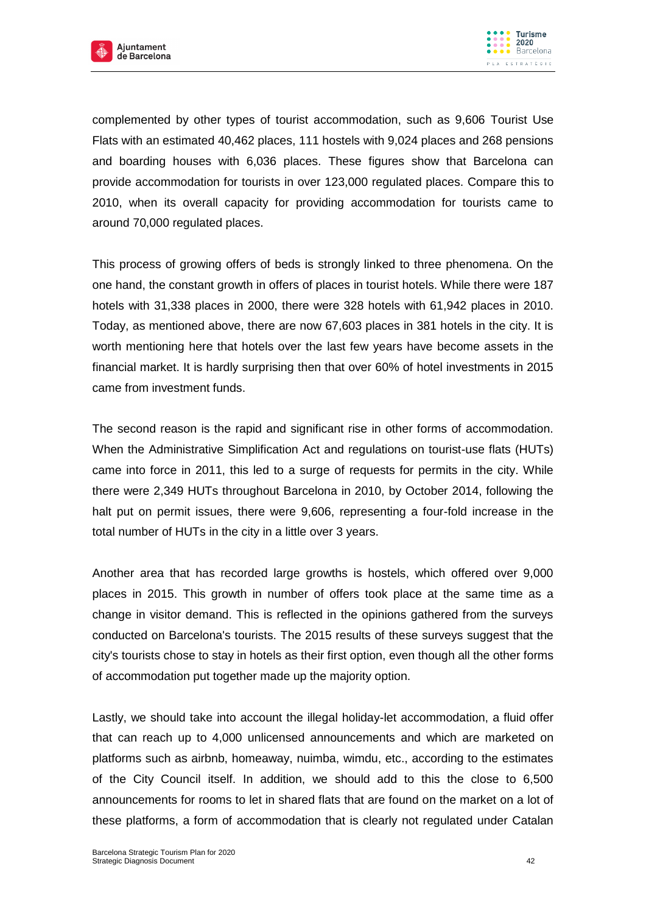complemented by other types of tourist accommodation, such as 9,606 Tourist Use Flats with an estimated 40,462 places, 111 hostels with 9,024 places and 268 pensions and boarding houses with 6,036 places. These figures show that Barcelona can provide accommodation for tourists in over 123,000 regulated places. Compare this to 2010, when its overall capacity for providing accommodation for tourists came to around 70,000 regulated places.

This process of growing offers of beds is strongly linked to three phenomena. On the one hand, the constant growth in offers of places in tourist hotels. While there were 187 hotels with 31,338 places in 2000, there were 328 hotels with 61,942 places in 2010. Today, as mentioned above, there are now 67,603 places in 381 hotels in the city. It is worth mentioning here that hotels over the last few years have become assets in the financial market. It is hardly surprising then that over 60% of hotel investments in 2015 came from investment funds.

The second reason is the rapid and significant rise in other forms of accommodation. When the Administrative Simplification Act and regulations on tourist-use flats (HUTs) came into force in 2011, this led to a surge of requests for permits in the city. While there were 2,349 HUTs throughout Barcelona in 2010, by October 2014, following the halt put on permit issues, there were 9,606, representing a four-fold increase in the total number of HUTs in the city in a little over 3 years.

Another area that has recorded large growths is hostels, which offered over 9,000 places in 2015. This growth in number of offers took place at the same time as a change in visitor demand. This is reflected in the opinions gathered from the surveys conducted on Barcelona's tourists. The 2015 results of these surveys suggest that the city's tourists chose to stay in hotels as their first option, even though all the other forms of accommodation put together made up the majority option.

Lastly, we should take into account the illegal holiday-let accommodation, a fluid offer that can reach up to 4,000 unlicensed announcements and which are marketed on platforms such as airbnb, homeaway, nuimba, wimdu, etc., according to the estimates of the City Council itself. In addition, we should add to this the close to 6,500 announcements for rooms to let in shared flats that are found on the market on a lot of these platforms, a form of accommodation that is clearly not regulated under Catalan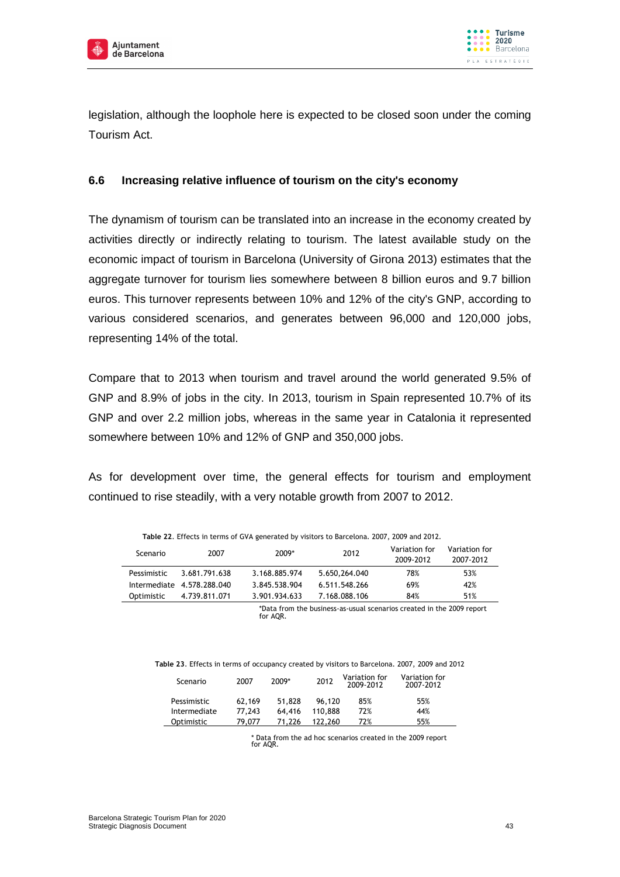legislation, although the loophole here is expected to be closed soon under the coming Tourism Act.

### 6.6 Increasing relative influence of tourism on the city's economy

The dynamism of tourism can be translated into an increase in the economy created by activities directly or indirectly relating to tourism. The latest available study on the economic impact of tourism in Barcelona (University of Girona 2013) estimates that the aggregate turnover for tourism lies somewhere between 8 billion euros and 9.7 billion euros. This turnover represents between 10% and 12% of the city's GNP, according to various considered scenarios, and generates between 96,000 and 120,000 jobs, representing 14% of the total.

Compare that to 2013 when tourism and travel around the world generated 9.5% of GNP and 8.9% of jobs in the city. In 2013, tourism in Spain represented 10.7% of its GNP and over 2.2 million jobs, whereas in the same year in Catalonia it represented somewhere between 10% and 12% of GNP and 350,000 jobs.

As for development over time, the general effects for tourism and employment continued to rise steadily, with a very notable growth from 2007 to 2012.

**Table 22**. Effects in terms of GVA generated by visitors to Barcelona. 2007, 2009 and 2012.

| Scenario | 2007 | 2009* | 2012 | Variation for 2009-2012 | Variation for 2007-2012 |
|---|---|---|---|---|---|
| Pessimistic | 3.681.791.638 | 3.168.885.974 | 5.650,264.040 | 78% | 53% |
| Intermediate | 4.578.288.040 | 3.845.538.904 | 6.511.548.266 | 69% | 42% |
| Optimistic | 4.739.811.071 | 3.901.934.633 | 7.168.088.106 | 84% | 51% |

*Data from the business-as-usual scenarios created in the 2009 report for AQR.

**Table 23**. Effects in terms of occupancy created by visitors to Barcelona. 2007, 2009 and 2012

| Scenario | 2007 | 2009* | 2012 | Variation for 2009-2012 | Variation for 2007-2012 |
|---|---|---|---|---|---|
| Pessimistic | 62,169 | 51,828 | 96,120 | 85% | 55% |
| Intermediate | 77,243 | 64,416 | 110,888 | 72% | 44% |
| Optimistic | 79,077 | 71,226 | 122,260 | 72% | 55% |

* Data from the ad hoc scenarios created in the 2009 report for AQR.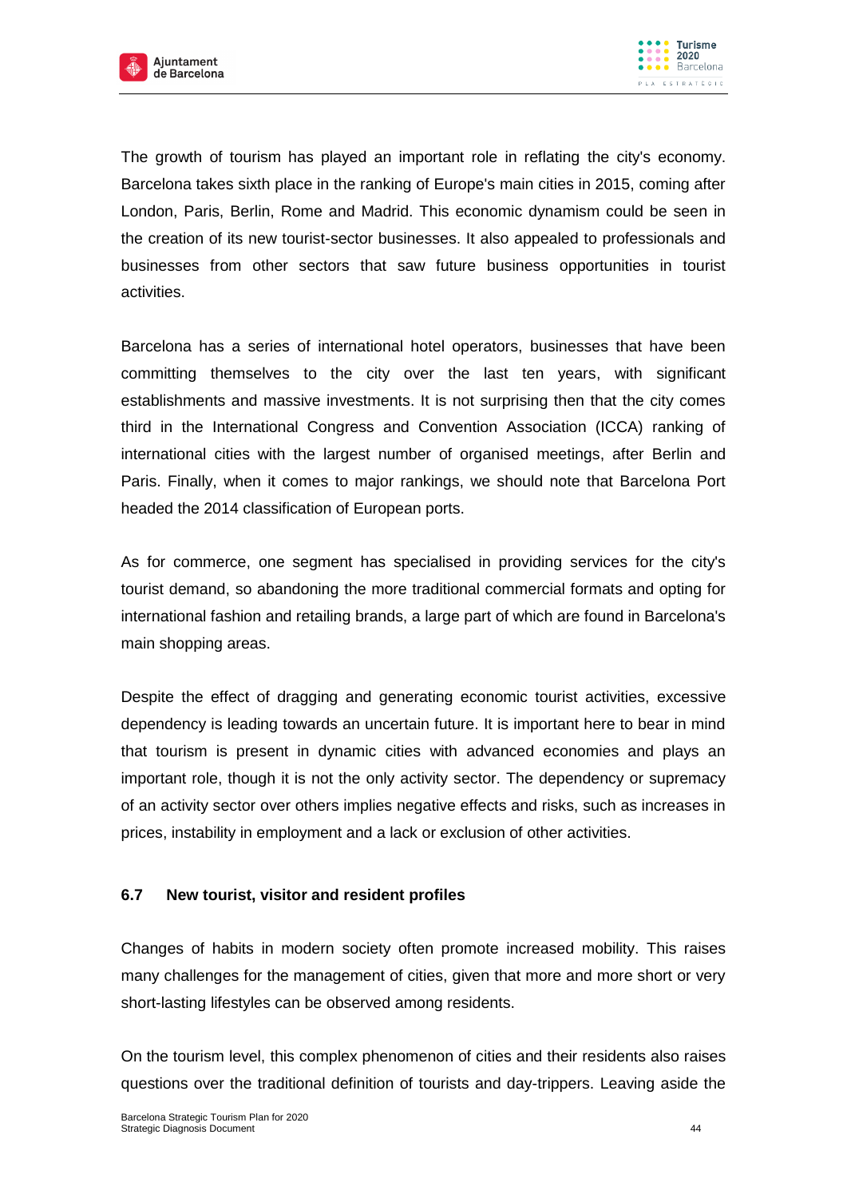The growth of tourism has played an important role in reflating the city's economy. Barcelona takes sixth place in the ranking of Europe's main cities in 2015, coming after London, Paris, Berlin, Rome and Madrid. This economic dynamism could be seen in the creation of its new tourist-sector businesses. It also appealed to professionals and businesses from other sectors that saw future business opportunities in tourist activities.

Barcelona has a series of international hotel operators, businesses that have been committing themselves to the city over the last ten years, with significant establishments and massive investments. It is not surprising then that the city comes third in the International Congress and Convention Association (ICCA) ranking of international cities with the largest number of organised meetings, after Berlin and Paris. Finally, when it comes to major rankings, we should note that Barcelona Port headed the 2014 classification of European ports.

As for commerce, one segment has specialised in providing services for the city's tourist demand, so abandoning the more traditional commercial formats and opting for international fashion and retailing brands, a large part of which are found in Barcelona's main shopping areas.

Despite the effect of dragging and generating economic tourist activities, excessive dependency is leading towards an uncertain future. It is important here to bear in mind that tourism is present in dynamic cities with advanced economies and plays an important role, though it is not the only activity sector. The dependency or supremacy of an activity sector over others implies negative effects and risks, such as increases in prices, instability in employment and a lack or exclusion of other activities.

### 6.7 New tourist, visitor and resident profiles

Changes of habits in modern society often promote increased mobility. This raises many challenges for the management of cities, given that more and more short or very short-lasting lifestyles can be observed among residents.

On the tourism level, this complex phenomenon of cities and their residents also raises questions over the traditional definition of tourists and day-trippers. Leaving aside the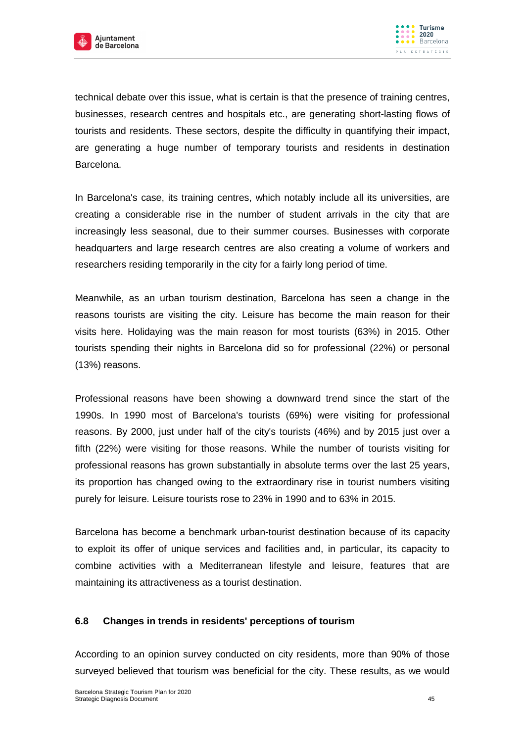technical debate over this issue, what is certain is that the presence of training centres, businesses, research centres and hospitals etc., are generating short-lasting flows of tourists and residents. These sectors, despite the difficulty in quantifying their impact, are generating a huge number of temporary tourists and residents in destination Barcelona.

In Barcelona's case, its training centres, which notably include all its universities, are creating a considerable rise in the number of student arrivals in the city that are increasingly less seasonal, due to their summer courses. Businesses with corporate headquarters and large research centres are also creating a volume of workers and researchers residing temporarily in the city for a fairly long period of time.

Meanwhile, as an urban tourism destination, Barcelona has seen a change in the reasons tourists are visiting the city. Leisure has become the main reason for their visits here. Holidaying was the main reason for most tourists (63%) in 2015. Other tourists spending their nights in Barcelona did so for professional (22%) or personal (13%) reasons.

Professional reasons have been showing a downward trend since the start of the 1990s. In 1990 most of Barcelona's tourists (69%) were visiting for professional reasons. By 2000, just under half of the city's tourists (46%) and by 2015 just over a fifth (22%) were visiting for those reasons. While the number of tourists visiting for professional reasons has grown substantially in absolute terms over the last 25 years, its proportion has changed owing to the extraordinary rise in tourist numbers visiting purely for leisure. Leisure tourists rose to 23% in 1990 and to 63% in 2015.

Barcelona has become a benchmark urban-tourist destination because of its capacity to exploit its offer of unique services and facilities and, in particular, its capacity to combine activities with a Mediterranean lifestyle and leisure, features that are maintaining its attractiveness as a tourist destination.

### 6.8 Changes in trends in residents' perceptions of tourism

According to an opinion survey conducted on city residents, more than 90% of those surveyed believed that tourism was beneficial for the city. These results, as we would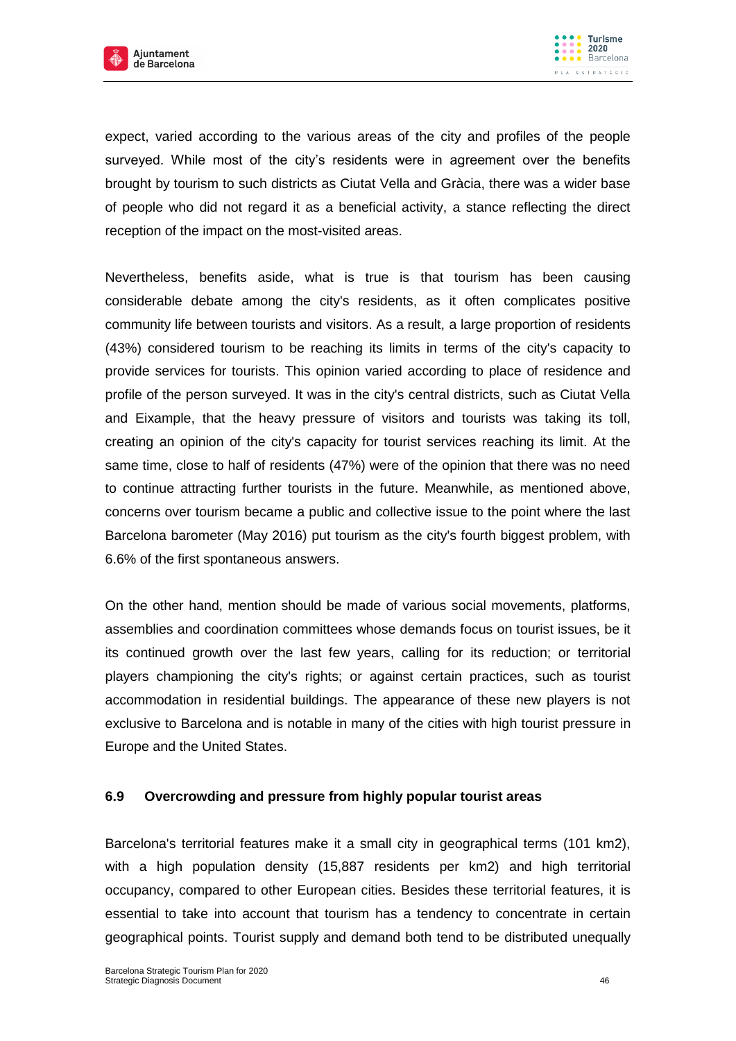expect, varied according to the various areas of the city and profiles of the people surveyed. While most of the city's residents were in agreement over the benefits brought by tourism to such districts as Ciutat Vella and Gràcia, there was a wider base of people who did not regard it as a beneficial activity, a stance reflecting the direct reception of the impact on the most-visited areas.

Nevertheless, benefits aside, what is true is that tourism has been causing considerable debate among the city's residents, as it often complicates positive community life between tourists and visitors. As a result, a large proportion of residents (43%) considered tourism to be reaching its limits in terms of the city's capacity to provide services for tourists. This opinion varied according to place of residence and profile of the person surveyed. It was in the city's central districts, such as Ciutat Vella and Eixample, that the heavy pressure of visitors and tourists was taking its toll, creating an opinion of the city's capacity for tourist services reaching its limit. At the same time, close to half of residents (47%) were of the opinion that there was no need to continue attracting further tourists in the future. Meanwhile, as mentioned above, concerns over tourism became a public and collective issue to the point where the last Barcelona barometer (May 2016) put tourism as the city's fourth biggest problem, with 6.6% of the first spontaneous answers.

On the other hand, mention should be made of various social movements, platforms, assemblies and coordination committees whose demands focus on tourist issues, be it its continued growth over the last few years, calling for its reduction; or territorial players championing the city's rights; or against certain practices, such as tourist accommodation in residential buildings. The appearance of these new players is not exclusive to Barcelona and is notable in many of the cities with high tourist pressure in Europe and the United States.

### 6.9 Overcrowding and pressure from highly popular tourist areas

Barcelona's territorial features make it a small city in geographical terms (101 km2), with a high population density (15,887 residents per km2) and high territorial occupancy, compared to other European cities. Besides these territorial features, it is essential to take into account that tourism has a tendency to concentrate in certain geographical points. Tourist supply and demand both tend to be distributed unequally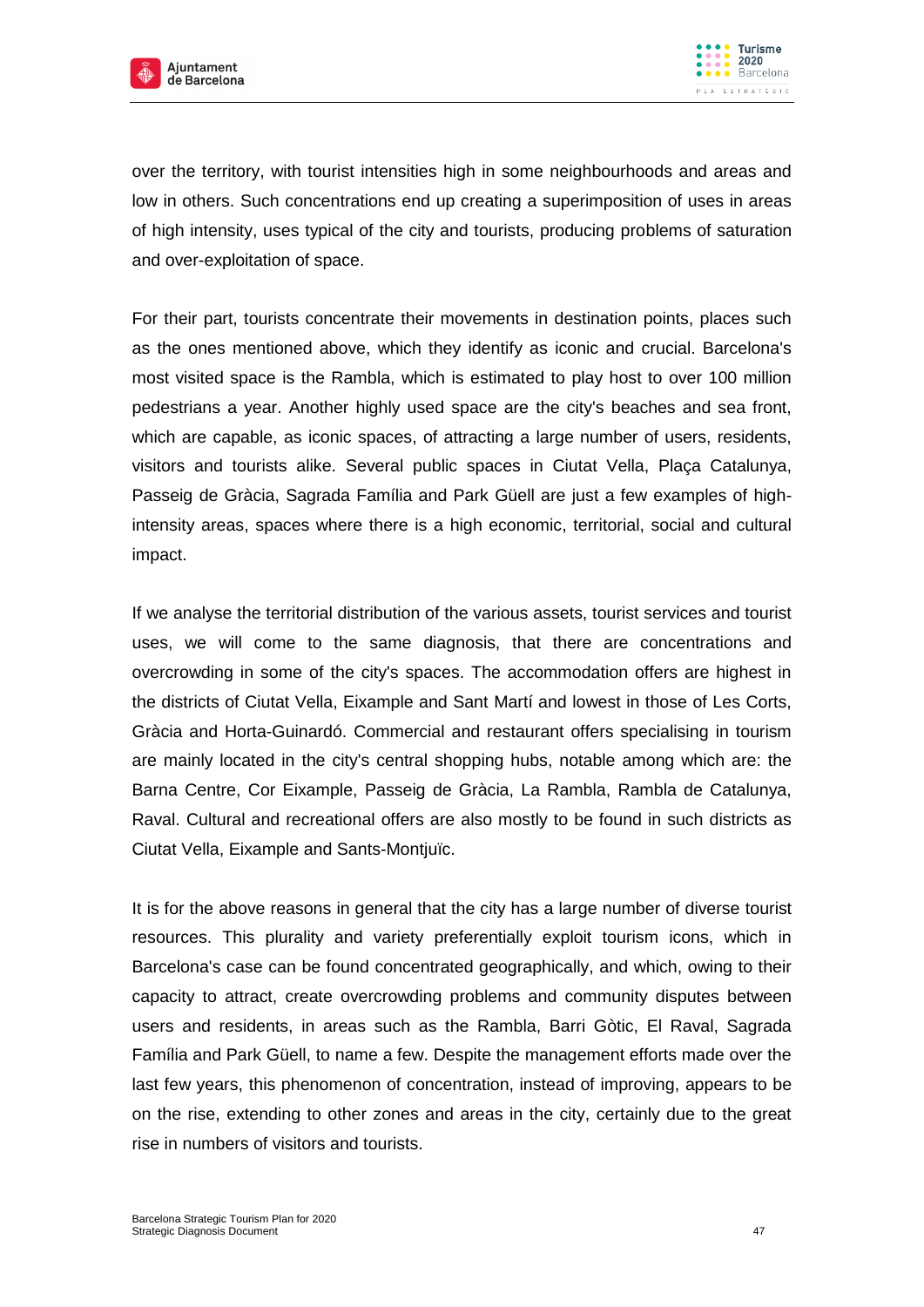over the territory, with tourist intensities high in some neighbourhoods and areas and low in others. Such concentrations end up creating a superimposition of uses in areas of high intensity, uses typical of the city and tourists, producing problems of saturation and over-exploitation of space.

For their part, tourists concentrate their movements in destination points, places such as the ones mentioned above, which they identify as iconic and crucial. Barcelona's most visited space is the Rambla, which is estimated to play host to over 100 million pedestrians a year. Another highly used space are the city's beaches and sea front, which are capable, as iconic spaces, of attracting a large number of users, residents, visitors and tourists alike. Several public spaces in Ciutat Vella, Plaça Catalunya, Passeig de Gràcia, Sagrada Família and Park Güell are just a few examples of high-intensity areas, spaces where there is a high economic, territorial, social and cultural impact.

If we analyse the territorial distribution of the various assets, tourist services and tourist uses, we will come to the same diagnosis, that there are concentrations and overcrowding in some of the city's spaces. The accommodation offers are highest in the districts of Ciutat Vella, Eixample and Sant Martí and lowest in those of Les Corts, Gràcia and Horta-Guinardó. Commercial and restaurant offers specialising in tourism are mainly located in the city's central shopping hubs, notable among which are: the Barna Centre, Cor Eixample, Passeig de Gràcia, La Rambla, Rambla de Catalunya, Raval. Cultural and recreational offers are also mostly to be found in such districts as Ciutat Vella, Eixample and Sants-Montjuïc.

It is for the above reasons in general that the city has a large number of diverse tourist resources. This plurality and variety preferentially exploit tourism icons, which in Barcelona's case can be found concentrated geographically, and which, owing to their capacity to attract, create overcrowding problems and community disputes between users and residents, in areas such as the Rambla, Barri Gòtic, El Raval, Sagrada Família and Park Güell, to name a few. Despite the management efforts made over the last few years, this phenomenon of concentration, instead of improving, appears to be on the rise, extending to other zones and areas in the city, certainly due to the great rise in numbers of visitors and tourists.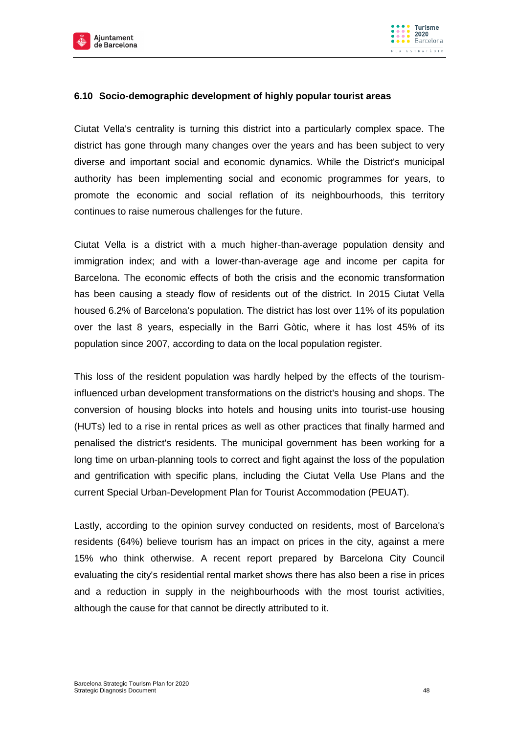### 6.10 Socio-demographic development of highly popular tourist areas

Ciutat Vella's centrality is turning this district into a particularly complex space. The district has gone through many changes over the years and has been subject to very diverse and important social and economic dynamics. While the District's municipal authority has been implementing social and economic programmes for years, to promote the economic and social reflation of its neighbourhoods, this territory continues to raise numerous challenges for the future.

Ciutat Vella is a district with a much higher-than-average population density and immigration index; and with a lower-than-average age and income per capita for Barcelona. The economic effects of both the crisis and the economic transformation has been causing a steady flow of residents out of the district. In 2015 Ciutat Vella housed 6.2% of Barcelona's population. The district has lost over 11% of its population over the last 8 years, especially in the Barri Gòtic, where it has lost 45% of its population since 2007, according to data on the local population register.

This loss of the resident population was hardly helped by the effects of the tourism-influenced urban development transformations on the district's housing and shops. The conversion of housing blocks into hotels and housing units into tourist-use housing (HUTs) led to a rise in rental prices as well as other practices that finally harmed and penalised the district's residents. The municipal government has been working for a long time on urban-planning tools to correct and fight against the loss of the population and gentrification with specific plans, including the Ciutat Vella Use Plans and the current Special Urban-Development Plan for Tourist Accommodation (PEUAT).

Lastly, according to the opinion survey conducted on residents, most of Barcelona's residents (64%) believe tourism has an impact on prices in the city, against a mere 15% who think otherwise. A recent report prepared by Barcelona City Council evaluating the city's residential rental market shows there has also been a rise in prices and a reduction in supply in the neighbourhoods with the most tourist activities, although the cause for that cannot be directly attributed to it.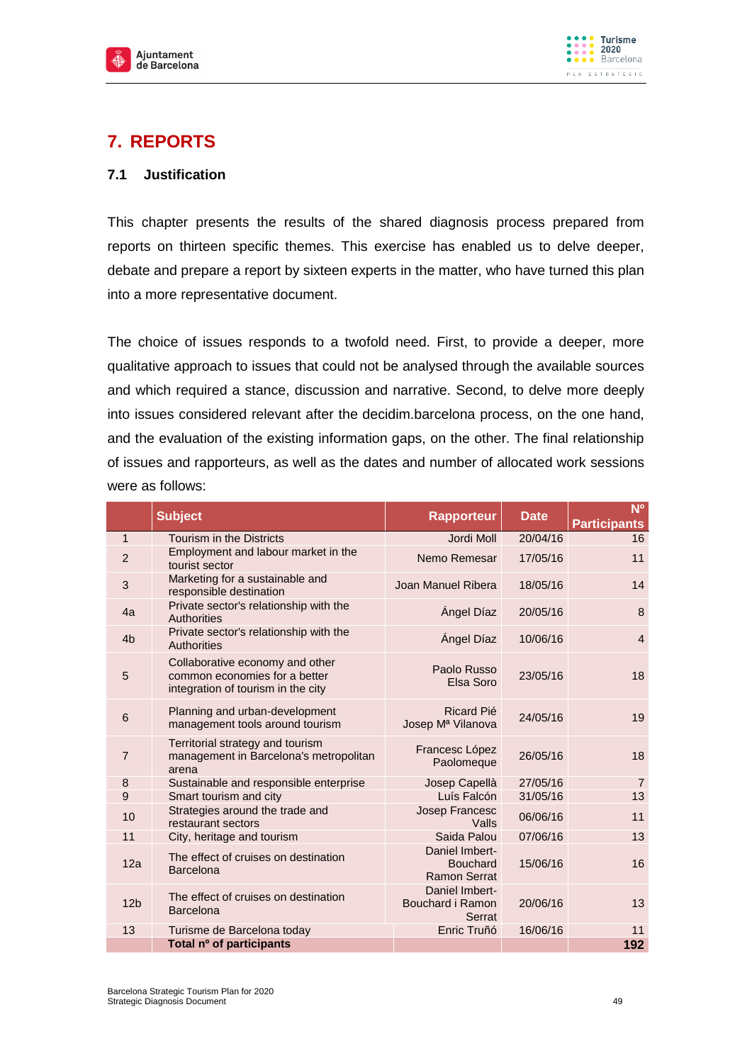## 7. REPORTS

### 7.1 Justification

This chapter presents the results of the shared diagnosis process prepared from reports on thirteen specific themes. This exercise has enabled us to delve deeper, debate and prepare a report by sixteen experts in the matter, who have turned this plan into a more representative document.

The choice of issues responds to a twofold need. First, to provide a deeper, more qualitative approach to issues that could not be analysed through the available sources and which required a stance, discussion and narrative. Second, to delve more deeply into issues considered relevant after the decidim.barcelona process, on the one hand, and the evaluation of the existing information gaps, on the other. The final relationship of issues and rapporteurs, as well as the dates and number of allocated work sessions were as follows:

| | Subject | Rapporteur | Date | Nº Participants |
|---|---|---|---|---|
| 1 | Tourism in the Districts | Jordi Moll | 20/04/16 | 16 |
| 2 | Employment and labour market in the tourist sector | Nemo Remesar | 17/05/16 | 11 |
| 3 | Marketing for a sustainable and responsible destination | Joan Manuel Ribera | 18/05/16 | 14 |
| 4a | Private sector's relationship with the Authorities | Ángel Díaz | 20/05/16 | 8 |
| 4b | Private sector's relationship with the Authorities | Ángel Díaz | 10/06/16 | 4 |
| 5 | Collaborative economy and other common economies for a better integration of tourism in the city | Paolo Russo Elsa Soro | 23/05/16 | 18 |
| 6 | Planning and urban-development management tools around tourism | Ricard Pié Josep Mª Vilanova | 24/05/16 | 19 |
| 7 | Territorial strategy and tourism management in Barcelona's metropolitan arena | Francesc López Paolomeque | 26/05/16 | 18 |
| 8 | Sustainable and responsible enterprise | Josep Capellà | 27/05/16 | 7 |
| 9 | Smart tourism and city | Luís Falcón | 31/05/16 | 13 |
| 10 | Strategies around the trade and restaurant sectors | Josep Francesc Valls | 06/06/16 | 11 |
| 11 | City, heritage and tourism | Saida Palou | 07/06/16 | 13 |
| 12a | The effect of cruises on destination Barcelona | Daniel Imbert-Bouchard Ramon Serrat | 15/06/16 | 16 |
| 12b | The effect of cruises on destination Barcelona | Daniel Imbert-Bouchard i Ramon Serrat | 20/06/16 | 13 |
| 13 | Turisme de Barcelona today | Enric Truñó | 16/06/16 | 11 |
| | **Total nº of participants** | | | **192** |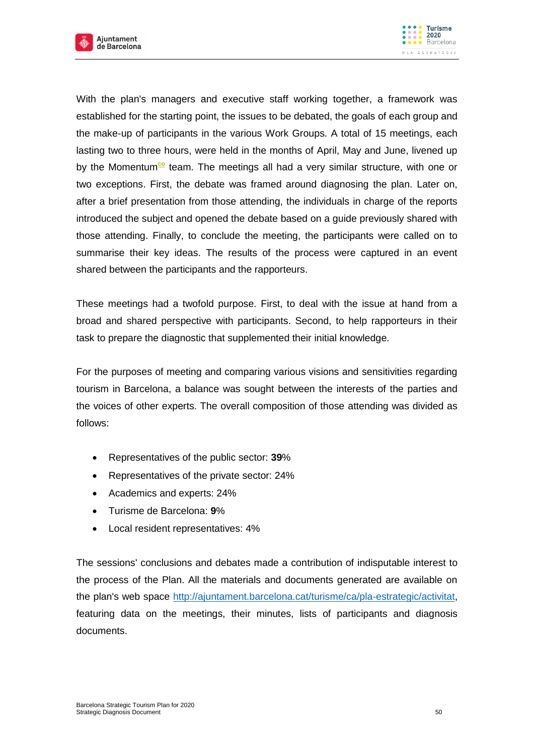With the plan's managers and executive staff working together, a framework was established for the starting point, the issues to be debated, the goals of each group and the make-up of participants in the various Work Groups. A total of 15 meetings, each lasting two to three hours, were held in the months of April, May and June, livened up by the Momentum[co] team. The meetings all had a very similar structure, with one or two exceptions. First, the debate was framed around diagnosing the plan. Later on, after a brief presentation from those attending, the individuals in charge of the reports introduced the subject and opened the debate based on a guide previously shared with those attending. Finally, to conclude the meeting, the participants were called on to summarise their key ideas. The results of the process were captured in an event shared between the participants and the rapporteurs.

These meetings had a twofold purpose. First, to deal with the issue at hand from a broad and shared perspective with participants. Second, to help rapporteurs in their task to prepare the diagnostic that supplemented their initial knowledge.

For the purposes of meeting and comparing various visions and sensitivities regarding tourism in Barcelona, a balance was sought between the interests of the parties and the voices of other experts. The overall composition of those attending was divided as follows:

- Representatives of the public sector: **39**%
- Representatives of the private sector: 24%
- Academics and experts: 24%
- Turisme de Barcelona: **9**%
- Local resident representatives: 4%

The sessions' conclusions and debates made a contribution of indisputable interest to the process of the Plan. All the materials and documents generated are available on the plan's web space http://ajuntament.barcelona.cat/turisme/ca/pla-estrategic/activitat, featuring data on the meetings, their minutes, lists of participants and diagnosis documents.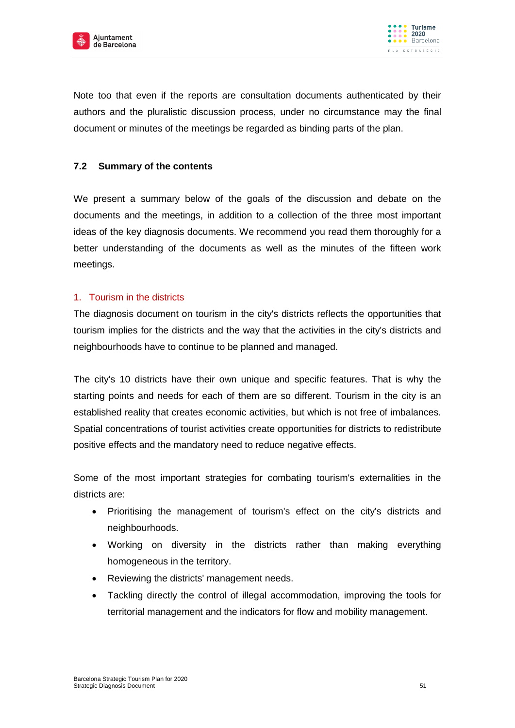Note too that even if the reports are consultation documents authenticated by their authors and the pluralistic discussion process, under no circumstance may the final document or minutes of the meetings be regarded as binding parts of the plan.

## 7.2 Summary of the contents

We present a summary below of the goals of the discussion and debate on the documents and the meetings, in addition to a collection of the three most important ideas of the key diagnosis documents. We recommend you read them thoroughly for a better understanding of the documents as well as the minutes of the fifteen work meetings.

### 1. Tourism in the districts

The diagnosis document on tourism in the city's districts reflects the opportunities that tourism implies for the districts and the way that the activities in the city's districts and neighbourhoods have to continue to be planned and managed.

The city's 10 districts have their own unique and specific features. That is why the starting points and needs for each of them are so different. Tourism in the city is an established reality that creates economic activities, but which is not free of imbalances. Spatial concentrations of tourist activities create opportunities for districts to redistribute positive effects and the mandatory need to reduce negative effects.

Some of the most important strategies for combating tourism's externalities in the districts are:

- Prioritising the management of tourism's effect on the city's districts and neighbourhoods.
- Working on diversity in the districts rather than making everything homogeneous in the territory.
- Reviewing the districts' management needs.
- Tackling directly the control of illegal accommodation, improving the tools for territorial management and the indicators for flow and mobility management.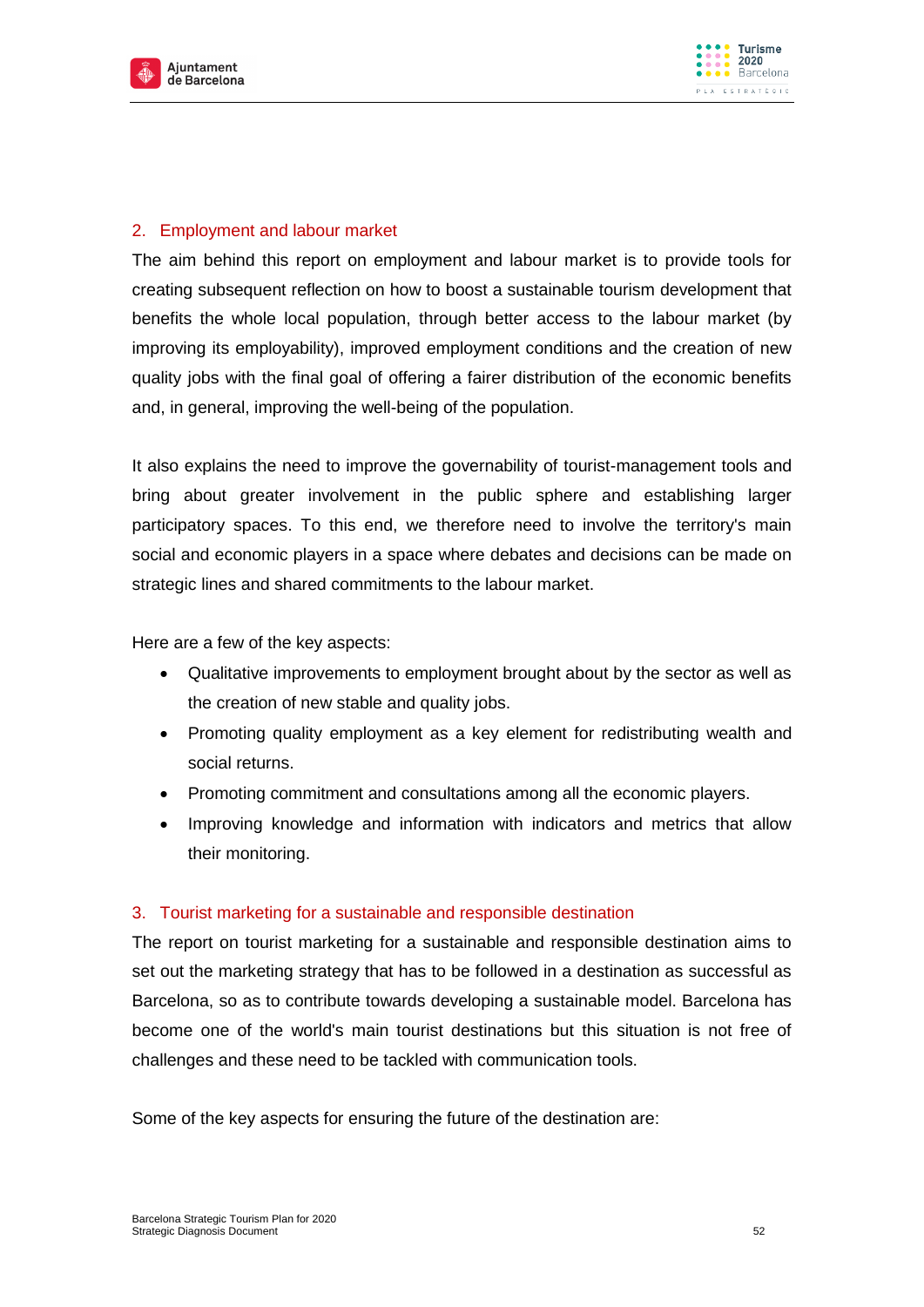## 2. Employment and labour market

The aim behind this report on employment and labour market is to provide tools for creating subsequent reflection on how to boost a sustainable tourism development that benefits the whole local population, through better access to the labour market (by improving its employability), improved employment conditions and the creation of new quality jobs with the final goal of offering a fairer distribution of the economic benefits and, in general, improving the well-being of the population.

It also explains the need to improve the governability of tourist-management tools and bring about greater involvement in the public sphere and establishing larger participatory spaces. To this end, we therefore need to involve the territory's main social and economic players in a space where debates and decisions can be made on strategic lines and shared commitments to the labour market.

Here are a few of the key aspects:

- Qualitative improvements to employment brought about by the sector as well as the creation of new stable and quality jobs.
- Promoting quality employment as a key element for redistributing wealth and social returns.
- Promoting commitment and consultations among all the economic players.
- Improving knowledge and information with indicators and metrics that allow their monitoring.

## 3. Tourist marketing for a sustainable and responsible destination

The report on tourist marketing for a sustainable and responsible destination aims to set out the marketing strategy that has to be followed in a destination as successful as Barcelona, so as to contribute towards developing a sustainable model. Barcelona has become one of the world's main tourist destinations but this situation is not free of challenges and these need to be tackled with communication tools.

Some of the key aspects for ensuring the future of the destination are: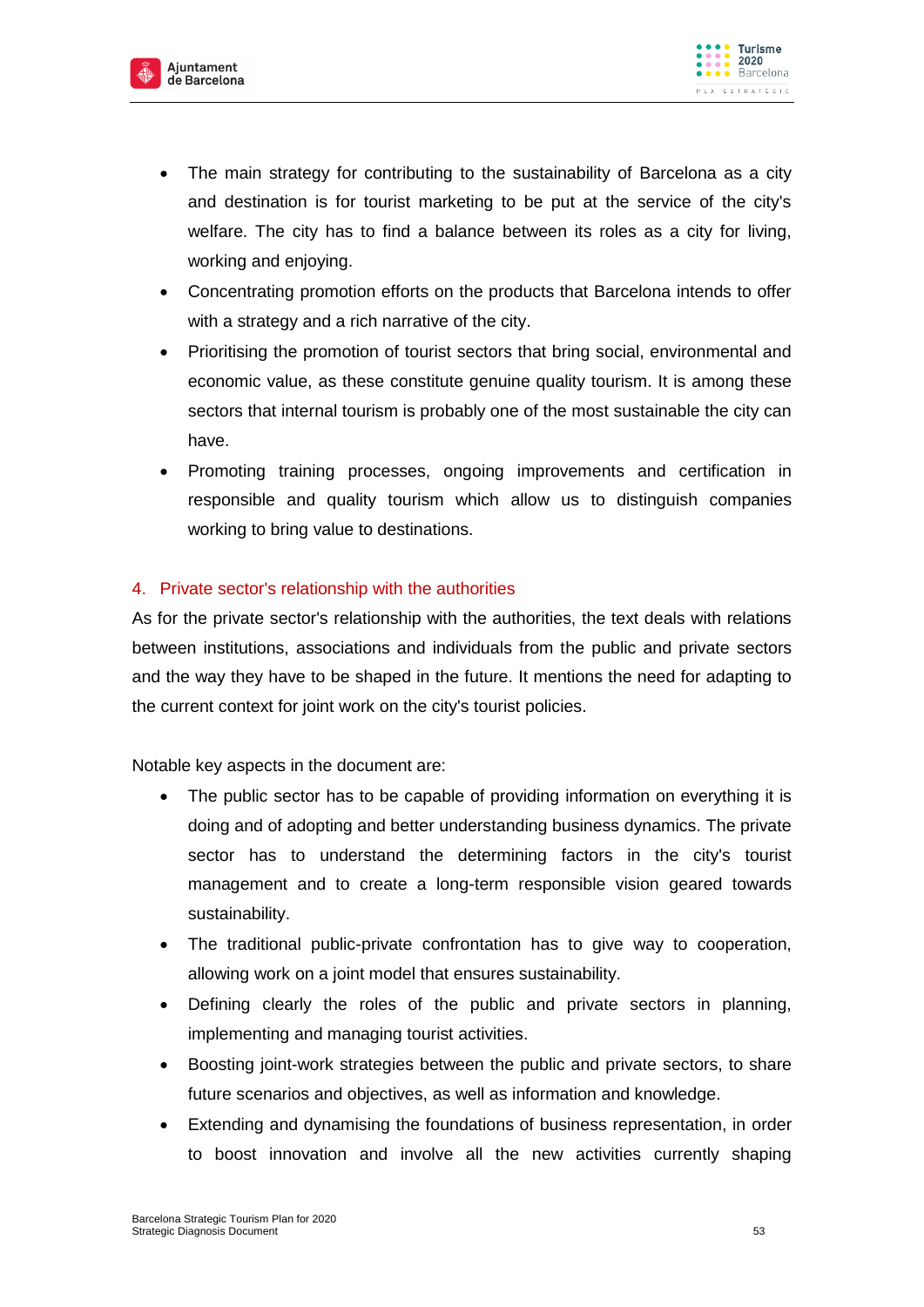- The main strategy for contributing to the sustainability of Barcelona as a city and destination is for tourist marketing to be put at the service of the city's welfare. The city has to find a balance between its roles as a city for living, working and enjoying.
- Concentrating promotion efforts on the products that Barcelona intends to offer with a strategy and a rich narrative of the city.
- Prioritising the promotion of tourist sectors that bring social, environmental and economic value, as these constitute genuine quality tourism. It is among these sectors that internal tourism is probably one of the most sustainable the city can have.
- Promoting training processes, ongoing improvements and certification in responsible and quality tourism which allow us to distinguish companies working to bring value to destinations.

## 4. Private sector's relationship with the authorities

As for the private sector's relationship with the authorities, the text deals with relations between institutions, associations and individuals from the public and private sectors and the way they have to be shaped in the future. It mentions the need for adapting to the current context for joint work on the city's tourist policies.

Notable key aspects in the document are:

- The public sector has to be capable of providing information on everything it is doing and of adopting and better understanding business dynamics. The private sector has to understand the determining factors in the city's tourist management and to create a long-term responsible vision geared towards sustainability.
- The traditional public-private confrontation has to give way to cooperation, allowing work on a joint model that ensures sustainability.
- Defining clearly the roles of the public and private sectors in planning, implementing and managing tourist activities.
- Boosting joint-work strategies between the public and private sectors, to share future scenarios and objectives, as well as information and knowledge.
- Extending and dynamising the foundations of business representation, in order to boost innovation and involve all the new activities currently shaping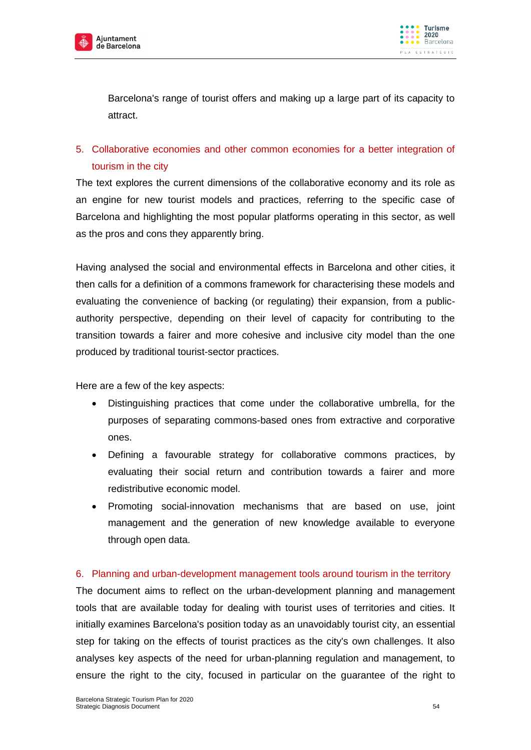Barcelona's range of tourist offers and making up a large part of its capacity to attract.

## 5. Collaborative economies and other common economies for a better integration of tourism in the city

The text explores the current dimensions of the collaborative economy and its role as an engine for new tourist models and practices, referring to the specific case of Barcelona and highlighting the most popular platforms operating in this sector, as well as the pros and cons they apparently bring.

Having analysed the social and environmental effects in Barcelona and other cities, it then calls for a definition of a commons framework for characterising these models and evaluating the convenience of backing (or regulating) their expansion, from a public-authority perspective, depending on their level of capacity for contributing to the transition towards a fairer and more cohesive and inclusive city model than the one produced by traditional tourist-sector practices.

Here are a few of the key aspects:

- Distinguishing practices that come under the collaborative umbrella, for the purposes of separating commons-based ones from extractive and corporative ones.
- Defining a favourable strategy for collaborative commons practices, by evaluating their social return and contribution towards a fairer and more redistributive economic model.
- Promoting social-innovation mechanisms that are based on use, joint management and the generation of new knowledge available to everyone through open data.

## 6. Planning and urban-development management tools around tourism in the territory

The document aims to reflect on the urban-development planning and management tools that are available today for dealing with tourist uses of territories and cities. It initially examines Barcelona's position today as an unavoidably tourist city, an essential step for taking on the effects of tourist practices as the city's own challenges. It also analyses key aspects of the need for urban-planning regulation and management, to ensure the right to the city, focused in particular on the guarantee of the right to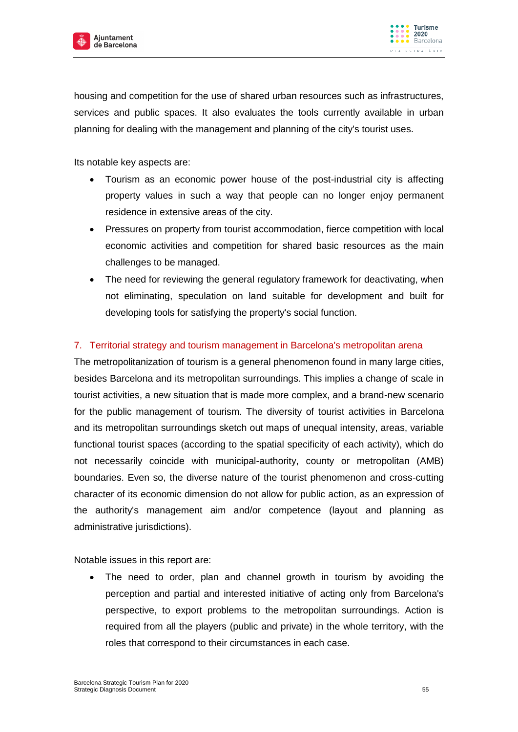housing and competition for the use of shared urban resources such as infrastructures, services and public spaces. It also evaluates the tools currently available in urban planning for dealing with the management and planning of the city's tourist uses.

Its notable key aspects are:

- Tourism as an economic power house of the post-industrial city is affecting property values in such a way that people can no longer enjoy permanent residence in extensive areas of the city.
- Pressures on property from tourist accommodation, fierce competition with local economic activities and competition for shared basic resources as the main challenges to be managed.
- The need for reviewing the general regulatory framework for deactivating, when not eliminating, speculation on land suitable for development and built for developing tools for satisfying the property's social function.

### 7. Territorial strategy and tourism management in Barcelona's metropolitan arena

The metropolitanization of tourism is a general phenomenon found in many large cities, besides Barcelona and its metropolitan surroundings. This implies a change of scale in tourist activities, a new situation that is made more complex, and a brand-new scenario for the public management of tourism. The diversity of tourist activities in Barcelona and its metropolitan surroundings sketch out maps of unequal intensity, areas, variable functional tourist spaces (according to the spatial specificity of each activity), which do not necessarily coincide with municipal-authority, county or metropolitan (AMB) boundaries. Even so, the diverse nature of the tourist phenomenon and cross-cutting character of its economic dimension do not allow for public action, as an expression of the authority's management aim and/or competence (layout and planning as administrative jurisdictions).

Notable issues in this report are:

- The need to order, plan and channel growth in tourism by avoiding the perception and partial and interested initiative of acting only from Barcelona's perspective, to export problems to the metropolitan surroundings. Action is required from all the players (public and private) in the whole territory, with the roles that correspond to their circumstances in each case.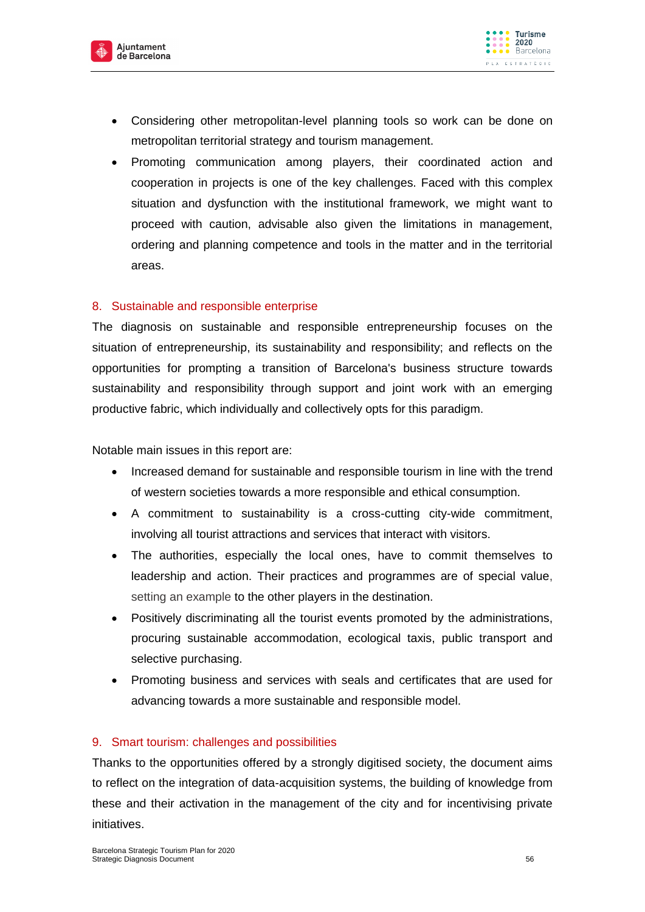- Considering other metropolitan-level planning tools so work can be done on metropolitan territorial strategy and tourism management.
- Promoting communication among players, their coordinated action and cooperation in projects is one of the key challenges. Faced with this complex situation and dysfunction with the institutional framework, we might want to proceed with caution, advisable also given the limitations in management, ordering and planning competence and tools in the matter and in the territorial areas.

## 8. Sustainable and responsible enterprise

The diagnosis on sustainable and responsible entrepreneurship focuses on the situation of entrepreneurship, its sustainability and responsibility; and reflects on the opportunities for prompting a transition of Barcelona's business structure towards sustainability and responsibility through support and joint work with an emerging productive fabric, which individually and collectively opts for this paradigm.

Notable main issues in this report are:

- Increased demand for sustainable and responsible tourism in line with the trend of western societies towards a more responsible and ethical consumption.
- A commitment to sustainability is a cross-cutting city-wide commitment, involving all tourist attractions and services that interact with visitors.
- The authorities, especially the local ones, have to commit themselves to leadership and action. Their practices and programmes are of special value, setting an example to the other players in the destination.
- Positively discriminating all the tourist events promoted by the administrations, procuring sustainable accommodation, ecological taxis, public transport and selective purchasing.
- Promoting business and services with seals and certificates that are used for advancing towards a more sustainable and responsible model.

## 9. Smart tourism: challenges and possibilities

Thanks to the opportunities offered by a strongly digitised society, the document aims to reflect on the integration of data-acquisition systems, the building of knowledge from these and their activation in the management of the city and for incentivising private initiatives.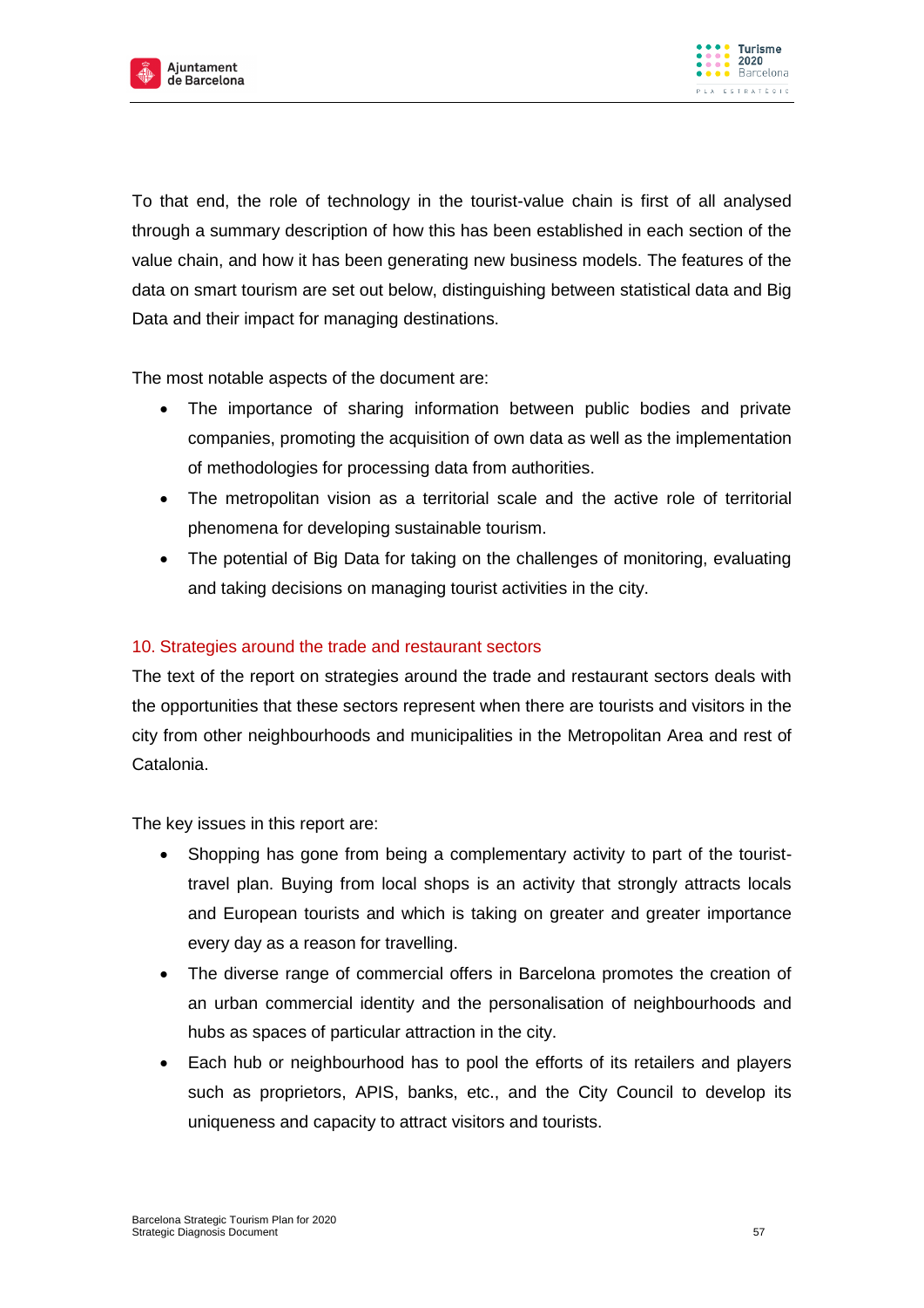To that end, the role of technology in the tourist-value chain is first of all analysed through a summary description of how this has been established in each section of the value chain, and how it has been generating new business models. The features of the data on smart tourism are set out below, distinguishing between statistical data and Big Data and their impact for managing destinations.

The most notable aspects of the document are:

- The importance of sharing information between public bodies and private companies, promoting the acquisition of own data as well as the implementation of methodologies for processing data from authorities.
- The metropolitan vision as a territorial scale and the active role of territorial phenomena for developing sustainable tourism.
- The potential of Big Data for taking on the challenges of monitoring, evaluating and taking decisions on managing tourist activities in the city.

## 10. Strategies around the trade and restaurant sectors

The text of the report on strategies around the trade and restaurant sectors deals with the opportunities that these sectors represent when there are tourists and visitors in the city from other neighbourhoods and municipalities in the Metropolitan Area and rest of Catalonia.

The key issues in this report are:

- Shopping has gone from being a complementary activity to part of the tourist-travel plan. Buying from local shops is an activity that strongly attracts locals and European tourists and which is taking on greater and greater importance every day as a reason for travelling.
- The diverse range of commercial offers in Barcelona promotes the creation of an urban commercial identity and the personalisation of neighbourhoods and hubs as spaces of particular attraction in the city.
- Each hub or neighbourhood has to pool the efforts of its retailers and players such as proprietors, APIS, banks, etc., and the City Council to develop its uniqueness and capacity to attract visitors and tourists.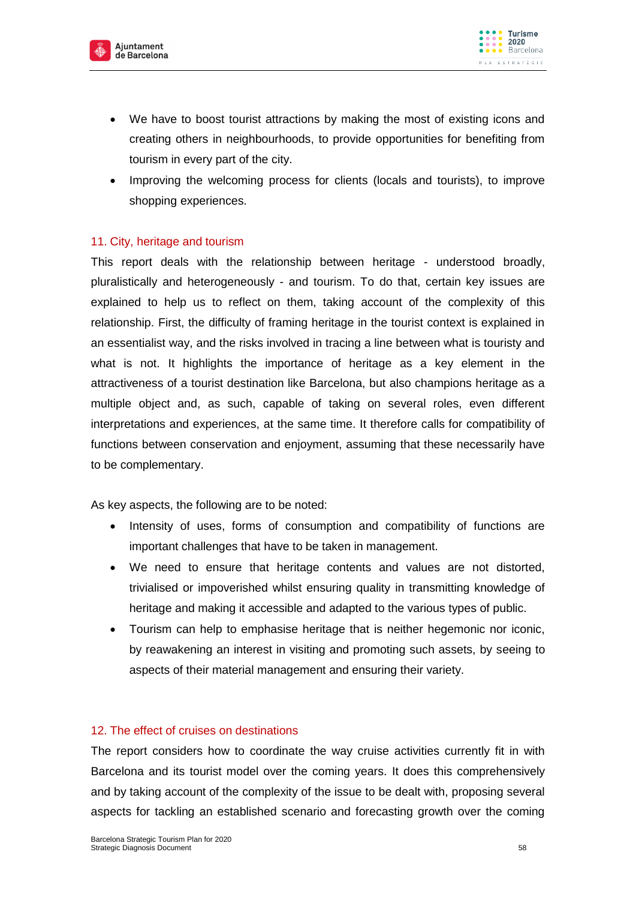- We have to boost tourist attractions by making the most of existing icons and creating others in neighbourhoods, to provide opportunities for benefiting from tourism in every part of the city.
- Improving the welcoming process for clients (locals and tourists), to improve shopping experiences.

## 11. City, heritage and tourism

This report deals with the relationship between heritage - understood broadly, pluralistically and heterogeneously - and tourism. To do that, certain key issues are explained to help us to reflect on them, taking account of the complexity of this relationship. First, the difficulty of framing heritage in the tourist context is explained in an essentialist way, and the risks involved in tracing a line between what is touristy and what is not. It highlights the importance of heritage as a key element in the attractiveness of a tourist destination like Barcelona, but also champions heritage as a multiple object and, as such, capable of taking on several roles, even different interpretations and experiences, at the same time. It therefore calls for compatibility of functions between conservation and enjoyment, assuming that these necessarily have to be complementary.

As key aspects, the following are to be noted:

- Intensity of uses, forms of consumption and compatibility of functions are important challenges that have to be taken in management.
- We need to ensure that heritage contents and values are not distorted, trivialised or impoverished whilst ensuring quality in transmitting knowledge of heritage and making it accessible and adapted to the various types of public.
- Tourism can help to emphasise heritage that is neither hegemonic nor iconic, by reawakening an interest in visiting and promoting such assets, by seeing to aspects of their material management and ensuring their variety.

## 12. The effect of cruises on destinations

The report considers how to coordinate the way cruise activities currently fit in with Barcelona and its tourist model over the coming years. It does this comprehensively and by taking account of the complexity of the issue to be dealt with, proposing several aspects for tackling an established scenario and forecasting growth over the coming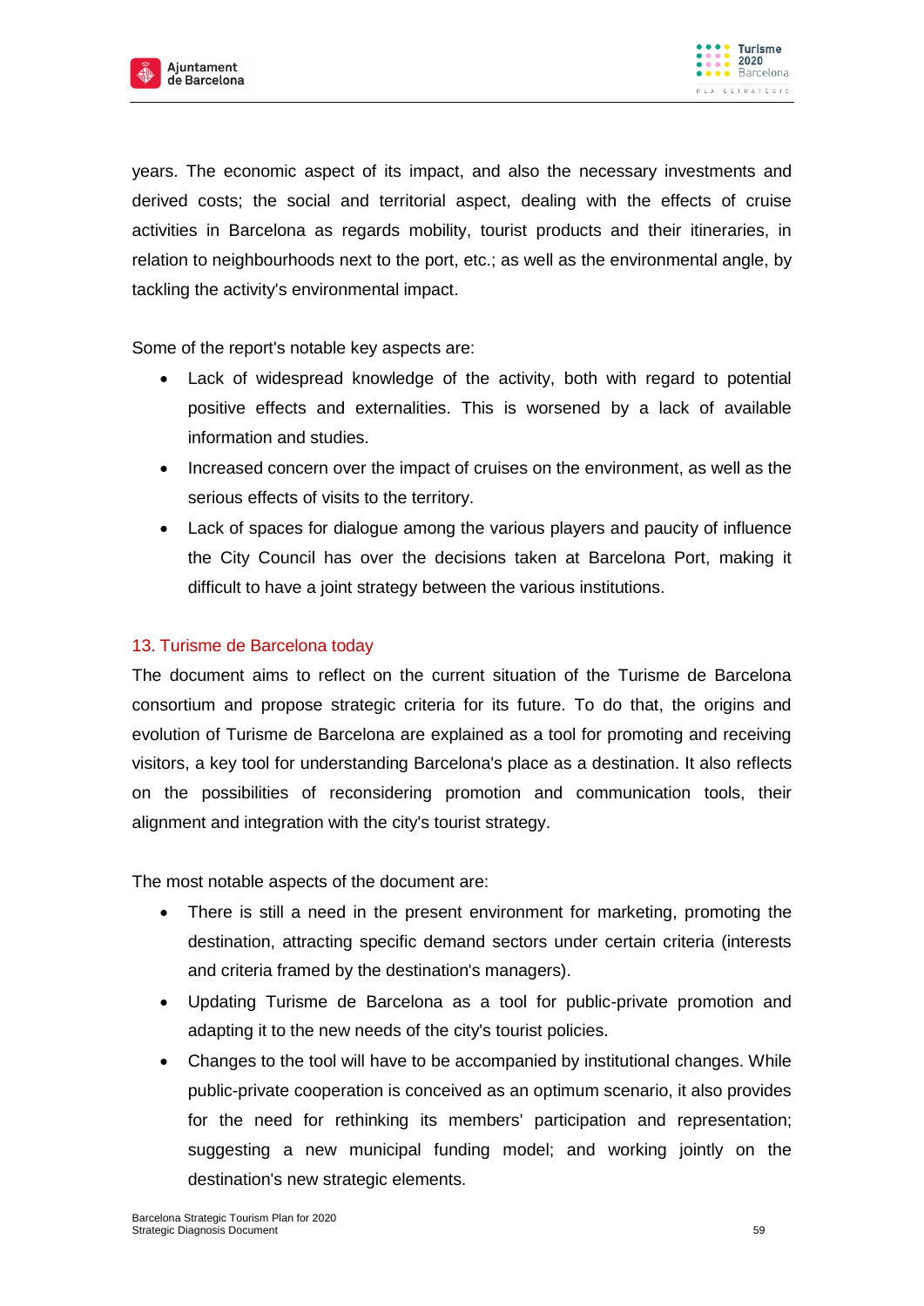years. The economic aspect of its impact, and also the necessary investments and derived costs; the social and territorial aspect, dealing with the effects of cruise activities in Barcelona as regards mobility, tourist products and their itineraries, in relation to neighbourhoods next to the port, etc.; as well as the environmental angle, by tackling the activity's environmental impact.

Some of the report's notable key aspects are:

- Lack of widespread knowledge of the activity, both with regard to potential positive effects and externalities. This is worsened by a lack of available information and studies.
- Increased concern over the impact of cruises on the environment, as well as the serious effects of visits to the territory.
- Lack of spaces for dialogue among the various players and paucity of influence the City Council has over the decisions taken at Barcelona Port, making it difficult to have a joint strategy between the various institutions.

## 13. Turisme de Barcelona today

The document aims to reflect on the current situation of the Turisme de Barcelona consortium and propose strategic criteria for its future. To do that, the origins and evolution of Turisme de Barcelona are explained as a tool for promoting and receiving visitors, a key tool for understanding Barcelona's place as a destination. It also reflects on the possibilities of reconsidering promotion and communication tools, their alignment and integration with the city's tourist strategy.

The most notable aspects of the document are:

- There is still a need in the present environment for marketing, promoting the destination, attracting specific demand sectors under certain criteria (interests and criteria framed by the destination's managers).
- Updating Turisme de Barcelona as a tool for public-private promotion and adapting it to the new needs of the city's tourist policies.
- Changes to the tool will have to be accompanied by institutional changes. While public-private cooperation is conceived as an optimum scenario, it also provides for the need for rethinking its members' participation and representation; suggesting a new municipal funding model; and working jointly on the destination's new strategic elements.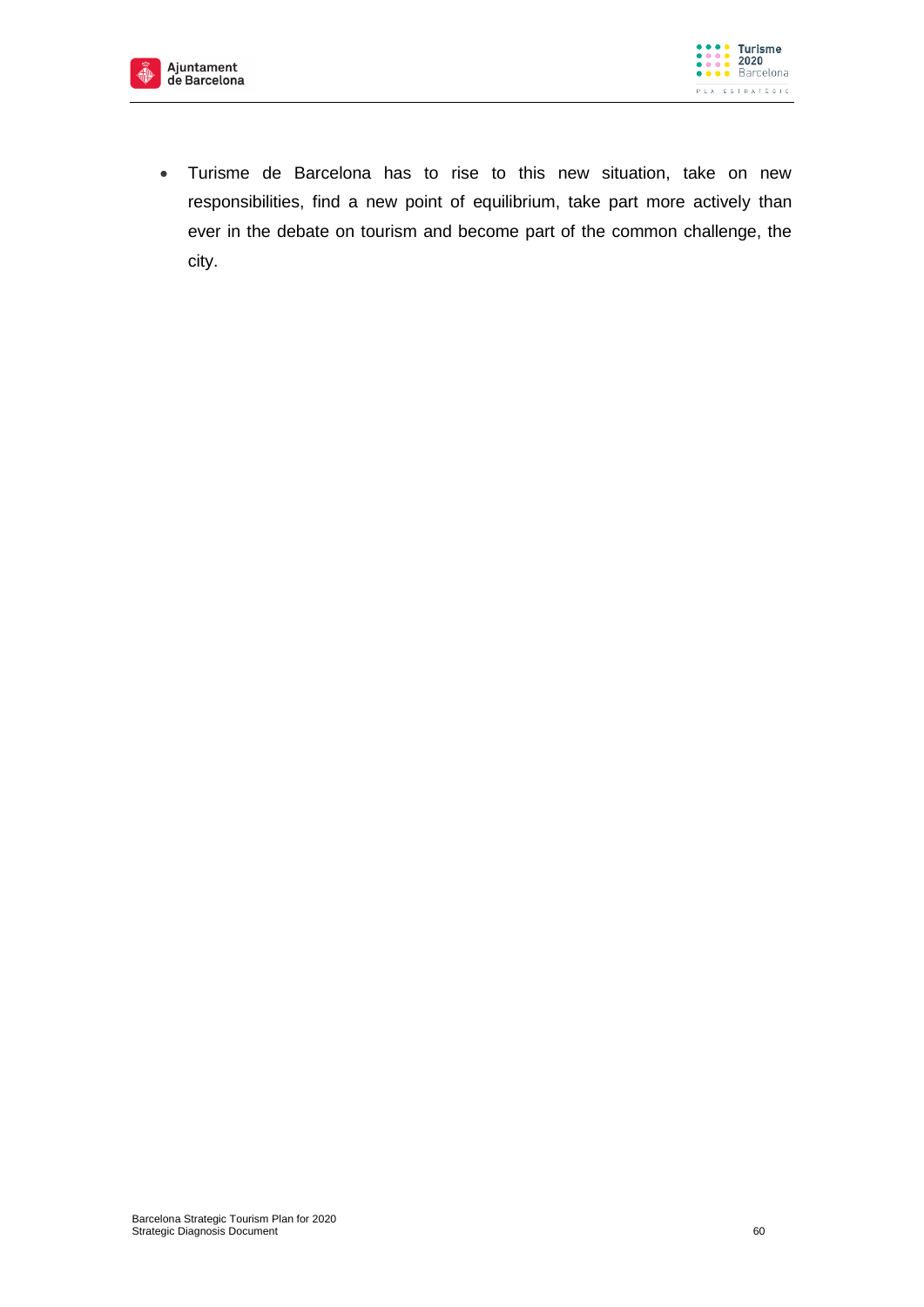- Turisme de Barcelona has to rise to this new situation, take on new responsibilities, find a new point of equilibrium, take part more actively than ever in the debate on tourism and become part of the common challenge, the city.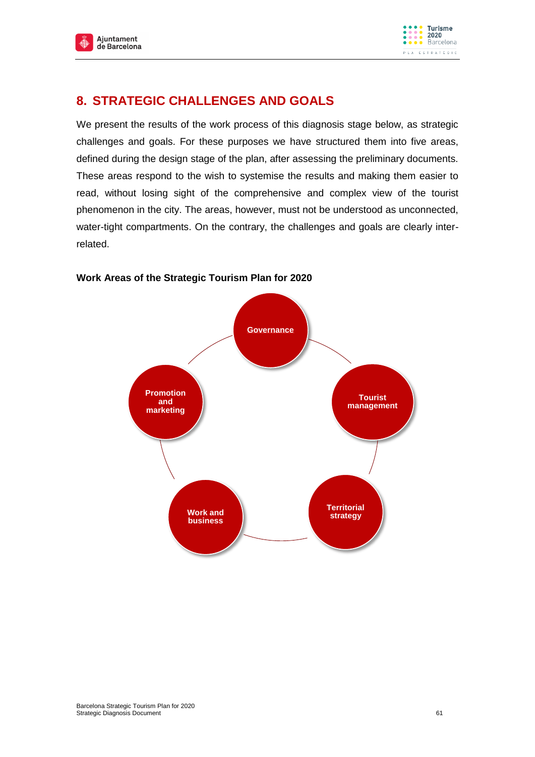## 8. STRATEGIC CHALLENGES AND GOALS

We present the results of the work process of this diagnosis stage below, as strategic challenges and goals. For these purposes we have structured them into five areas, defined during the design stage of the plan, after assessing the preliminary documents. These areas respond to the wish to systemise the results and making them easier to read, without losing sight of the comprehensive and complex view of the tourist phenomenon in the city. The areas, however, must not be understood as unconnected, water-tight compartments. On the contrary, the challenges and goals are clearly inter-related.

**Work Areas of the Strategic Tourism Plan for 2020**

- Governance
- Tourist management
- Territorial strategy
- Work and business
- Promotion and marketing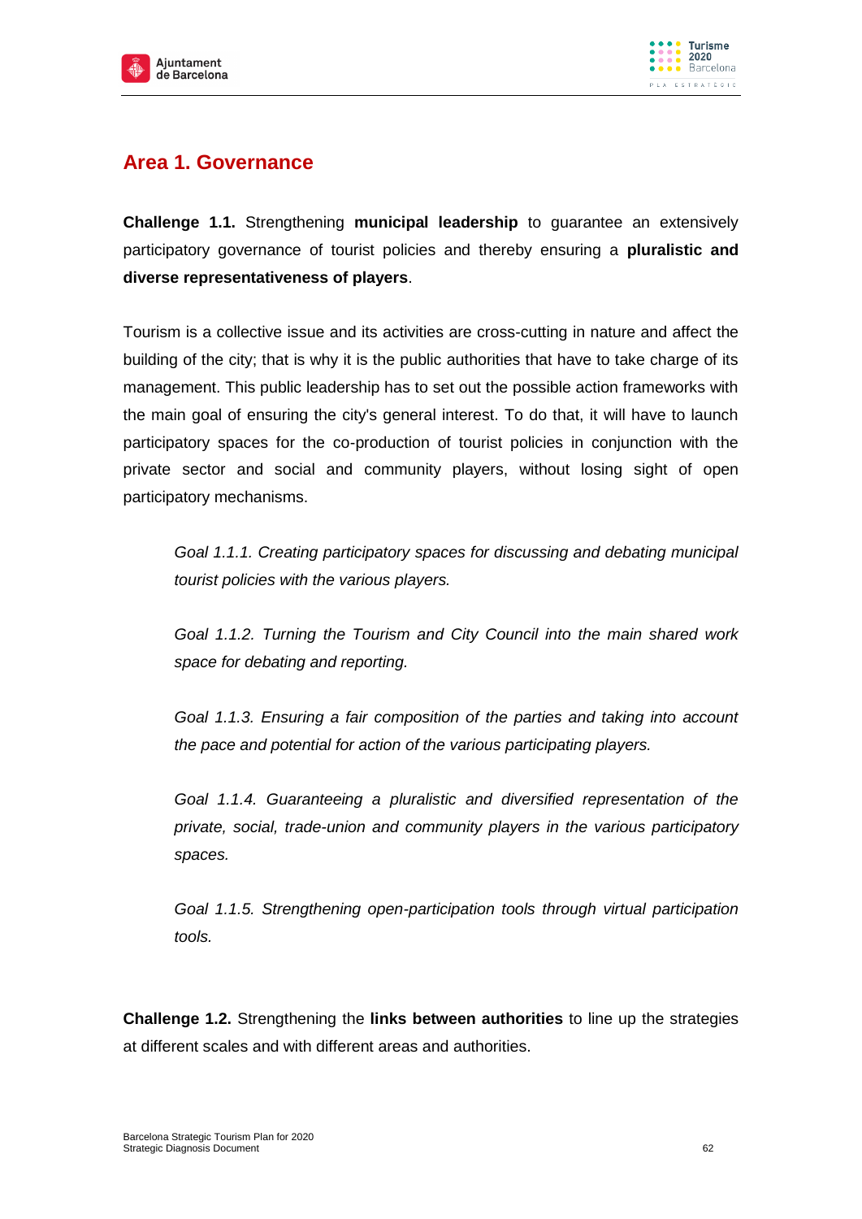## Area 1. Governance

**Challenge 1.1.** Strengthening **municipal leadership** to guarantee an extensively participatory governance of tourist policies and thereby ensuring a **pluralistic and diverse representativeness of players**.

Tourism is a collective issue and its activities are cross-cutting in nature and affect the building of the city; that is why it is the public authorities that have to take charge of its management. This public leadership has to set out the possible action frameworks with the main goal of ensuring the city's general interest. To do that, it will have to launch participatory spaces for the co-production of tourist policies in conjunction with the private sector and social and community players, without losing sight of open participatory mechanisms.

> *Goal 1.1.1. Creating participatory spaces for discussing and debating municipal tourist policies with the various players.*
>
> *Goal 1.1.2. Turning the Tourism and City Council into the main shared work space for debating and reporting.*
>
> *Goal 1.1.3. Ensuring a fair composition of the parties and taking into account the pace and potential for action of the various participating players.*
>
> *Goal 1.1.4. Guaranteeing a pluralistic and diversified representation of the private, social, trade-union and community players in the various participatory spaces.*
>
> *Goal 1.1.5. Strengthening open-participation tools through virtual participation tools.*

**Challenge 1.2.** Strengthening the **links between authorities** to line up the strategies at different scales and with different areas and authorities.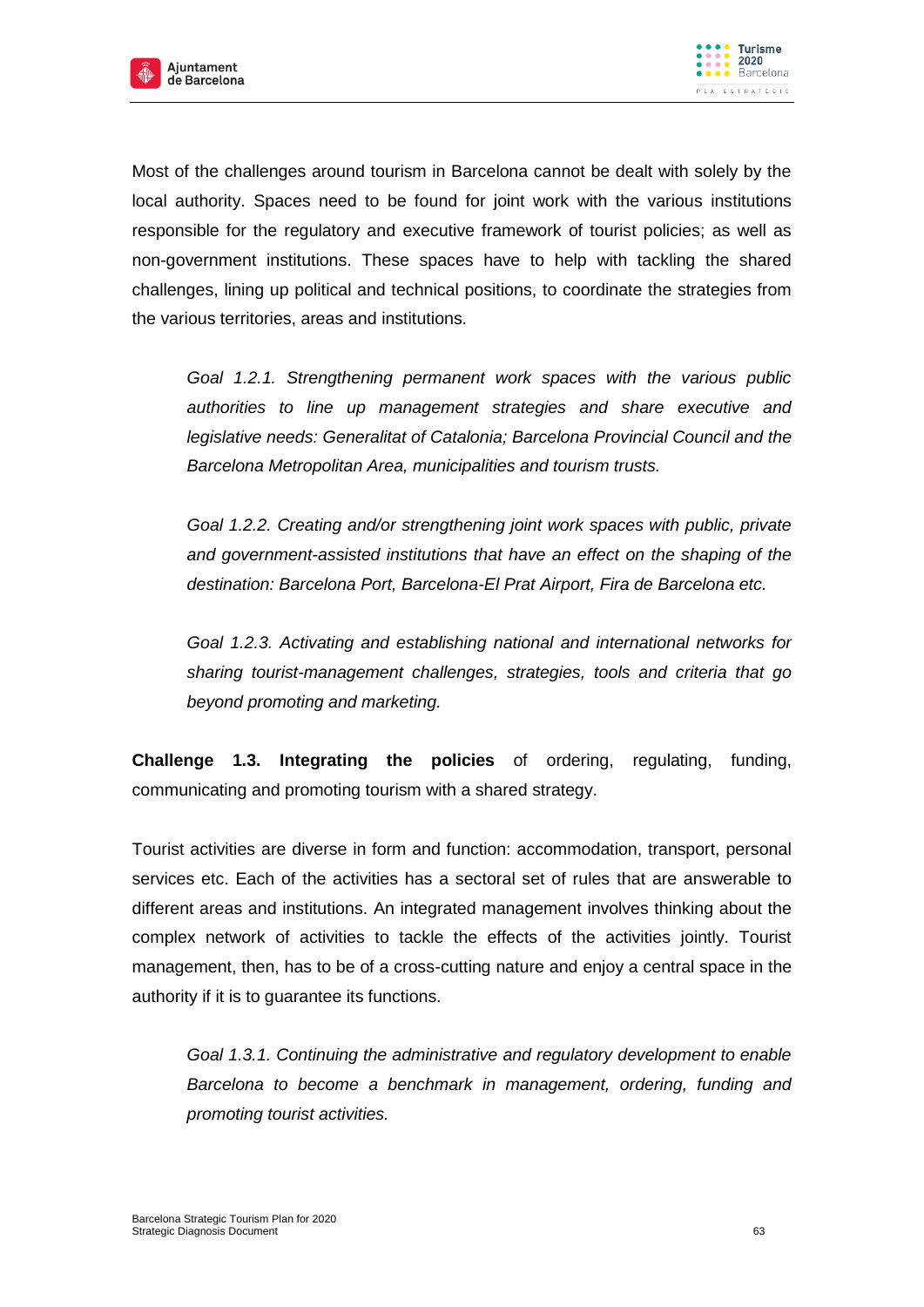Most of the challenges around tourism in Barcelona cannot be dealt with solely by the local authority. Spaces need to be found for joint work with the various institutions responsible for the regulatory and executive framework of tourist policies; as well as non-government institutions. These spaces have to help with tackling the shared challenges, lining up political and technical positions, to coordinate the strategies from the various territories, areas and institutions.

*Goal 1.2.1. Strengthening permanent work spaces with the various public authorities to line up management strategies and share executive and legislative needs: Generalitat of Catalonia; Barcelona Provincial Council and the Barcelona Metropolitan Area, municipalities and tourism trusts.*

*Goal 1.2.2. Creating and/or strengthening joint work spaces with public, private and government-assisted institutions that have an effect on the shaping of the destination: Barcelona Port, Barcelona-El Prat Airport, Fira de Barcelona etc.*

*Goal 1.2.3. Activating and establishing national and international networks for sharing tourist-management challenges, strategies, tools and criteria that go beyond promoting and marketing.*

**Challenge 1.3. Integrating the policies** of ordering, regulating, funding, communicating and promoting tourism with a shared strategy.

Tourist activities are diverse in form and function: accommodation, transport, personal services etc. Each of the activities has a sectoral set of rules that are answerable to different areas and institutions. An integrated management involves thinking about the complex network of activities to tackle the effects of the activities jointly. Tourist management, then, has to be of a cross-cutting nature and enjoy a central space in the authority if it is to guarantee its functions.

*Goal 1.3.1. Continuing the administrative and regulatory development to enable Barcelona to become a benchmark in management, ordering, funding and promoting tourist activities.*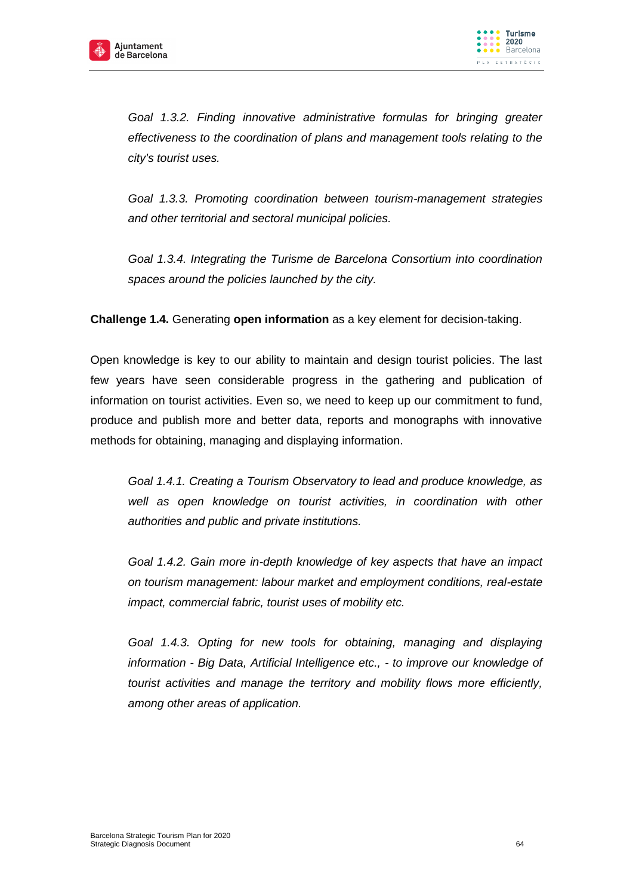*Goal 1.3.2. Finding innovative administrative formulas for bringing greater effectiveness to the coordination of plans and management tools relating to the city's tourist uses.*

*Goal 1.3.3. Promoting coordination between tourism-management strategies and other territorial and sectoral municipal policies.*

*Goal 1.3.4. Integrating the Turisme de Barcelona Consortium into coordination spaces around the policies launched by the city.*

**Challenge 1.4.** Generating **open information** as a key element for decision-taking.

Open knowledge is key to our ability to maintain and design tourist policies. The last few years have seen considerable progress in the gathering and publication of information on tourist activities. Even so, we need to keep up our commitment to fund, produce and publish more and better data, reports and monographs with innovative methods for obtaining, managing and displaying information.

*Goal 1.4.1. Creating a Tourism Observatory to lead and produce knowledge, as well as open knowledge on tourist activities, in coordination with other authorities and public and private institutions.*

*Goal 1.4.2. Gain more in-depth knowledge of key aspects that have an impact on tourism management: labour market and employment conditions, real-estate impact, commercial fabric, tourist uses of mobility etc.*

*Goal 1.4.3. Opting for new tools for obtaining, managing and displaying information - Big Data, Artificial Intelligence etc., - to improve our knowledge of tourist activities and manage the territory and mobility flows more efficiently, among other areas of application.*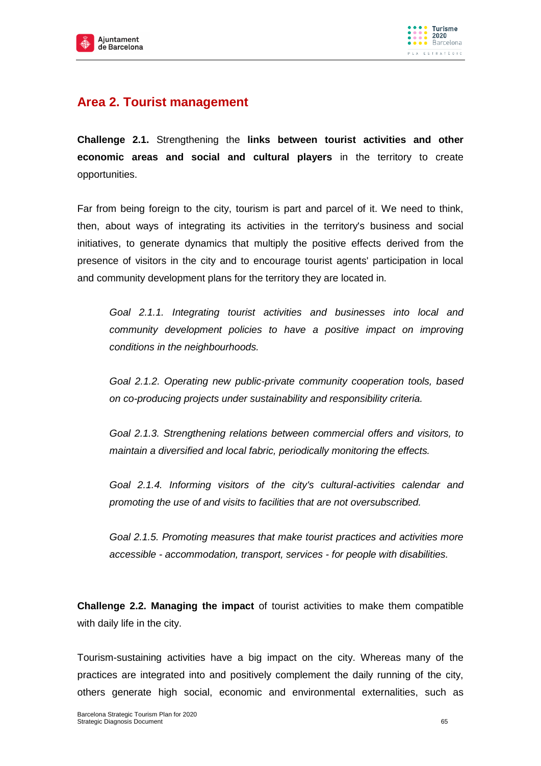## Area 2. Tourist management

**Challenge 2.1.** Strengthening the **links between tourist activities and other economic areas and social and cultural players** in the territory to create opportunities.

Far from being foreign to the city, tourism is part and parcel of it. We need to think, then, about ways of integrating its activities in the territory's business and social initiatives, to generate dynamics that multiply the positive effects derived from the presence of visitors in the city and to encourage tourist agents' participation in local and community development plans for the territory they are located in.

> *Goal 2.1.1. Integrating tourist activities and businesses into local and community development policies to have a positive impact on improving conditions in the neighbourhoods.*
>
> *Goal 2.1.2. Operating new public-private community cooperation tools, based on co-producing projects under sustainability and responsibility criteria.*
>
> *Goal 2.1.3. Strengthening relations between commercial offers and visitors, to maintain a diversified and local fabric, periodically monitoring the effects.*
>
> *Goal 2.1.4. Informing visitors of the city's cultural-activities calendar and promoting the use of and visits to facilities that are not oversubscribed.*
>
> *Goal 2.1.5. Promoting measures that make tourist practices and activities more accessible - accommodation, transport, services - for people with disabilities.*

**Challenge 2.2. Managing the impact** of tourist activities to make them compatible with daily life in the city.

Tourism-sustaining activities have a big impact on the city. Whereas many of the practices are integrated into and positively complement the daily running of the city, others generate high social, economic and environmental externalities, such as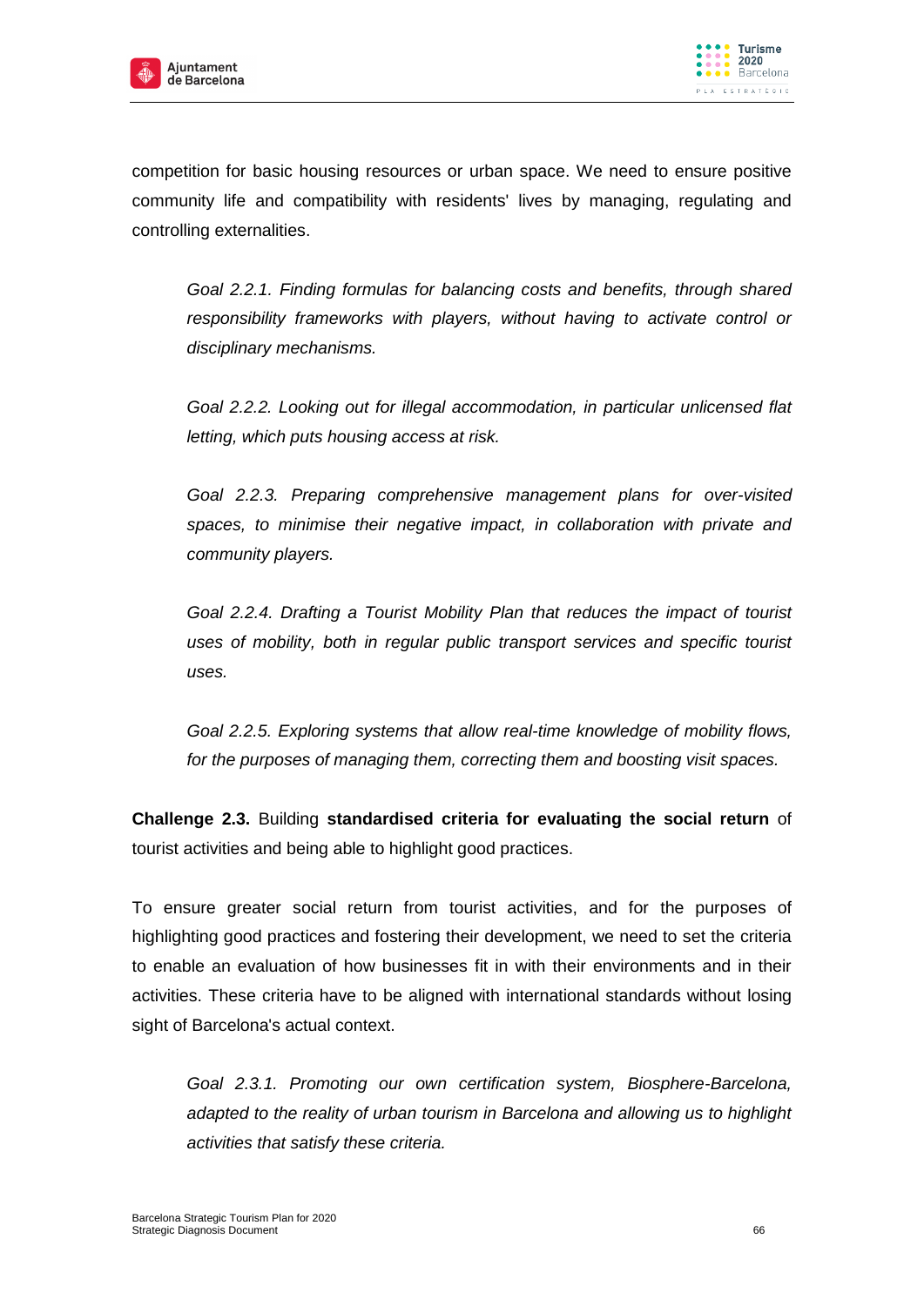competition for basic housing resources or urban space. We need to ensure positive community life and compatibility with residents' lives by managing, regulating and controlling externalities.

*Goal 2.2.1. Finding formulas for balancing costs and benefits, through shared responsibility frameworks with players, without having to activate control or disciplinary mechanisms.*

*Goal 2.2.2. Looking out for illegal accommodation, in particular unlicensed flat letting, which puts housing access at risk.*

*Goal 2.2.3. Preparing comprehensive management plans for over-visited spaces, to minimise their negative impact, in collaboration with private and community players.*

*Goal 2.2.4. Drafting a Tourist Mobility Plan that reduces the impact of tourist uses of mobility, both in regular public transport services and specific tourist uses.*

*Goal 2.2.5. Exploring systems that allow real-time knowledge of mobility flows, for the purposes of managing them, correcting them and boosting visit spaces.*

**Challenge 2.3.** Building **standardised criteria for evaluating the social return** of tourist activities and being able to highlight good practices.

To ensure greater social return from tourist activities, and for the purposes of highlighting good practices and fostering their development, we need to set the criteria to enable an evaluation of how businesses fit in with their environments and in their activities. These criteria have to be aligned with international standards without losing sight of Barcelona's actual context.

*Goal 2.3.1. Promoting our own certification system, Biosphere-Barcelona, adapted to the reality of urban tourism in Barcelona and allowing us to highlight activities that satisfy these criteria.*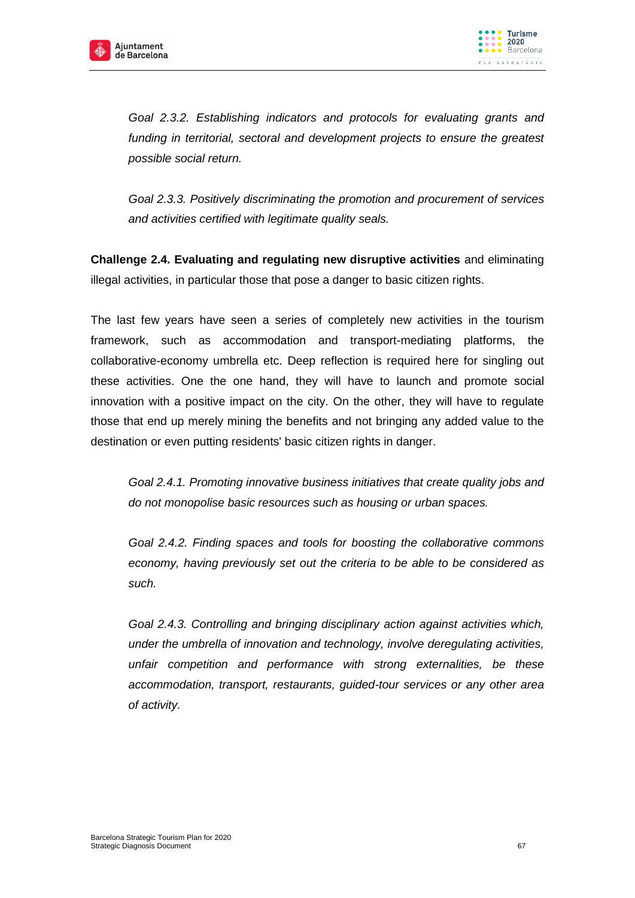*Goal 2.3.2. Establishing indicators and protocols for evaluating grants and funding in territorial, sectoral and development projects to ensure the greatest possible social return.*

*Goal 2.3.3. Positively discriminating the promotion and procurement of services and activities certified with legitimate quality seals.*

**Challenge 2.4. Evaluating and regulating new disruptive activities** and eliminating illegal activities, in particular those that pose a danger to basic citizen rights.

The last few years have seen a series of completely new activities in the tourism framework, such as accommodation and transport-mediating platforms, the collaborative-economy umbrella etc. Deep reflection is required here for singling out these activities. One the one hand, they will have to launch and promote social innovation with a positive impact on the city. On the other, they will have to regulate those that end up merely mining the benefits and not bringing any added value to the destination or even putting residents' basic citizen rights in danger.

*Goal 2.4.1. Promoting innovative business initiatives that create quality jobs and do not monopolise basic resources such as housing or urban spaces.*

*Goal 2.4.2. Finding spaces and tools for boosting the collaborative commons economy, having previously set out the criteria to be able to be considered as such.*

*Goal 2.4.3. Controlling and bringing disciplinary action against activities which, under the umbrella of innovation and technology, involve deregulating activities, unfair competition and performance with strong externalities, be these accommodation, transport, restaurants, guided-tour services or any other area of activity.*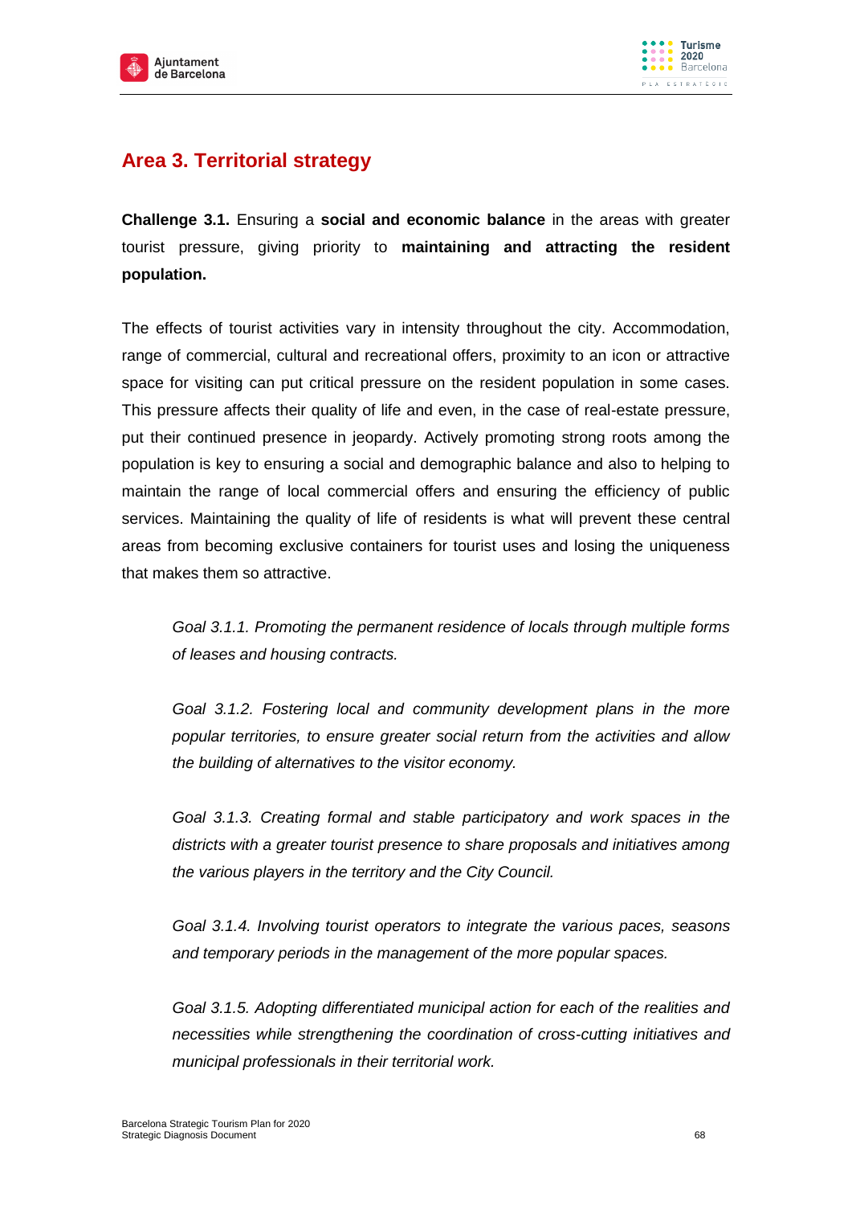## Area 3. Territorial strategy

**Challenge 3.1.** Ensuring a **social and economic balance** in the areas with greater tourist pressure, giving priority to **maintaining and attracting the resident population.**

The effects of tourist activities vary in intensity throughout the city. Accommodation, range of commercial, cultural and recreational offers, proximity to an icon or attractive space for visiting can put critical pressure on the resident population in some cases. This pressure affects their quality of life and even, in the case of real-estate pressure, put their continued presence in jeopardy. Actively promoting strong roots among the population is key to ensuring a social and demographic balance and also to helping to maintain the range of local commercial offers and ensuring the efficiency of public services. Maintaining the quality of life of residents is what will prevent these central areas from becoming exclusive containers for tourist uses and losing the uniqueness that makes them so attractive.

> *Goal 3.1.1. Promoting the permanent residence of locals through multiple forms of leases and housing contracts.*
>
> *Goal 3.1.2. Fostering local and community development plans in the more popular territories, to ensure greater social return from the activities and allow the building of alternatives to the visitor economy.*
>
> *Goal 3.1.3. Creating formal and stable participatory and work spaces in the districts with a greater tourist presence to share proposals and initiatives among the various players in the territory and the City Council.*
>
> *Goal 3.1.4. Involving tourist operators to integrate the various paces, seasons and temporary periods in the management of the more popular spaces.*
>
> *Goal 3.1.5. Adopting differentiated municipal action for each of the realities and necessities while strengthening the coordination of cross-cutting initiatives and municipal professionals in their territorial work.*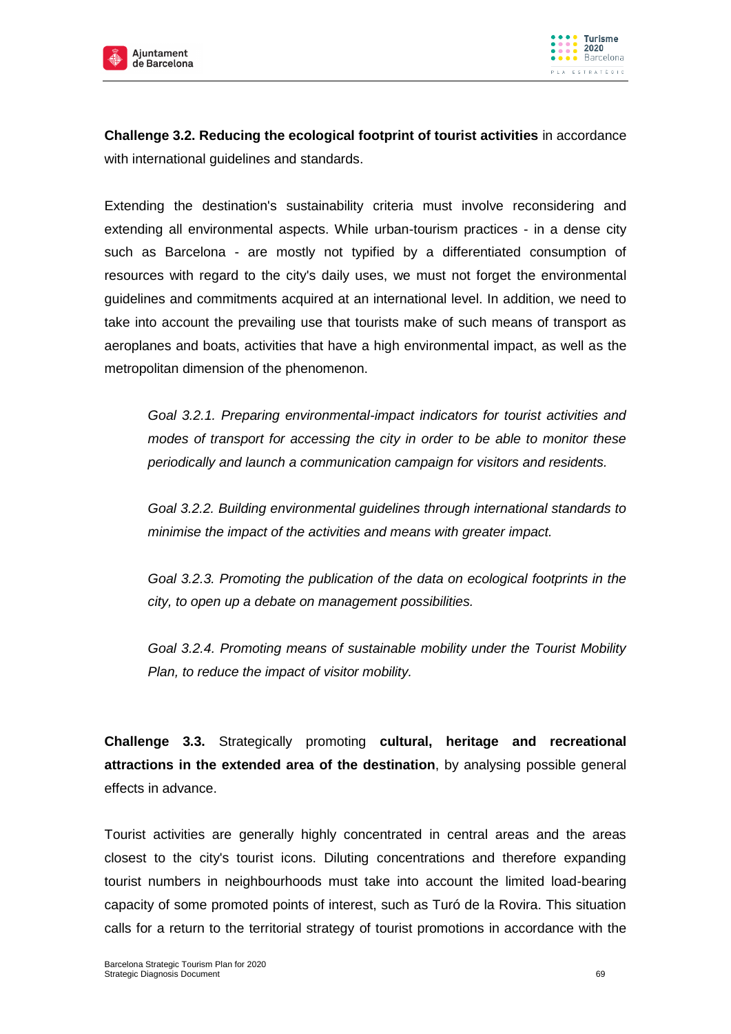**Challenge 3.2. Reducing the ecological footprint of tourist activities** in accordance with international guidelines and standards.

Extending the destination's sustainability criteria must involve reconsidering and extending all environmental aspects. While urban-tourism practices - in a dense city such as Barcelona - are mostly not typified by a differentiated consumption of resources with regard to the city's daily uses, we must not forget the environmental guidelines and commitments acquired at an international level. In addition, we need to take into account the prevailing use that tourists make of such means of transport as aeroplanes and boats, activities that have a high environmental impact, as well as the metropolitan dimension of the phenomenon.

> *Goal 3.2.1. Preparing environmental-impact indicators for tourist activities and modes of transport for accessing the city in order to be able to monitor these periodically and launch a communication campaign for visitors and residents.*
>
> *Goal 3.2.2. Building environmental guidelines through international standards to minimise the impact of the activities and means with greater impact.*
>
> *Goal 3.2.3. Promoting the publication of the data on ecological footprints in the city, to open up a debate on management possibilities.*
>
> *Goal 3.2.4. Promoting means of sustainable mobility under the Tourist Mobility Plan, to reduce the impact of visitor mobility.*

**Challenge 3.3.** Strategically promoting **cultural, heritage and recreational attractions in the extended area of the destination**, by analysing possible general effects in advance.

Tourist activities are generally highly concentrated in central areas and the areas closest to the city's tourist icons. Diluting concentrations and therefore expanding tourist numbers in neighbourhoods must take into account the limited load-bearing capacity of some promoted points of interest, such as Turó de la Rovira. This situation calls for a return to the territorial strategy of tourist promotions in accordance with the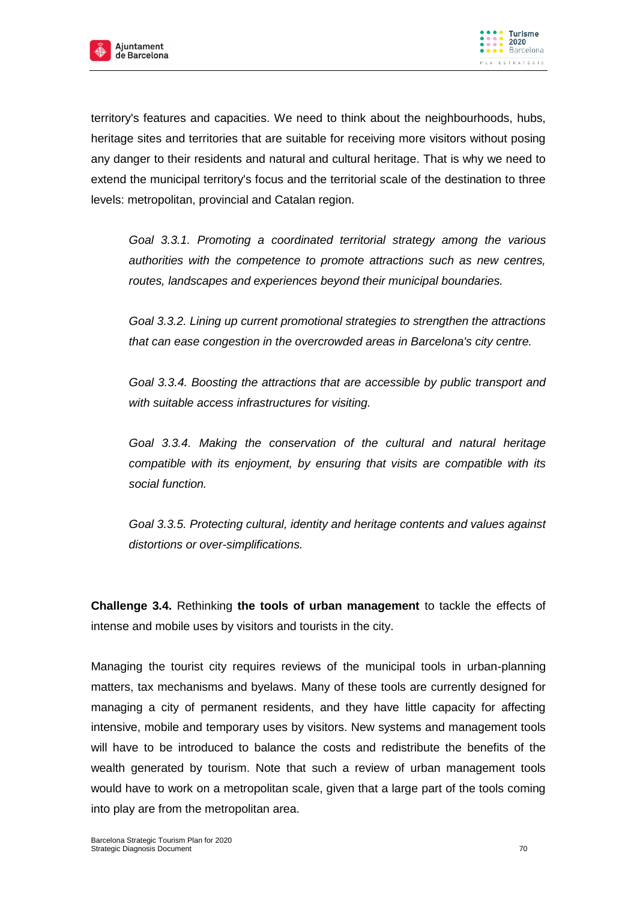territory's features and capacities. We need to think about the neighbourhoods, hubs, heritage sites and territories that are suitable for receiving more visitors without posing any danger to their residents and natural and cultural heritage. That is why we need to extend the municipal territory's focus and the territorial scale of the destination to three levels: metropolitan, provincial and Catalan region.

> *Goal 3.3.1. Promoting a coordinated territorial strategy among the various authorities with the competence to promote attractions such as new centres, routes, landscapes and experiences beyond their municipal boundaries.*
>
> *Goal 3.3.2. Lining up current promotional strategies to strengthen the attractions that can ease congestion in the overcrowded areas in Barcelona's city centre.*
>
> *Goal 3.3.4. Boosting the attractions that are accessible by public transport and with suitable access infrastructures for visiting.*
>
> *Goal 3.3.4. Making the conservation of the cultural and natural heritage compatible with its enjoyment, by ensuring that visits are compatible with its social function.*
>
> *Goal 3.3.5. Protecting cultural, identity and heritage contents and values against distortions or over-simplifications.*

**Challenge 3.4.** Rethinking **the tools of urban management** to tackle the effects of intense and mobile uses by visitors and tourists in the city.

Managing the tourist city requires reviews of the municipal tools in urban-planning matters, tax mechanisms and byelaws. Many of these tools are currently designed for managing a city of permanent residents, and they have little capacity for affecting intensive, mobile and temporary uses by visitors. New systems and management tools will have to be introduced to balance the costs and redistribute the benefits of the wealth generated by tourism. Note that such a review of urban management tools would have to work on a metropolitan scale, given that a large part of the tools coming into play are from the metropolitan area.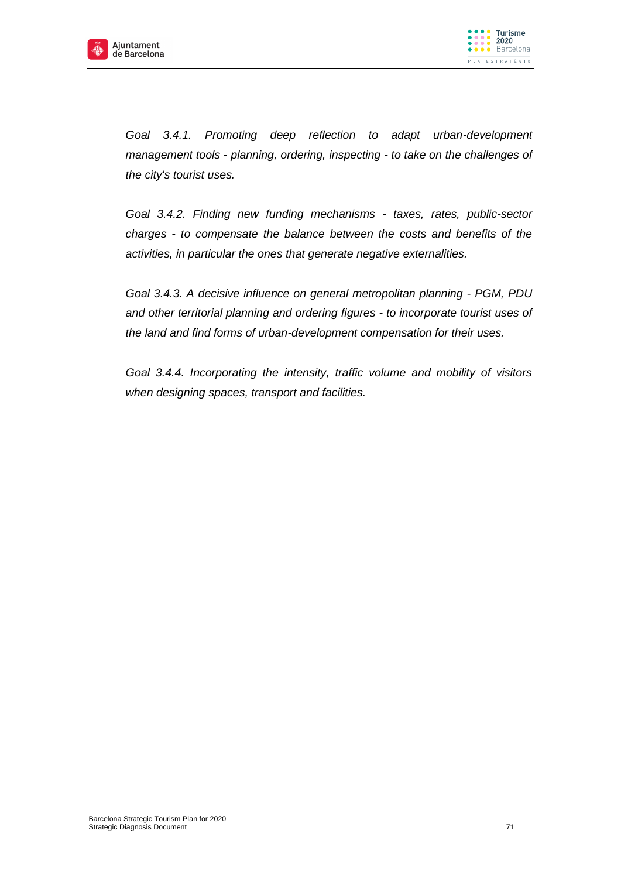*Goal 3.4.1. Promoting deep reflection to adapt urban-development management tools - planning, ordering, inspecting - to take on the challenges of the city's tourist uses.*

*Goal 3.4.2. Finding new funding mechanisms - taxes, rates, public-sector charges - to compensate the balance between the costs and benefits of the activities, in particular the ones that generate negative externalities.*

*Goal 3.4.3. A decisive influence on general metropolitan planning - PGM, PDU and other territorial planning and ordering figures - to incorporate tourist uses of the land and find forms of urban-development compensation for their uses.*

*Goal 3.4.4. Incorporating the intensity, traffic volume and mobility of visitors when designing spaces, transport and facilities.*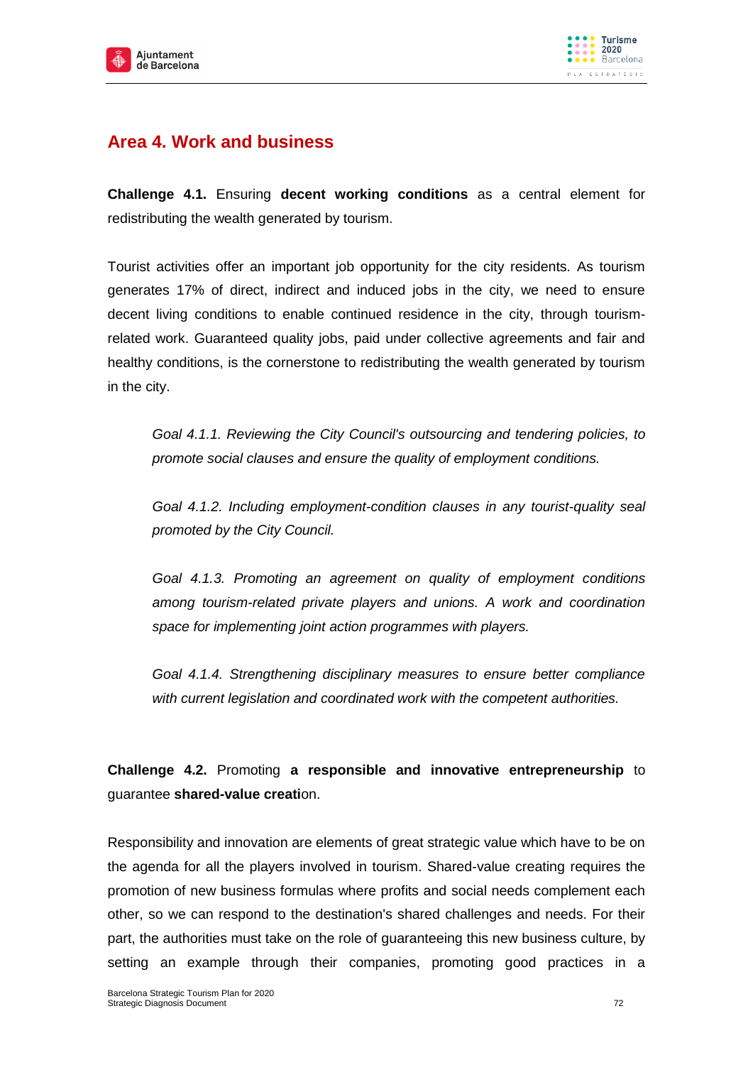## Area 4. Work and business

**Challenge 4.1.** Ensuring **decent working conditions** as a central element for redistributing the wealth generated by tourism.

Tourist activities offer an important job opportunity for the city residents. As tourism generates 17% of direct, indirect and induced jobs in the city, we need to ensure decent living conditions to enable continued residence in the city, through tourism-related work. Guaranteed quality jobs, paid under collective agreements and fair and healthy conditions, is the cornerstone to redistributing the wealth generated by tourism in the city.

> *Goal 4.1.1. Reviewing the City Council's outsourcing and tendering policies, to promote social clauses and ensure the quality of employment conditions.*
>
> *Goal 4.1.2. Including employment-condition clauses in any tourist-quality seal promoted by the City Council.*
>
> *Goal 4.1.3. Promoting an agreement on quality of employment conditions among tourism-related private players and unions. A work and coordination space for implementing joint action programmes with players.*
>
> *Goal 4.1.4. Strengthening disciplinary measures to ensure better compliance with current legislation and coordinated work with the competent authorities.*

**Challenge 4.2.** Promoting **a responsible and innovative entrepreneurship** to guarantee **shared-value creati**on.

Responsibility and innovation are elements of great strategic value which have to be on the agenda for all the players involved in tourism. Shared-value creating requires the promotion of new business formulas where profits and social needs complement each other, so we can respond to the destination's shared challenges and needs. For their part, the authorities must take on the role of guaranteeing this new business culture, by setting an example through their companies, promoting good practices in a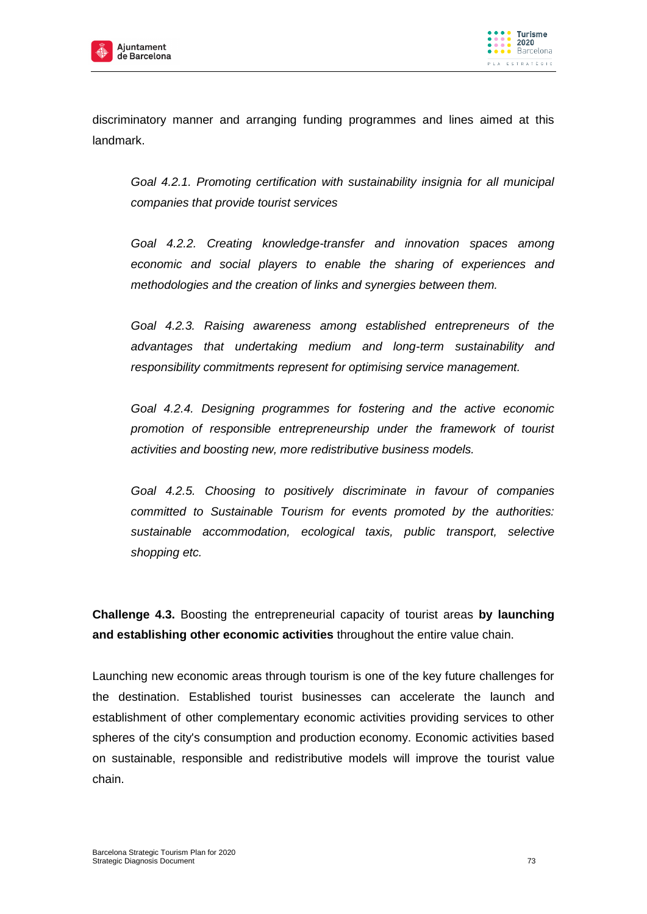discriminatory manner and arranging funding programmes and lines aimed at this landmark.

*Goal 4.2.1. Promoting certification with sustainability insignia for all municipal companies that provide tourist services*

*Goal 4.2.2. Creating knowledge-transfer and innovation spaces among economic and social players to enable the sharing of experiences and methodologies and the creation of links and synergies between them.*

*Goal 4.2.3. Raising awareness among established entrepreneurs of the advantages that undertaking medium and long-term sustainability and responsibility commitments represent for optimising service management.*

*Goal 4.2.4. Designing programmes for fostering and the active economic promotion of responsible entrepreneurship under the framework of tourist activities and boosting new, more redistributive business models.*

*Goal 4.2.5. Choosing to positively discriminate in favour of companies committed to Sustainable Tourism for events promoted by the authorities: sustainable accommodation, ecological taxis, public transport, selective shopping etc.*

**Challenge 4.3.** Boosting the entrepreneurial capacity of tourist areas **by launching and establishing other economic activities** throughout the entire value chain.

Launching new economic areas through tourism is one of the key future challenges for the destination. Established tourist businesses can accelerate the launch and establishment of other complementary economic activities providing services to other spheres of the city's consumption and production economy. Economic activities based on sustainable, responsible and redistributive models will improve the tourist value chain.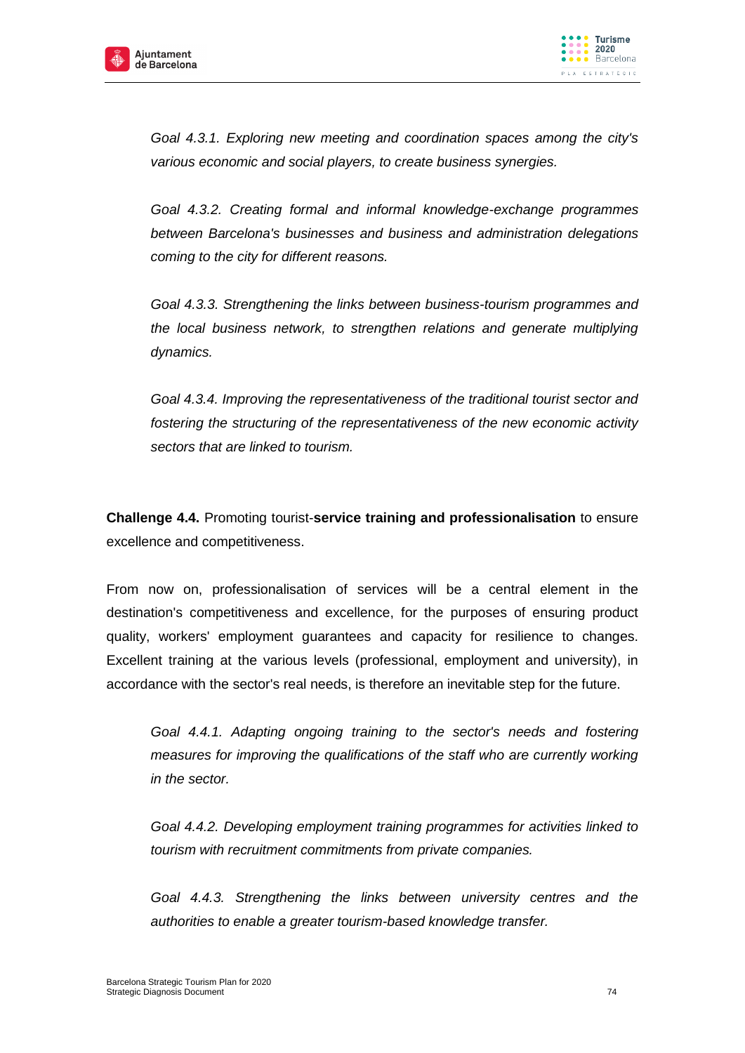*Goal 4.3.1. Exploring new meeting and coordination spaces among the city's various economic and social players, to create business synergies.*

*Goal 4.3.2. Creating formal and informal knowledge-exchange programmes between Barcelona's businesses and business and administration delegations coming to the city for different reasons.*

*Goal 4.3.3. Strengthening the links between business-tourism programmes and the local business network, to strengthen relations and generate multiplying dynamics.*

*Goal 4.3.4. Improving the representativeness of the traditional tourist sector and fostering the structuring of the representativeness of the new economic activity sectors that are linked to tourism.*

**Challenge 4.4.** Promoting tourist-**service training and professionalisation** to ensure excellence and competitiveness.

From now on, professionalisation of services will be a central element in the destination's competitiveness and excellence, for the purposes of ensuring product quality, workers' employment guarantees and capacity for resilience to changes. Excellent training at the various levels (professional, employment and university), in accordance with the sector's real needs, is therefore an inevitable step for the future.

*Goal 4.4.1. Adapting ongoing training to the sector's needs and fostering measures for improving the qualifications of the staff who are currently working in the sector.*

*Goal 4.4.2. Developing employment training programmes for activities linked to tourism with recruitment commitments from private companies.*

*Goal 4.4.3. Strengthening the links between university centres and the authorities to enable a greater tourism-based knowledge transfer.*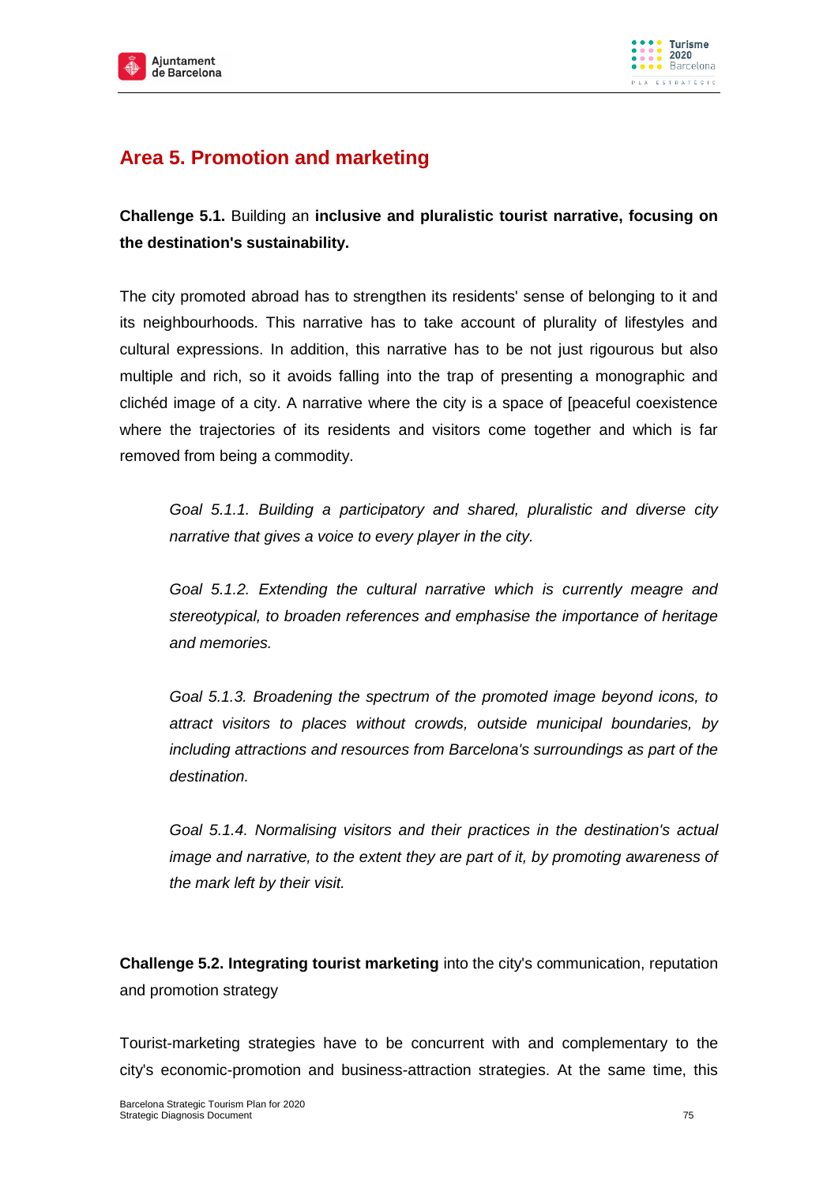## Area 5. Promotion and marketing

**Challenge 5.1.** Building an **inclusive and pluralistic tourist narrative, focusing on the destination's sustainability.**

The city promoted abroad has to strengthen its residents' sense of belonging to it and its neighbourhoods. This narrative has to take account of plurality of lifestyles and cultural expressions. In addition, this narrative has to be not just rigourous but also multiple and rich, so it avoids falling into the trap of presenting a monographic and clichéd image of a city. A narrative where the city is a space of [peaceful coexistence where the trajectories of its residents and visitors come together and which is far removed from being a commodity.

> *Goal 5.1.1. Building a participatory and shared, pluralistic and diverse city narrative that gives a voice to every player in the city.*
>
> *Goal 5.1.2. Extending the cultural narrative which is currently meagre and stereotypical, to broaden references and emphasise the importance of heritage and memories.*
>
> *Goal 5.1.3. Broadening the spectrum of the promoted image beyond icons, to attract visitors to places without crowds, outside municipal boundaries, by including attractions and resources from Barcelona's surroundings as part of the destination.*
>
> *Goal 5.1.4. Normalising visitors and their practices in the destination's actual image and narrative, to the extent they are part of it, by promoting awareness of the mark left by their visit.*

**Challenge 5.2. Integrating tourist marketing** into the city's communication, reputation and promotion strategy

Tourist-marketing strategies have to be concurrent with and complementary to the city's economic-promotion and business-attraction strategies. At the same time, this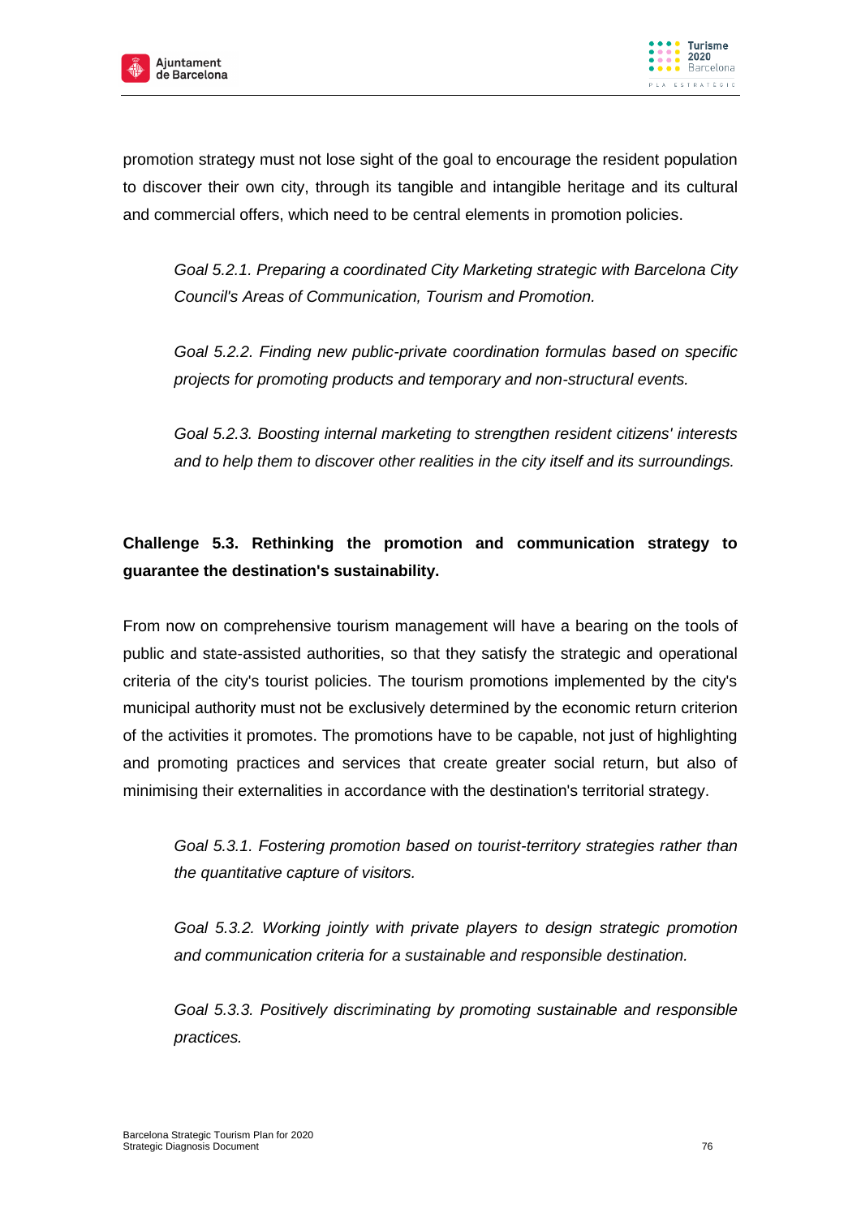promotion strategy must not lose sight of the goal to encourage the resident population to discover their own city, through its tangible and intangible heritage and its cultural and commercial offers, which need to be central elements in promotion policies.

*Goal 5.2.1. Preparing a coordinated City Marketing strategic with Barcelona City Council's Areas of Communication, Tourism and Promotion.*

*Goal 5.2.2. Finding new public-private coordination formulas based on specific projects for promoting products and temporary and non-structural events.*

*Goal 5.2.3. Boosting internal marketing to strengthen resident citizens' interests and to help them to discover other realities in the city itself and its surroundings.*

**Challenge 5.3. Rethinking the promotion and communication strategy to guarantee the destination's sustainability.**

From now on comprehensive tourism management will have a bearing on the tools of public and state-assisted authorities, so that they satisfy the strategic and operational criteria of the city's tourist policies. The tourism promotions implemented by the city's municipal authority must not be exclusively determined by the economic return criterion of the activities it promotes. The promotions have to be capable, not just of highlighting and promoting practices and services that create greater social return, but also of minimising their externalities in accordance with the destination's territorial strategy.

*Goal 5.3.1. Fostering promotion based on tourist-territory strategies rather than the quantitative capture of visitors.*

*Goal 5.3.2. Working jointly with private players to design strategic promotion and communication criteria for a sustainable and responsible destination.*

*Goal 5.3.3. Positively discriminating by promoting sustainable and responsible practices.*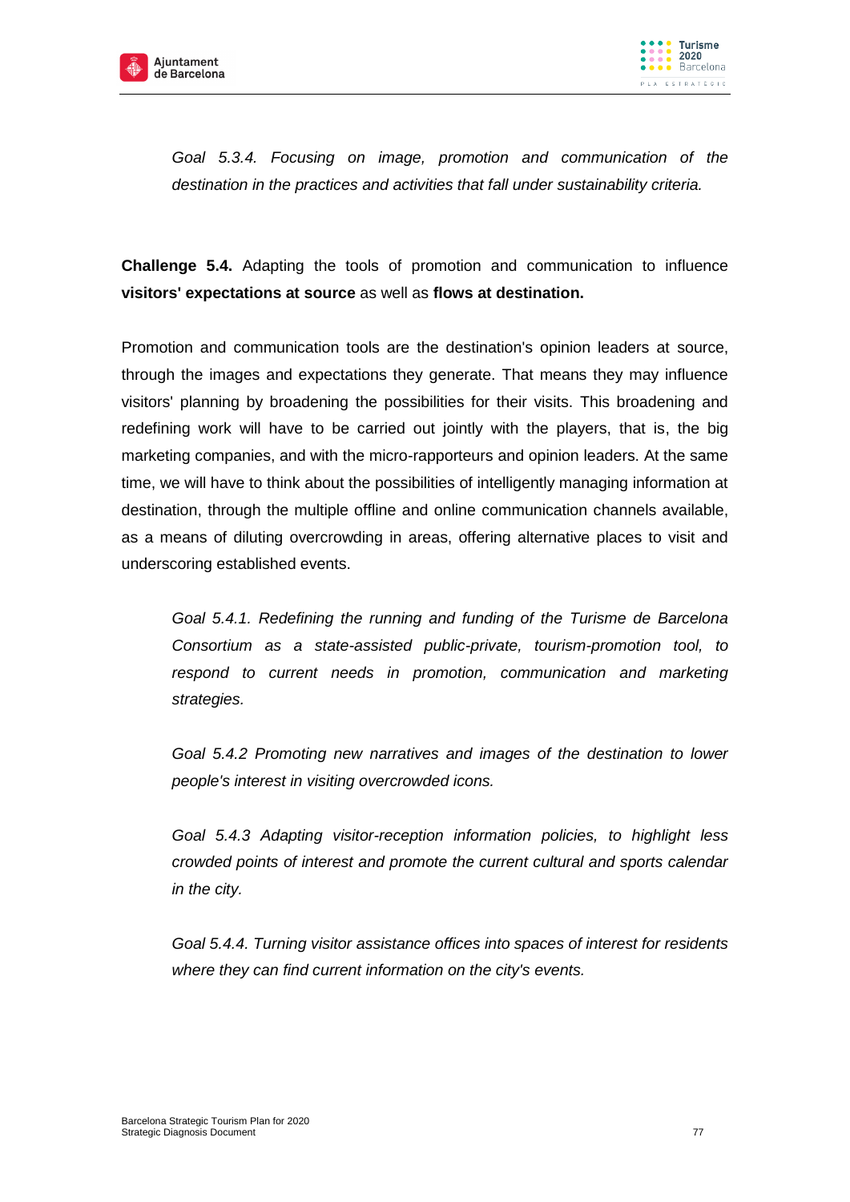*Goal 5.3.4. Focusing on image, promotion and communication of the destination in the practices and activities that fall under sustainability criteria.*

**Challenge 5.4.** Adapting the tools of promotion and communication to influence **visitors' expectations at source** as well as **flows at destination.**

Promotion and communication tools are the destination's opinion leaders at source, through the images and expectations they generate. That means they may influence visitors' planning by broadening the possibilities for their visits. This broadening and redefining work will have to be carried out jointly with the players, that is, the big marketing companies, and with the micro-rapporteurs and opinion leaders. At the same time, we will have to think about the possibilities of intelligently managing information at destination, through the multiple offline and online communication channels available, as a means of diluting overcrowding in areas, offering alternative places to visit and underscoring established events.

*Goal 5.4.1. Redefining the running and funding of the Turisme de Barcelona Consortium as a state-assisted public-private, tourism-promotion tool, to respond to current needs in promotion, communication and marketing strategies.*

*Goal 5.4.2 Promoting new narratives and images of the destination to lower people's interest in visiting overcrowded icons.*

*Goal 5.4.3 Adapting visitor-reception information policies, to highlight less crowded points of interest and promote the current cultural and sports calendar in the city.*

*Goal 5.4.4. Turning visitor assistance offices into spaces of interest for residents where they can find current information on the city's events.*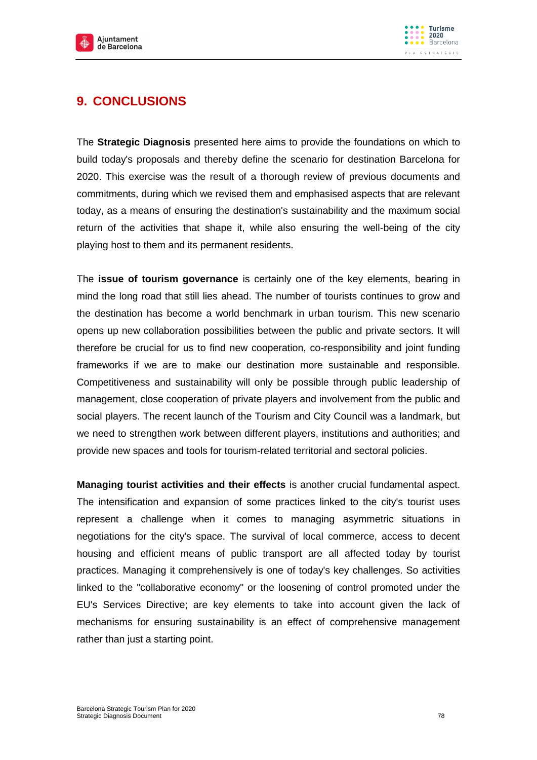## 9. CONCLUSIONS

The **Strategic Diagnosis** presented here aims to provide the foundations on which to build today's proposals and thereby define the scenario for destination Barcelona for 2020. This exercise was the result of a thorough review of previous documents and commitments, during which we revised them and emphasised aspects that are relevant today, as a means of ensuring the destination's sustainability and the maximum social return of the activities that shape it, while also ensuring the well-being of the city playing host to them and its permanent residents.

The **issue of tourism governance** is certainly one of the key elements, bearing in mind the long road that still lies ahead. The number of tourists continues to grow and the destination has become a world benchmark in urban tourism. This new scenario opens up new collaboration possibilities between the public and private sectors. It will therefore be crucial for us to find new cooperation, co-responsibility and joint funding frameworks if we are to make our destination more sustainable and responsible. Competitiveness and sustainability will only be possible through public leadership of management, close cooperation of private players and involvement from the public and social players. The recent launch of the Tourism and City Council was a landmark, but we need to strengthen work between different players, institutions and authorities; and provide new spaces and tools for tourism-related territorial and sectoral policies.

**Managing tourist activities and their effects** is another crucial fundamental aspect. The intensification and expansion of some practices linked to the city's tourist uses represent a challenge when it comes to managing asymmetric situations in negotiations for the city's space. The survival of local commerce, access to decent housing and efficient means of public transport are all affected today by tourist practices. Managing it comprehensively is one of today's key challenges. So activities linked to the "collaborative economy" or the loosening of control promoted under the EU's Services Directive; are key elements to take into account given the lack of mechanisms for ensuring sustainability is an effect of comprehensive management rather than just a starting point.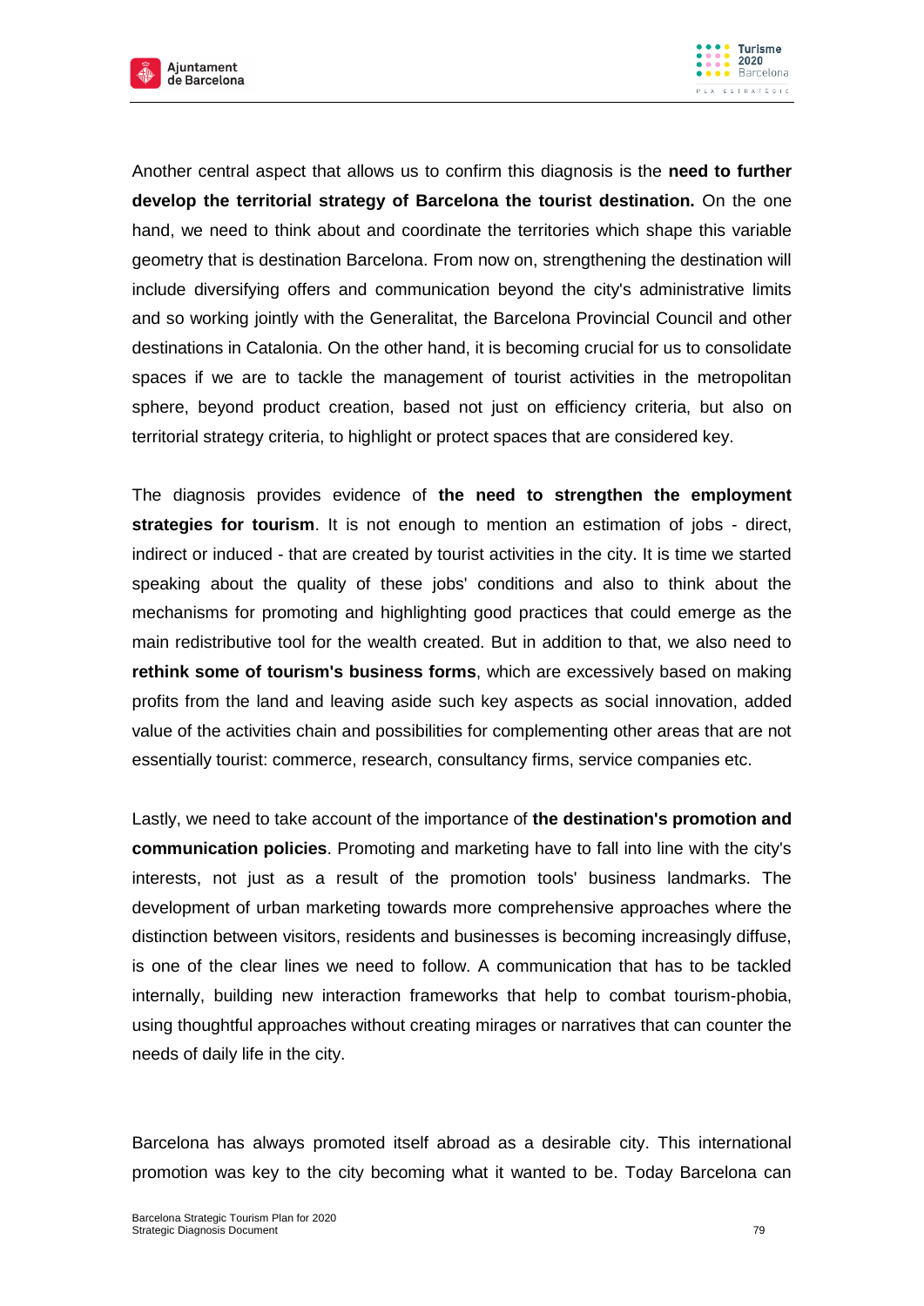Another central aspect that allows us to confirm this diagnosis is the **need to further develop the territorial strategy of Barcelona the tourist destination.** On the one hand, we need to think about and coordinate the territories which shape this variable geometry that is destination Barcelona. From now on, strengthening the destination will include diversifying offers and communication beyond the city's administrative limits and so working jointly with the Generalitat, the Barcelona Provincial Council and other destinations in Catalonia. On the other hand, it is becoming crucial for us to consolidate spaces if we are to tackle the management of tourist activities in the metropolitan sphere, beyond product creation, based not just on efficiency criteria, but also on territorial strategy criteria, to highlight or protect spaces that are considered key.

The diagnosis provides evidence of **the need to strengthen the employment strategies for tourism**. It is not enough to mention an estimation of jobs - direct, indirect or induced - that are created by tourist activities in the city. It is time we started speaking about the quality of these jobs' conditions and also to think about the mechanisms for promoting and highlighting good practices that could emerge as the main redistributive tool for the wealth created. But in addition to that, we also need to **rethink some of tourism's business forms**, which are excessively based on making profits from the land and leaving aside such key aspects as social innovation, added value of the activities chain and possibilities for complementing other areas that are not essentially tourist: commerce, research, consultancy firms, service companies etc.

Lastly, we need to take account of the importance of **the destination's promotion and communication policies**. Promoting and marketing have to fall into line with the city's interests, not just as a result of the promotion tools' business landmarks. The development of urban marketing towards more comprehensive approaches where the distinction between visitors, residents and businesses is becoming increasingly diffuse, is one of the clear lines we need to follow. A communication that has to be tackled internally, building new interaction frameworks that help to combat tourism-phobia, using thoughtful approaches without creating mirages or narratives that can counter the needs of daily life in the city.

Barcelona has always promoted itself abroad as a desirable city. This international promotion was key to the city becoming what it wanted to be. Today Barcelona can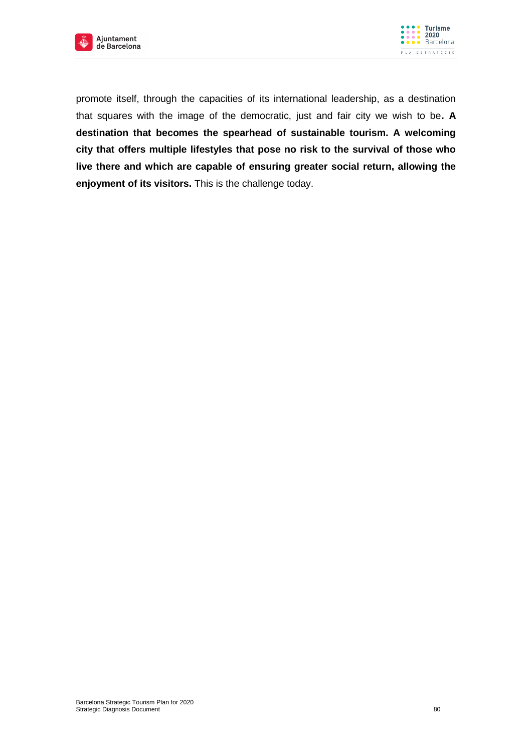promote itself, through the capacities of its international leadership, as a destination that squares with the image of the democratic, just and fair city we wish to be**. A destination that becomes the spearhead of sustainable tourism. A welcoming city that offers multiple lifestyles that pose no risk to the survival of those who live there and which are capable of ensuring greater social return, allowing the enjoyment of its visitors.** This is the challenge today.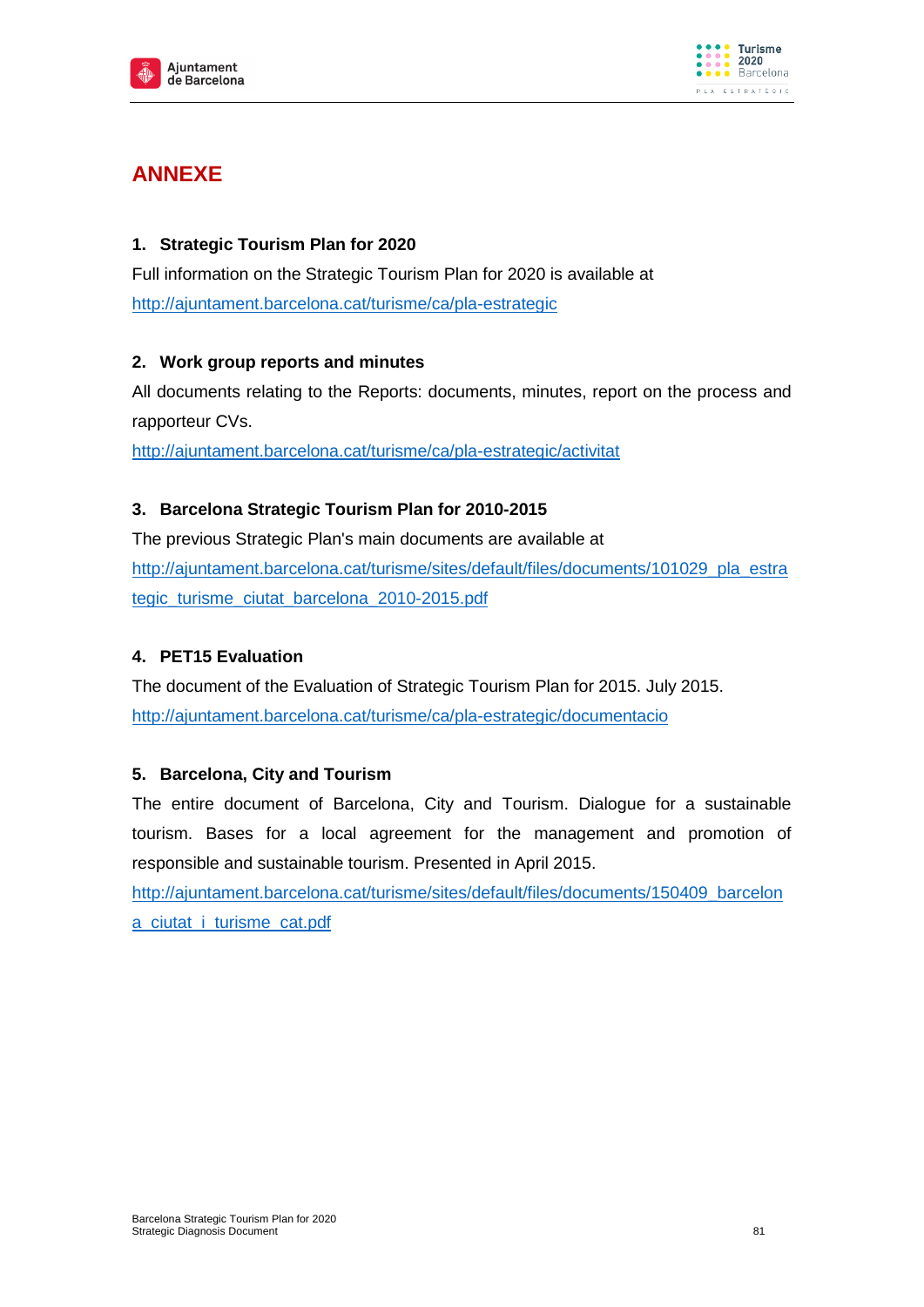# ANNEXE

### 1. Strategic Tourism Plan for 2020

Full information on the Strategic Tourism Plan for 2020 is available at
http://ajuntament.barcelona.cat/turisme/ca/pla-estrategic

### 2. Work group reports and minutes

All documents relating to the Reports: documents, minutes, report on the process and rapporteur CVs.
http://ajuntament.barcelona.cat/turisme/ca/pla-estrategic/activitat

### 3. Barcelona Strategic Tourism Plan for 2010-2015

The previous Strategic Plan's main documents are available at
http://ajuntament.barcelona.cat/turisme/sites/default/files/documents/101029_pla_estrategic_turisme_ciutat_barcelona_2010-2015.pdf

### 4. PET15 Evaluation

The document of the Evaluation of Strategic Tourism Plan for 2015. July 2015.
http://ajuntament.barcelona.cat/turisme/ca/pla-estrategic/documentacio

### 5. Barcelona, City and Tourism

The entire document of Barcelona, City and Tourism. Dialogue for a sustainable tourism. Bases for a local agreement for the management and promotion of responsible and sustainable tourism. Presented in April 2015.
http://ajuntament.barcelona.cat/turisme/sites/default/files/documents/150409_barcelona_ciutat_i_turisme_cat.pdf